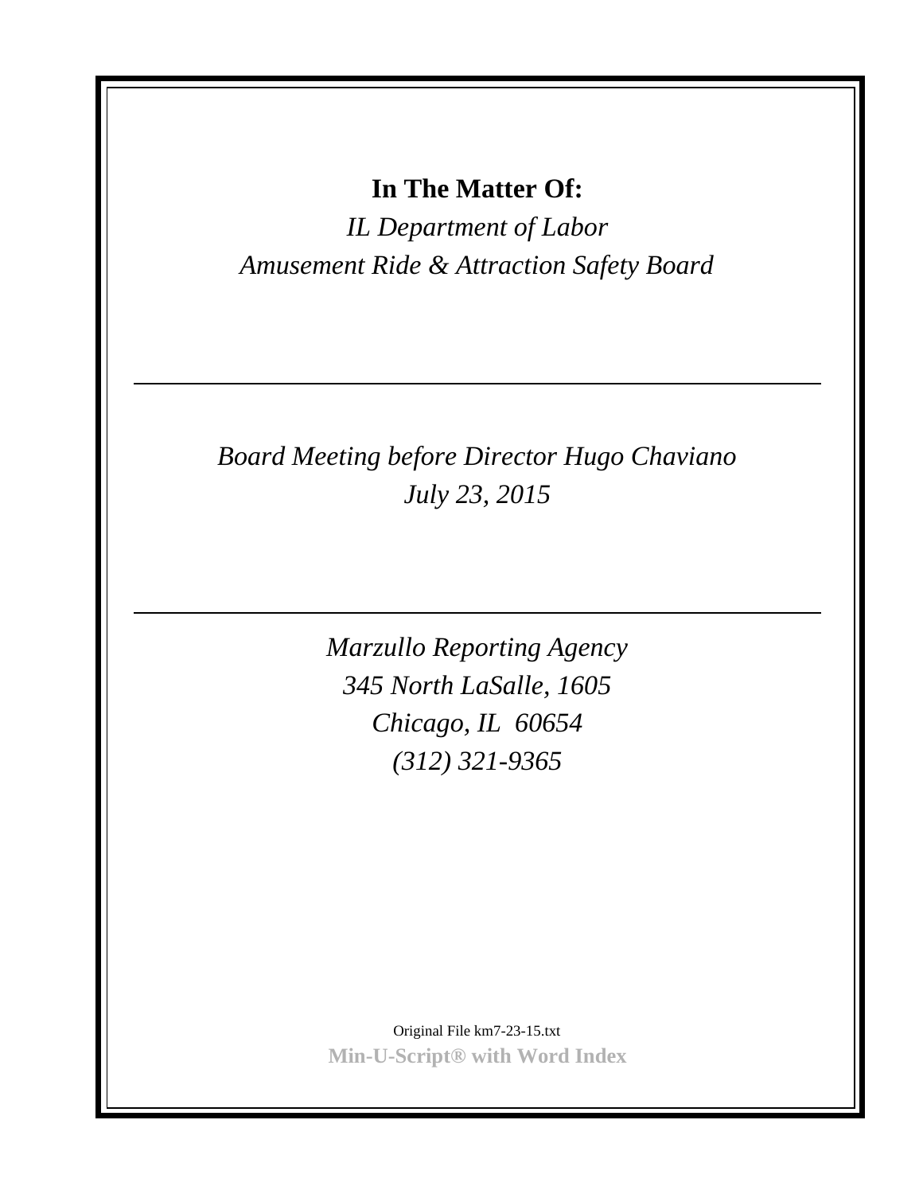**In The Matter Of:**

*IL Department of Labor*
*Amusement Ride & Attraction Safety Board*

---

*Board Meeting before Director Hugo Chaviano*
*July 23, 2015*

---

*Marzullo Reporting Agency*
*345 North LaSalle, 1605*
*Chicago, IL 60654*
*(312) 321-9365*

Original File km7-23-15.txt
**Min-U-Script® with Word Index**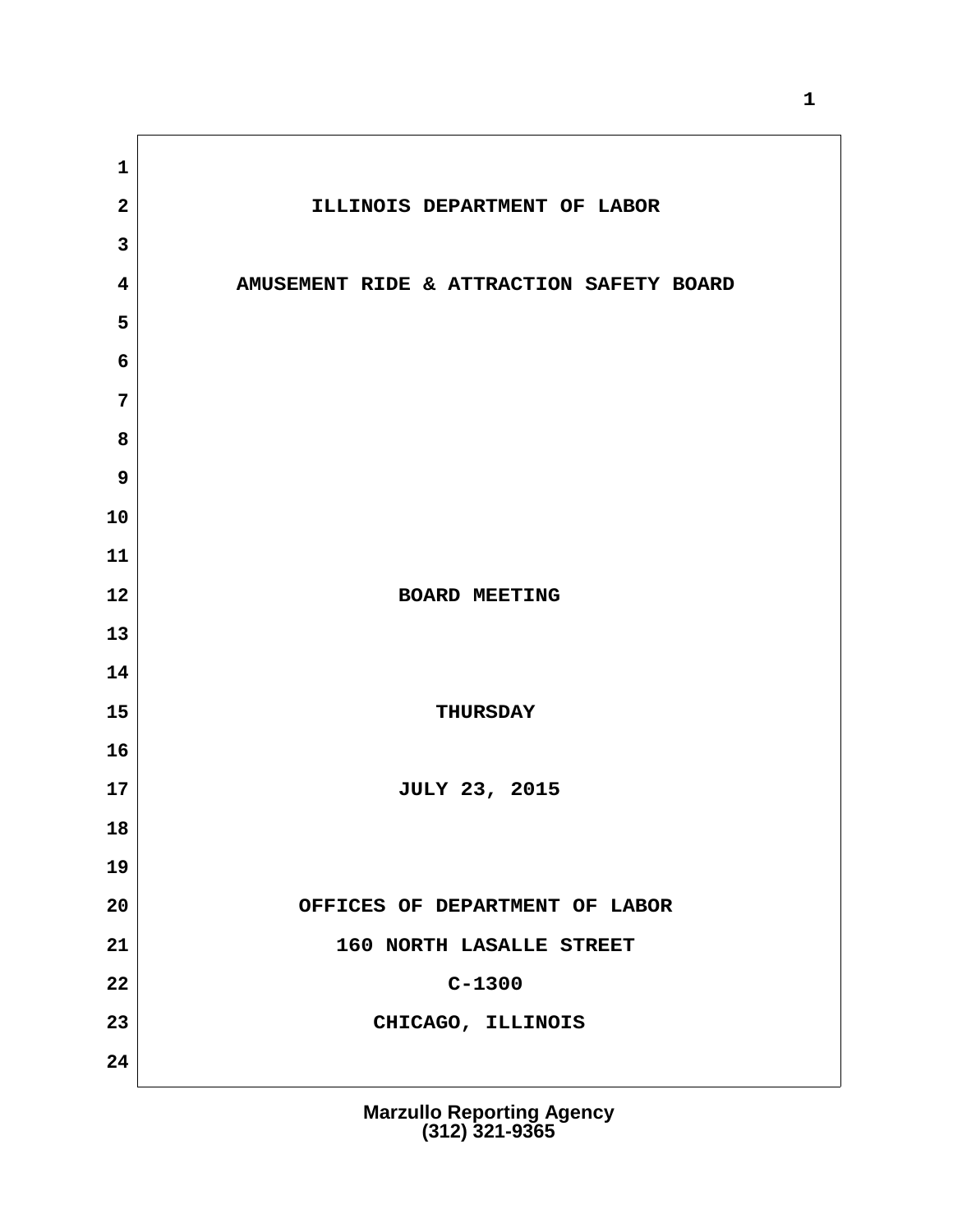ILLINOIS DEPARTMENT OF LABOR

AMUSEMENT RIDE & ATTRACTION SAFETY BOARD

BOARD MEETING

THURSDAY

JULY 23, 2015

OFFICES OF DEPARTMENT OF LABOR

160 NORTH LASALLE STREET

C-1300

CHICAGO, ILLINOIS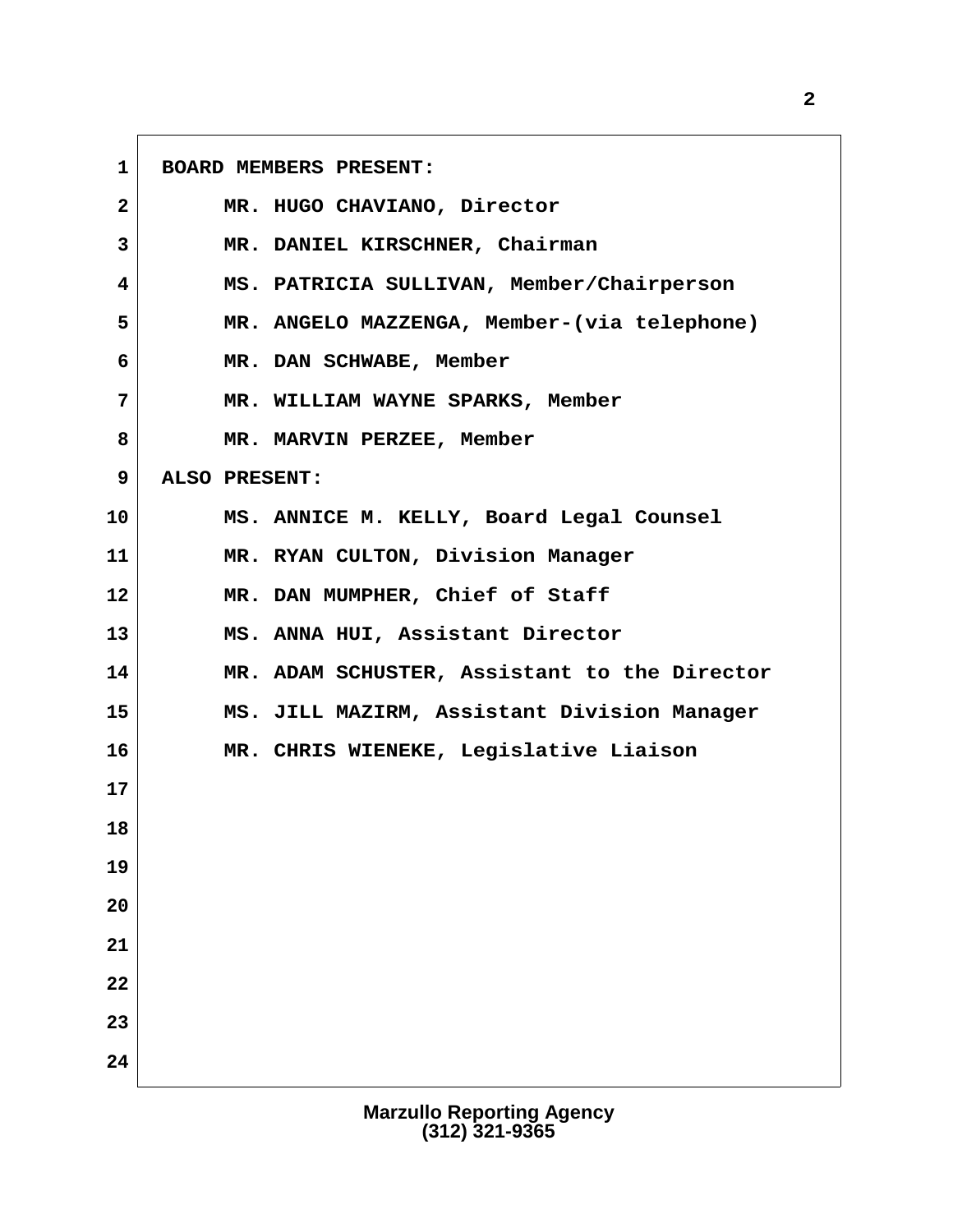BOARD MEMBERS PRESENT:

MR. HUGO CHAVIANO, Director

MR. DANIEL KIRSCHNER, Chairman

MS. PATRICIA SULLIVAN, Member/Chairperson

MR. ANGELO MAZZENGA, Member-(via telephone)

MR. DAN SCHWABE, Member

MR. WILLIAM WAYNE SPARKS, Member

MR. MARVIN PERZEE, Member

ALSO PRESENT:

MS. ANNICE M. KELLY, Board Legal Counsel

MR. RYAN CULTON, Division Manager

MR. DAN MUMPHER, Chief of Staff

MS. ANNA HUI, Assistant Director

MR. ADAM SCHUSTER, Assistant to the Director

MS. JILL MAZIRM, Assistant Division Manager

MR. CHRIS WIENEKE, Legislative Liaison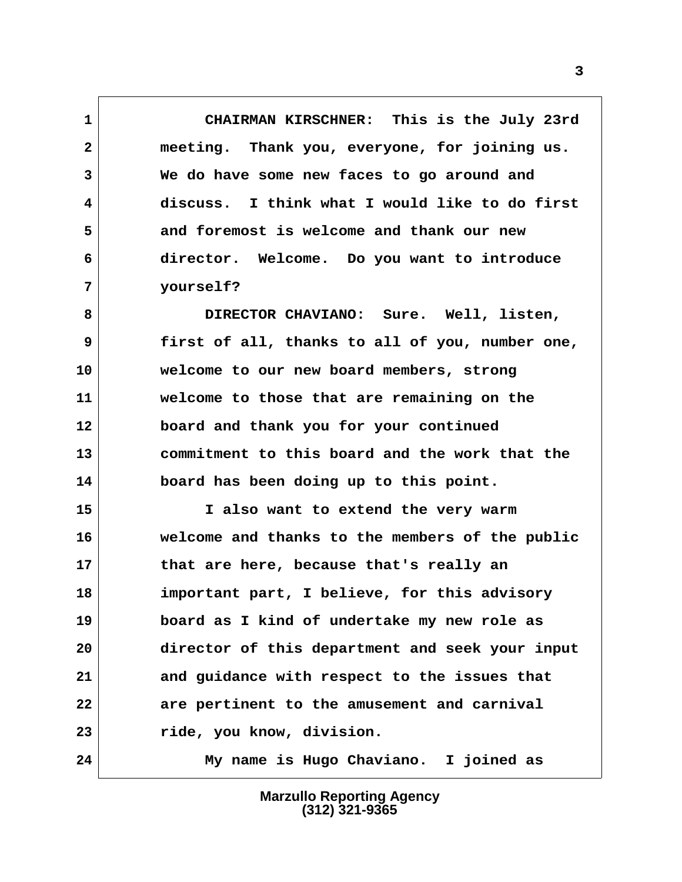CHAIRMAN KIRSCHNER: This is the July 23rd meeting. Thank you, everyone, for joining us. We do have some new faces to go around and discuss. I think what I would like to do first and foremost is welcome and thank our new director. Welcome. Do you want to introduce yourself?

DIRECTOR CHAVIANO: Sure. Well, listen, first of all, thanks to all of you, number one, welcome to our new board members, strong welcome to those that are remaining on the board and thank you for your continued commitment to this board and the work that the board has been doing up to this point.

I also want to extend the very warm welcome and thanks to the members of the public that are here, because that's really an important part, I believe, for this advisory board as I kind of undertake my new role as director of this department and seek your input and guidance with respect to the issues that are pertinent to the amusement and carnival ride, you know, division.

My name is Hugo Chaviano. I joined as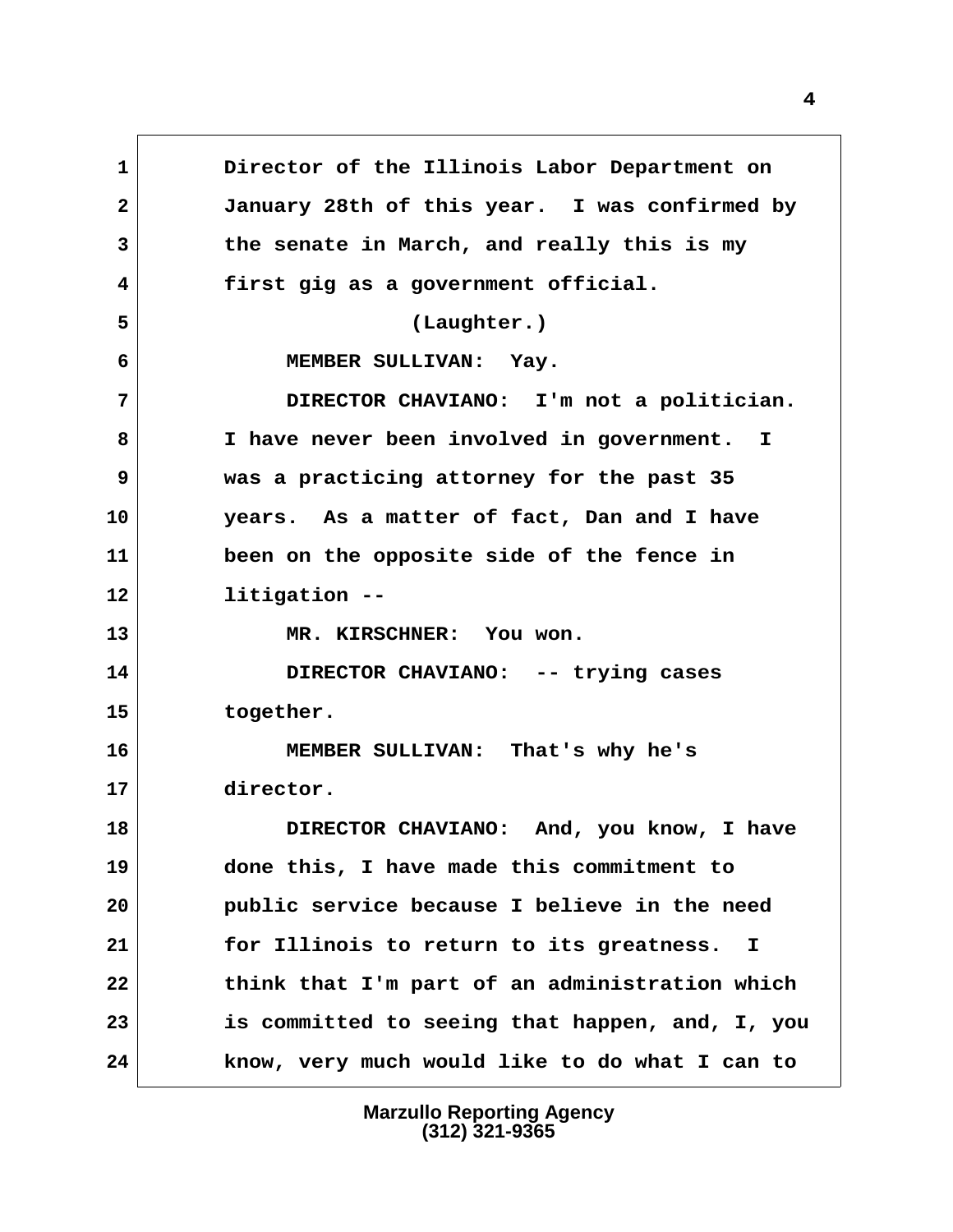Director of the Illinois Labor Department on January 28th of this year. I was confirmed by the senate in March, and really this is my first gig as a government official.

(Laughter.)

MEMBER SULLIVAN: Yay.

DIRECTOR CHAVIANO: I'm not a politician. I have never been involved in government. I was a practicing attorney for the past 35 years. As a matter of fact, Dan and I have been on the opposite side of the fence in litigation --

MR. KIRSCHNER: You won.

DIRECTOR CHAVIANO: -- trying cases together.

MEMBER SULLIVAN: That's why he's director.

DIRECTOR CHAVIANO: And, you know, I have done this, I have made this commitment to public service because I believe in the need for Illinois to return to its greatness. I think that I'm part of an administration which is committed to seeing that happen, and, I, you know, very much would like to do what I can to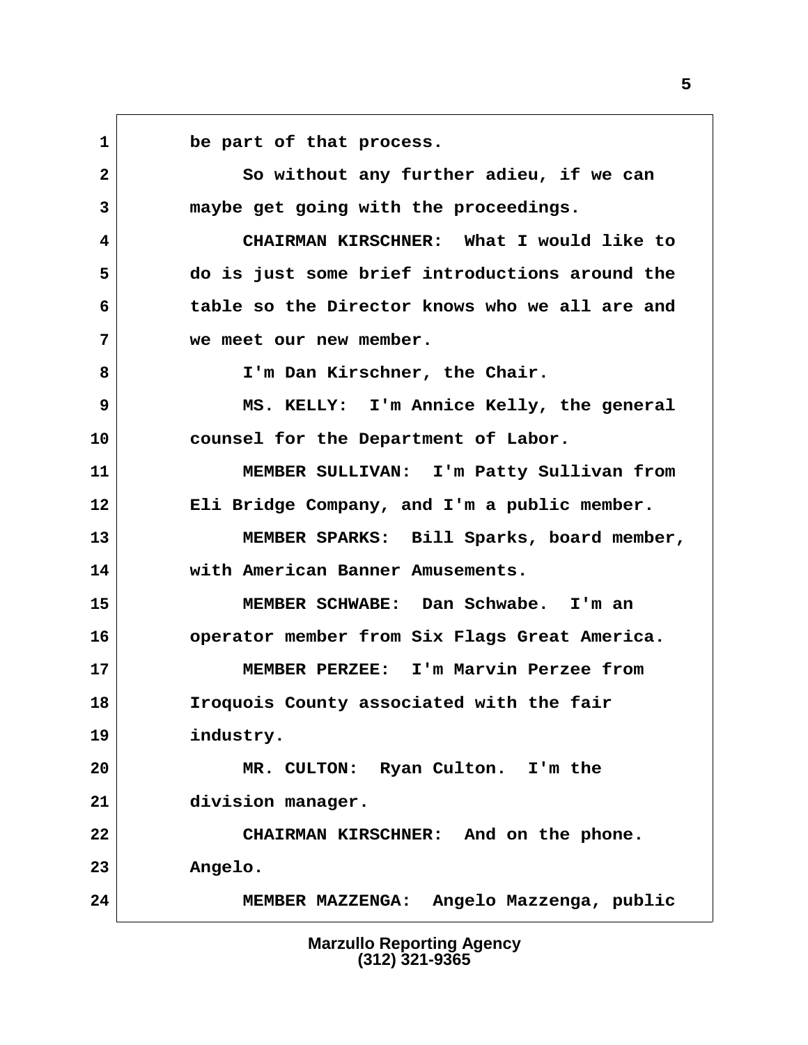be part of that process.

So without any further adieu, if we can maybe get going with the proceedings.

CHAIRMAN KIRSCHNER: What I would like to do is just some brief introductions around the table so the Director knows who we all are and we meet our new member.

I'm Dan Kirschner, the Chair.

MS. KELLY: I'm Annice Kelly, the general counsel for the Department of Labor.

MEMBER SULLIVAN: I'm Patty Sullivan from Eli Bridge Company, and I'm a public member.

MEMBER SPARKS: Bill Sparks, board member, with American Banner Amusements.

MEMBER SCHWABE: Dan Schwabe. I'm an operator member from Six Flags Great America.

MEMBER PERZEE: I'm Marvin Perzee from Iroquois County associated with the fair industry.

MR. CULTON: Ryan Culton. I'm the division manager.

CHAIRMAN KIRSCHNER: And on the phone. Angelo.

MEMBER MAZZENGA: Angelo Mazzenga, public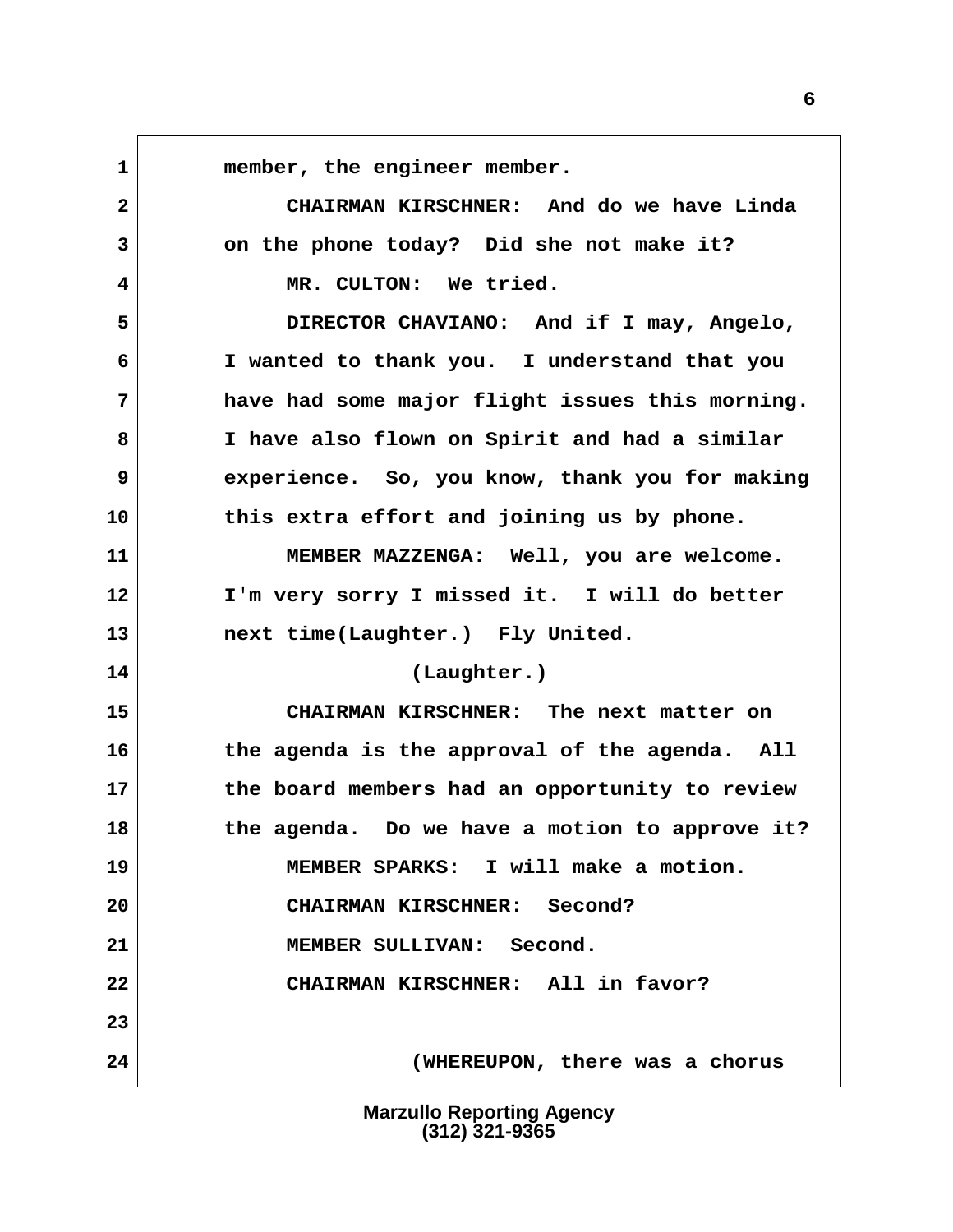member, the engineer member.

CHAIRMAN KIRSCHNER: And do we have Linda on the phone today? Did she not make it?

MR. CULTON: We tried.

DIRECTOR CHAVIANO: And if I may, Angelo, I wanted to thank you. I understand that you have had some major flight issues this morning. I have also flown on Spirit and had a similar experience. So, you know, thank you for making this extra effort and joining us by phone.

MEMBER MAZZENGA: Well, you are welcome. I'm very sorry I missed it. I will do better next time(Laughter.) Fly United.

(Laughter.)

CHAIRMAN KIRSCHNER: The next matter on the agenda is the approval of the agenda. All the board members had an opportunity to review the agenda. Do we have a motion to approve it?

MEMBER SPARKS: I will make a motion.

CHAIRMAN KIRSCHNER: Second?

MEMBER SULLIVAN: Second.

CHAIRMAN KIRSCHNER: All in favor?

(WHEREUPON, there was a chorus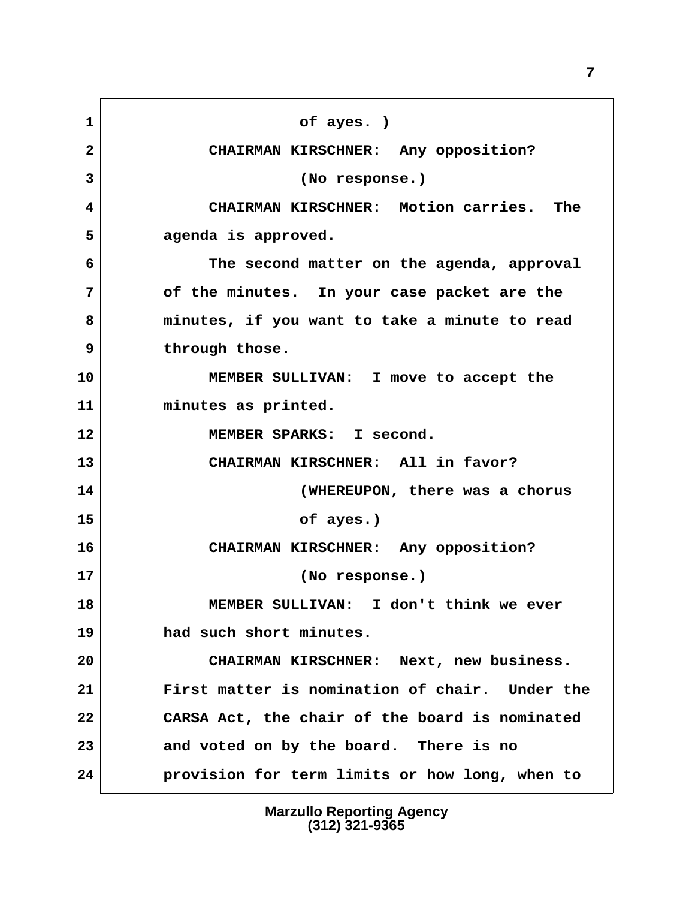of ayes. )

CHAIRMAN KIRSCHNER: Any opposition?

(No response.)

CHAIRMAN KIRSCHNER: Motion carries. The agenda is approved.

The second matter on the agenda, approval of the minutes. In your case packet are the minutes, if you want to take a minute to read through those.

MEMBER SULLIVAN: I move to accept the minutes as printed.

MEMBER SPARKS: I second.

CHAIRMAN KIRSCHNER: All in favor?

(WHEREUPON, there was a chorus of ayes.)

CHAIRMAN KIRSCHNER: Any opposition?

(No response.)

MEMBER SULLIVAN: I don't think we ever had such short minutes.

CHAIRMAN KIRSCHNER: Next, new business. First matter is nomination of chair. Under the CARSA Act, the chair of the board is nominated and voted on by the board. There is no provision for term limits or how long, when to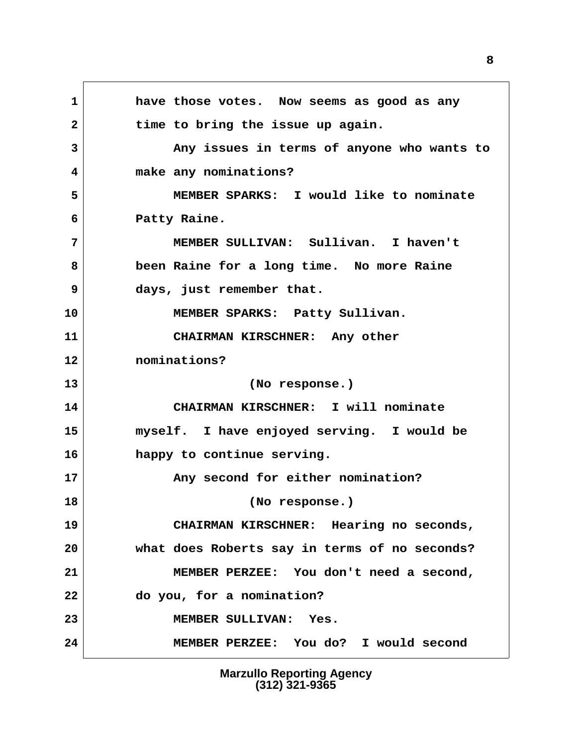have those votes. Now seems as good as any time to bring the issue up again.

Any issues in terms of anyone who wants to make any nominations?

MEMBER SPARKS: I would like to nominate Patty Raine.

MEMBER SULLIVAN: Sullivan. I haven't been Raine for a long time. No more Raine days, just remember that.

MEMBER SPARKS: Patty Sullivan.

CHAIRMAN KIRSCHNER: Any other nominations?

(No response.)

CHAIRMAN KIRSCHNER: I will nominate myself. I have enjoyed serving. I would be happy to continue serving.

Any second for either nomination?

(No response.)

CHAIRMAN KIRSCHNER: Hearing no seconds, what does Roberts say in terms of no seconds?

MEMBER PERZEE: You don't need a second, do you, for a nomination?

MEMBER SULLIVAN: Yes.

MEMBER PERZEE: You do? I would second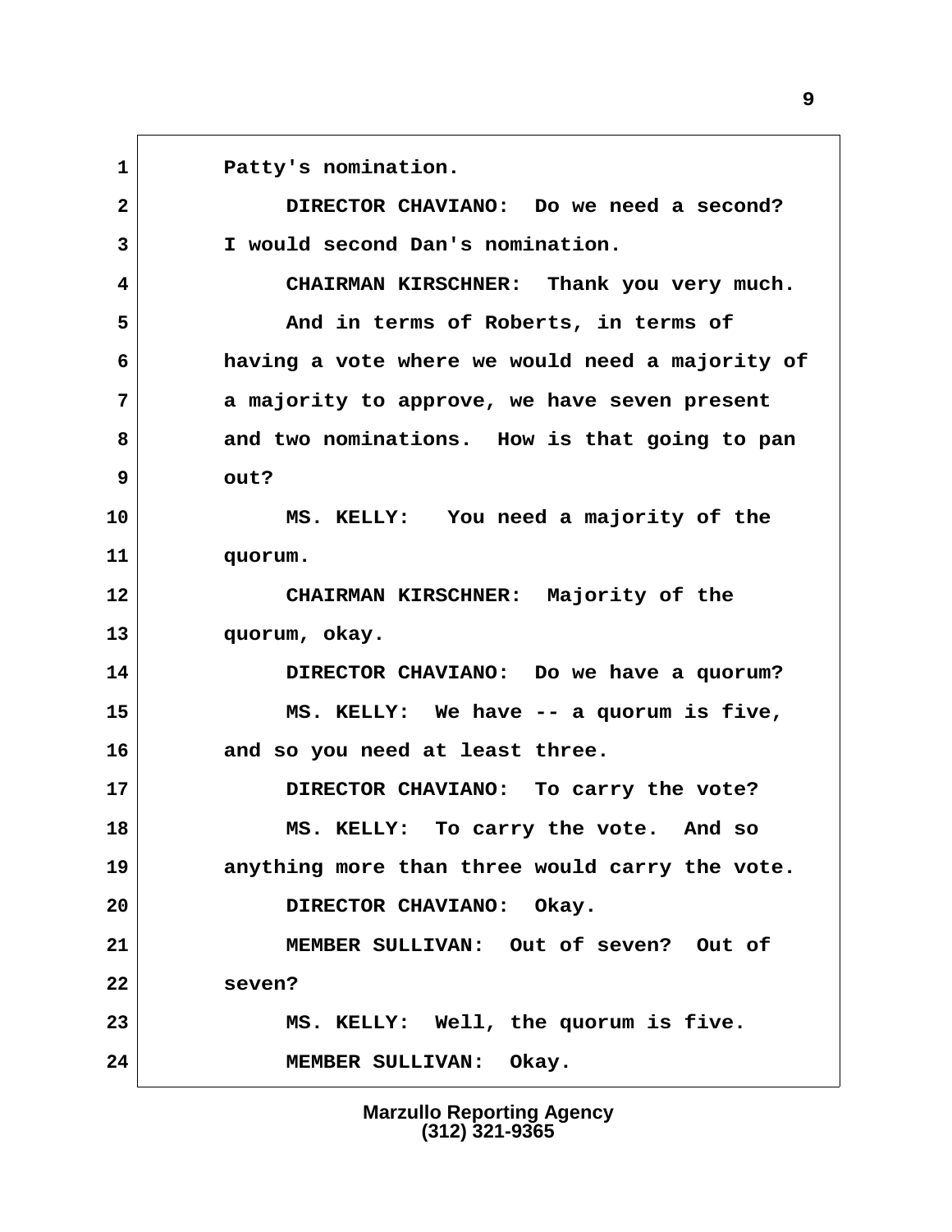1 Patty's nomination.

2 DIRECTOR CHAVIANO: Do we need a second?

3 I would second Dan's nomination.

4 CHAIRMAN KIRSCHNER: Thank you very much.

5 And in terms of Roberts, in terms of

6 having a vote where we would need a majority of

7 a majority to approve, we have seven present

8 and two nominations. How is that going to pan

9 out?

10 MS. KELLY: You need a majority of the

11 quorum.

12 CHAIRMAN KIRSCHNER: Majority of the

13 quorum, okay.

14 DIRECTOR CHAVIANO: Do we have a quorum?

15 MS. KELLY: We have -- a quorum is five,

16 and so you need at least three.

17 DIRECTOR CHAVIANO: To carry the vote?

18 MS. KELLY: To carry the vote. And so

19 anything more than three would carry the vote.

20 DIRECTOR CHAVIANO: Okay.

21 MEMBER SULLIVAN: Out of seven? Out of

22 seven?

23 MS. KELLY: Well, the quorum is five.

24 MEMBER SULLIVAN: Okay.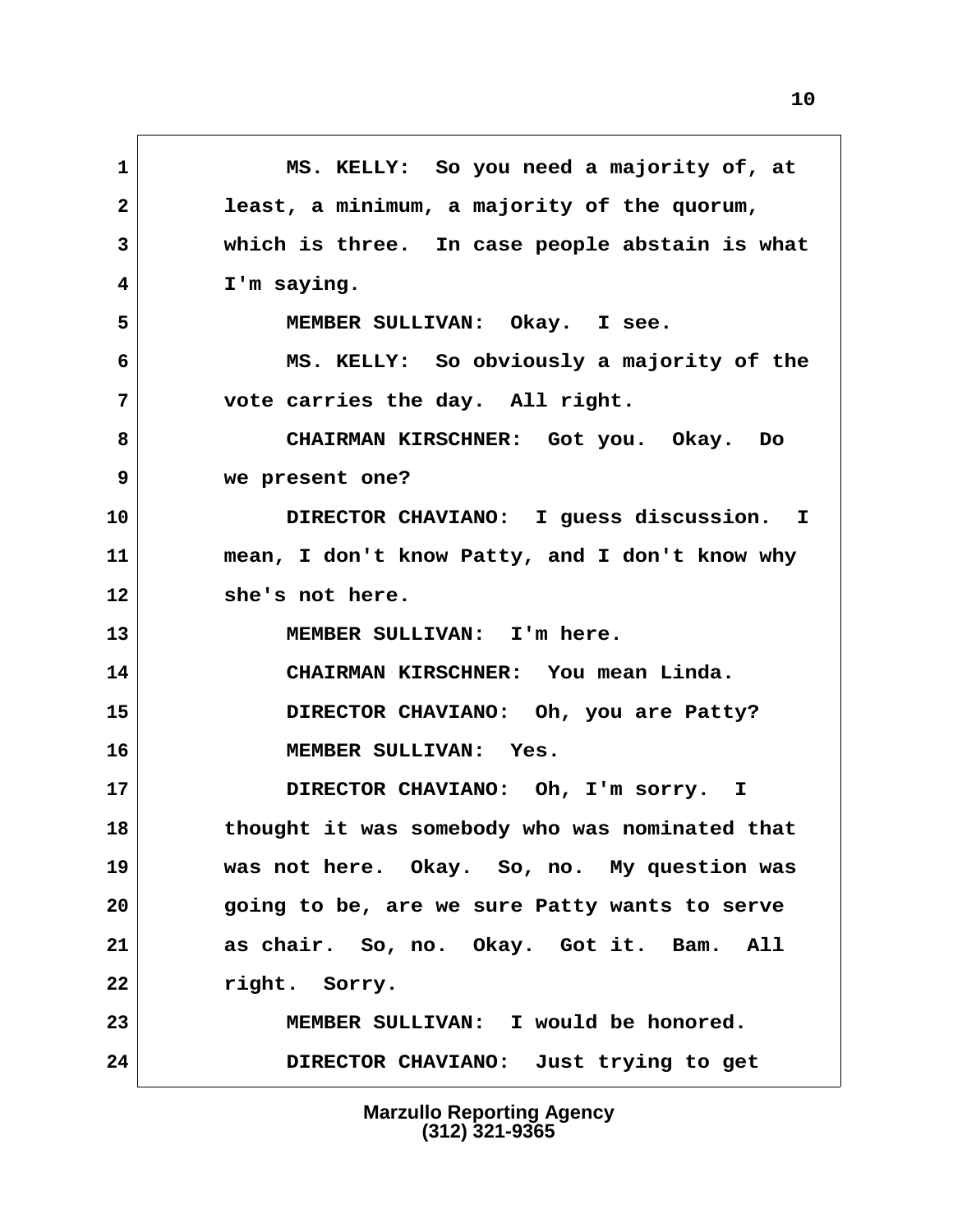MS. KELLY: So you need a majority of, at least, a minimum, a majority of the quorum, which is three. In case people abstain is what I'm saying.

MEMBER SULLIVAN: Okay. I see.

MS. KELLY: So obviously a majority of the vote carries the day. All right.

CHAIRMAN KIRSCHNER: Got you. Okay. Do we present one?

DIRECTOR CHAVIANO: I guess discussion. I mean, I don't know Patty, and I don't know why she's not here.

MEMBER SULLIVAN: I'm here.

CHAIRMAN KIRSCHNER: You mean Linda.

DIRECTOR CHAVIANO: Oh, you are Patty?

MEMBER SULLIVAN: Yes.

DIRECTOR CHAVIANO: Oh, I'm sorry. I thought it was somebody who was nominated that was not here. Okay. So, no. My question was going to be, are we sure Patty wants to serve as chair. So, no. Okay. Got it. Bam. All right. Sorry.

MEMBER SULLIVAN: I would be honored.

DIRECTOR CHAVIANO: Just trying to get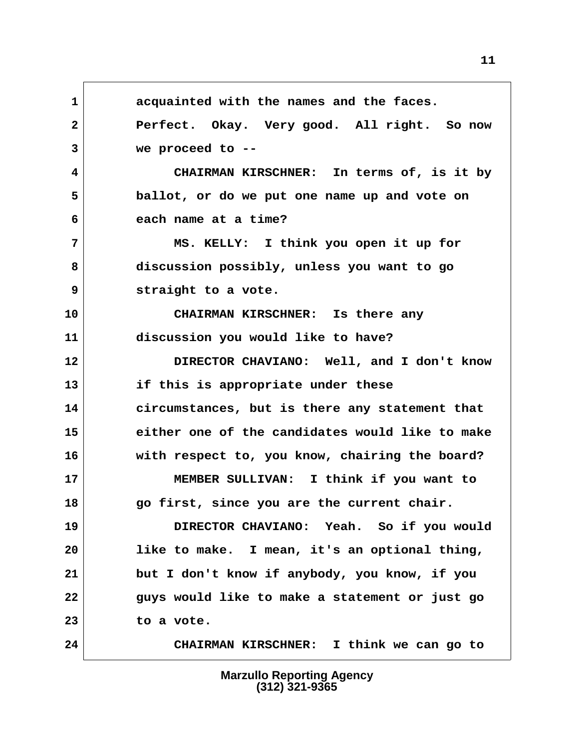1 acquainted with the names and the faces.
2 Perfect. Okay. Very good. All right. So now
3 we proceed to --
4 CHAIRMAN KIRSCHNER: In terms of, is it by
5 ballot, or do we put one name up and vote on
6 each name at a time?
7 MS. KELLY: I think you open it up for
8 discussion possibly, unless you want to go
9 straight to a vote.
10 CHAIRMAN KIRSCHNER: Is there any
11 discussion you would like to have?
12 DIRECTOR CHAVIANO: Well, and I don't know
13 if this is appropriate under these
14 circumstances, but is there any statement that
15 either one of the candidates would like to make
16 with respect to, you know, chairing the board?
17 MEMBER SULLIVAN: I think if you want to
18 go first, since you are the current chair.
19 DIRECTOR CHAVIANO: Yeah. So if you would
20 like to make. I mean, it's an optional thing,
21 but I don't know if anybody, you know, if you
22 guys would like to make a statement or just go
23 to a vote.
24 CHAIRMAN KIRSCHNER: I think we can go to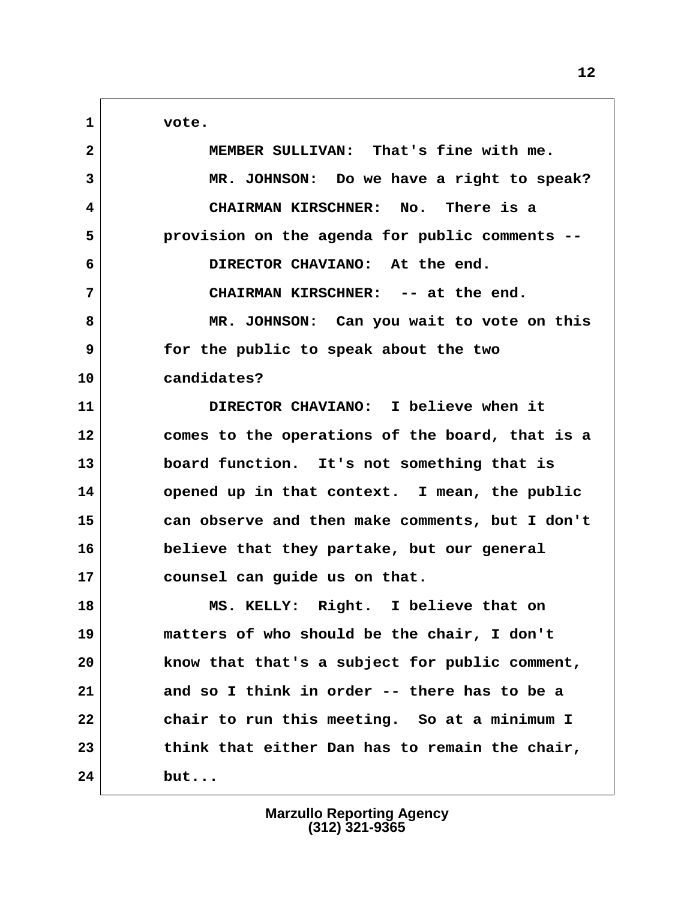1 vote.

2 MEMBER SULLIVAN: That's fine with me.

3 MR. JOHNSON: Do we have a right to speak?

4 CHAIRMAN KIRSCHNER: No. There is a

5 provision on the agenda for public comments --

6 DIRECTOR CHAVIANO: At the end.

7 CHAIRMAN KIRSCHNER: -- at the end.

8 MR. JOHNSON: Can you wait to vote on this

9 for the public to speak about the two

10 candidates?

11 DIRECTOR CHAVIANO: I believe when it

12 comes to the operations of the board, that is a

13 board function. It's not something that is

14 opened up in that context. I mean, the public

15 can observe and then make comments, but I don't

16 believe that they partake, but our general

17 counsel can guide us on that.

18 MS. KELLY: Right. I believe that on

19 matters of who should be the chair, I don't

20 know that that's a subject for public comment,

21 and so I think in order -- there has to be a

22 chair to run this meeting. So at a minimum I

23 think that either Dan has to remain the chair,

24 but...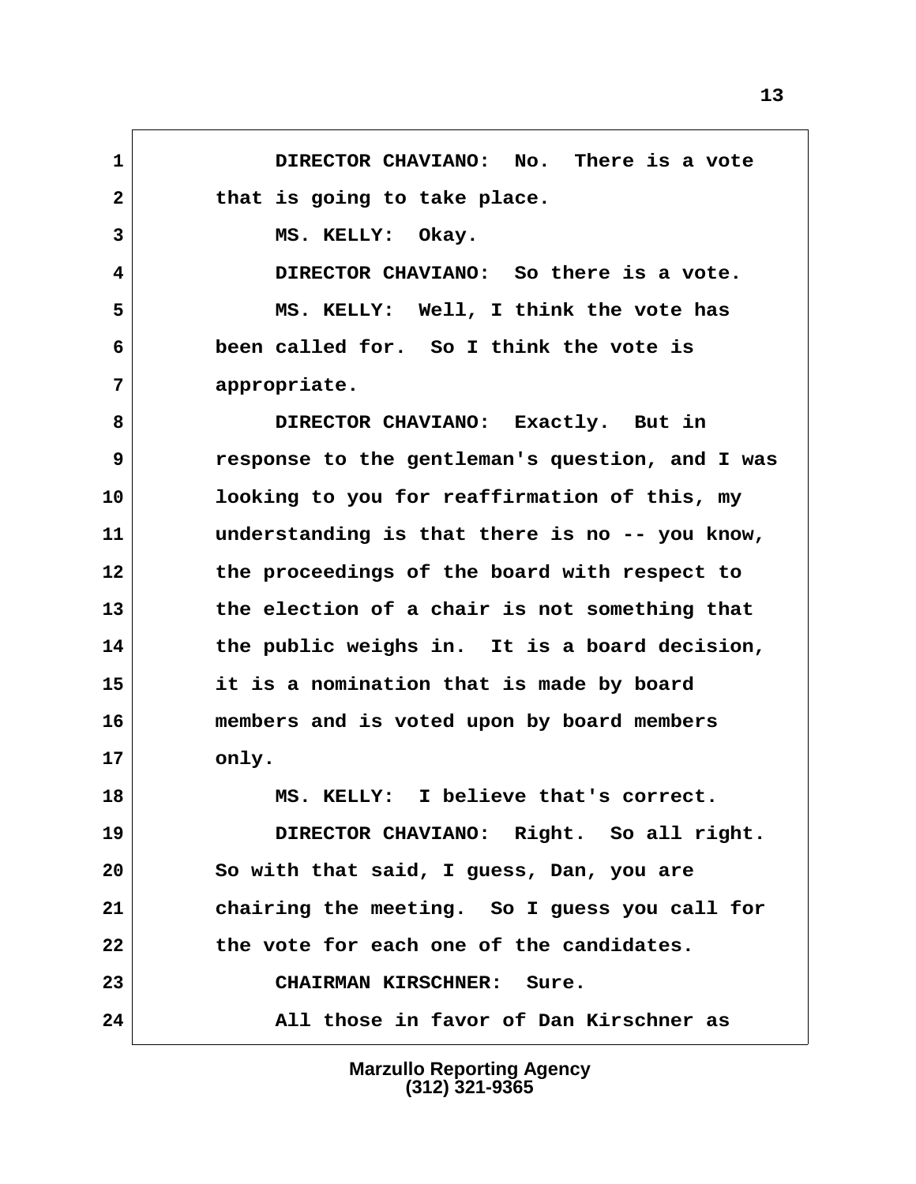DIRECTOR CHAVIANO: No. There is a vote that is going to take place.

MS. KELLY: Okay.

DIRECTOR CHAVIANO: So there is a vote.

MS. KELLY: Well, I think the vote has been called for. So I think the vote is appropriate.

DIRECTOR CHAVIANO: Exactly. But in response to the gentleman's question, and I was looking to you for reaffirmation of this, my understanding is that there is no -- you know, the proceedings of the board with respect to the election of a chair is not something that the public weighs in. It is a board decision, it is a nomination that is made by board members and is voted upon by board members only.

MS. KELLY: I believe that's correct.

DIRECTOR CHAVIANO: Right. So all right. So with that said, I guess, Dan, you are chairing the meeting. So I guess you call for the vote for each one of the candidates.

CHAIRMAN KIRSCHNER: Sure.

All those in favor of Dan Kirschner as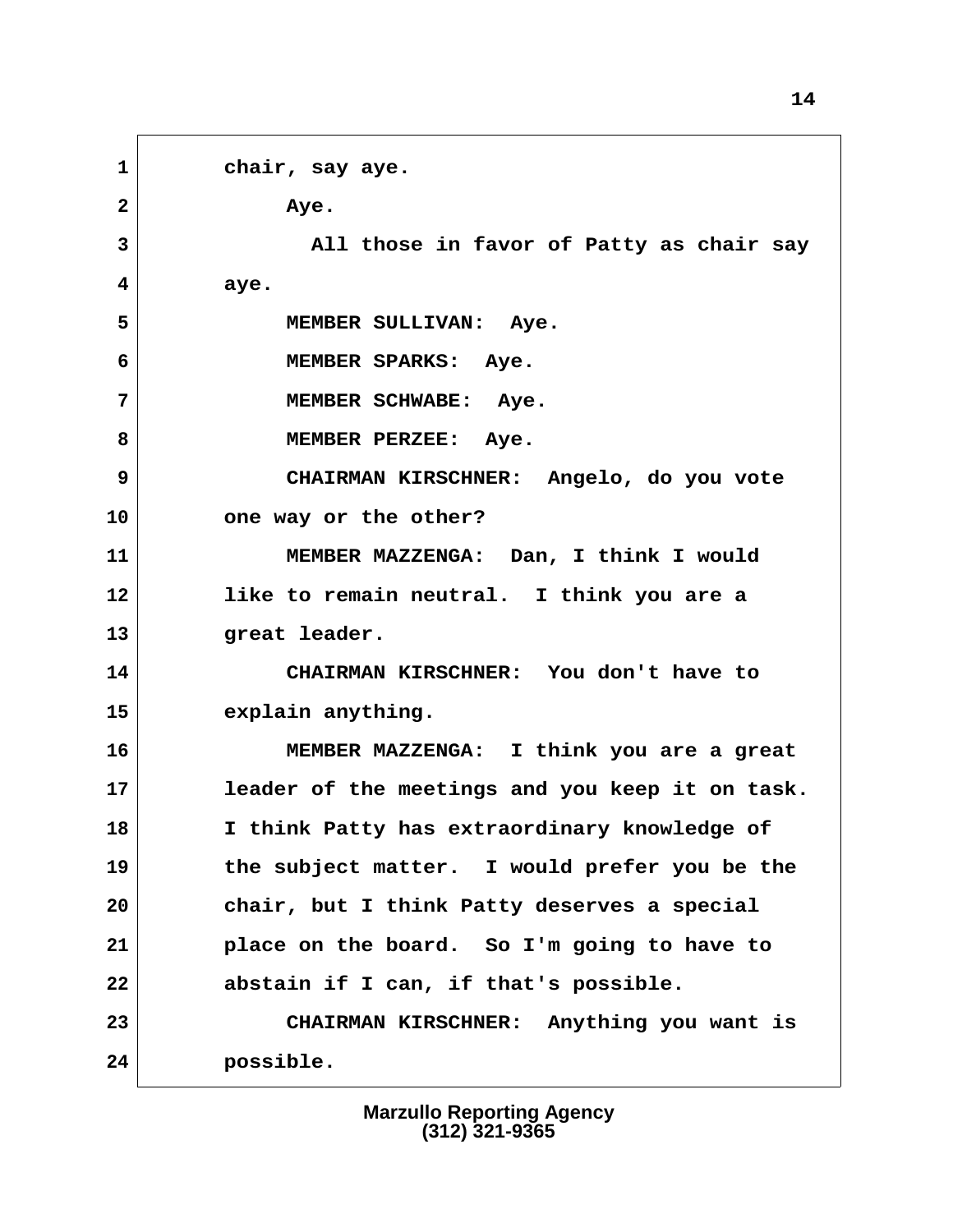chair, say aye.

Aye.

All those in favor of Patty as chair say aye.

MEMBER SULLIVAN: Aye.

MEMBER SPARKS: Aye.

MEMBER SCHWABE: Aye.

MEMBER PERZEE: Aye.

CHAIRMAN KIRSCHNER: Angelo, do you vote one way or the other?

MEMBER MAZZENGA: Dan, I think I would like to remain neutral. I think you are a great leader.

CHAIRMAN KIRSCHNER: You don't have to explain anything.

MEMBER MAZZENGA: I think you are a great leader of the meetings and you keep it on task. I think Patty has extraordinary knowledge of the subject matter. I would prefer you be the chair, but I think Patty deserves a special place on the board. So I'm going to have to abstain if I can, if that's possible.

CHAIRMAN KIRSCHNER: Anything you want is possible.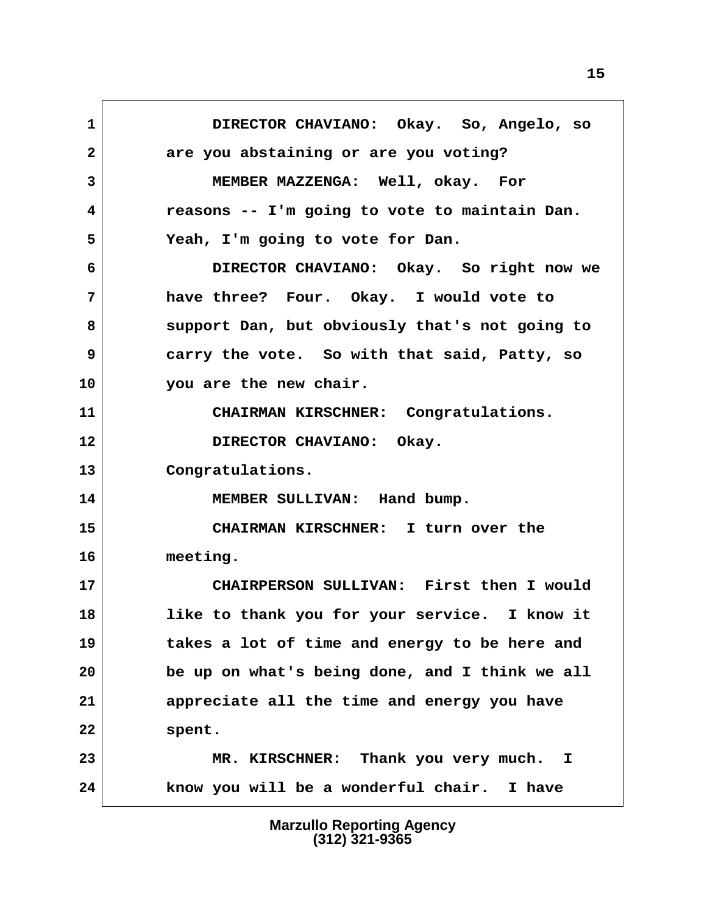1 DIRECTOR CHAVIANO: Okay. So, Angelo, so
2 are you abstaining or are you voting?
3 MEMBER MAZZENGA: Well, okay. For
4 reasons -- I'm going to vote to maintain Dan.
5 Yeah, I'm going to vote for Dan.
6 DIRECTOR CHAVIANO: Okay. So right now we
7 have three? Four. Okay. I would vote to
8 support Dan, but obviously that's not going to
9 carry the vote. So with that said, Patty, so
10 you are the new chair.
11 CHAIRMAN KIRSCHNER: Congratulations.
12 DIRECTOR CHAVIANO: Okay.
13 Congratulations.
14 MEMBER SULLIVAN: Hand bump.
15 CHAIRMAN KIRSCHNER: I turn over the
16 meeting.
17 CHAIRPERSON SULLIVAN: First then I would
18 like to thank you for your service. I know it
19 takes a lot of time and energy to be here and
20 be up on what's being done, and I think we all
21 appreciate all the time and energy you have
22 spent.
23 MR. KIRSCHNER: Thank you very much. I
24 know you will be a wonderful chair. I have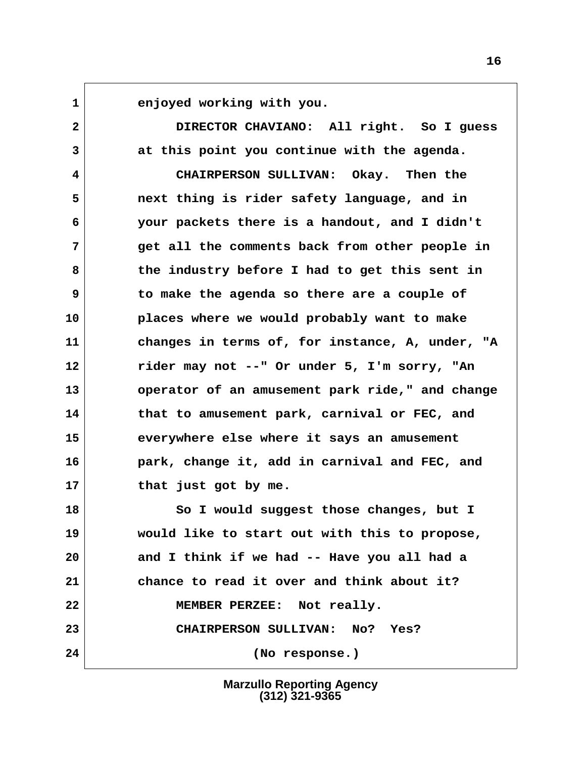enjoyed working with you.

DIRECTOR CHAVIANO: All right. So I guess at this point you continue with the agenda.

CHAIRPERSON SULLIVAN: Okay. Then the next thing is rider safety language, and in your packets there is a handout, and I didn't get all the comments back from other people in the industry before I had to get this sent in to make the agenda so there are a couple of places where we would probably want to make changes in terms of, for instance, A, under, "A rider may not --" Or under 5, I'm sorry, "An operator of an amusement park ride," and change that to amusement park, carnival or FEC, and everywhere else where it says an amusement park, change it, add in carnival and FEC, and that just got by me.

So I would suggest those changes, but I would like to start out with this to propose, and I think if we had -- Have you all had a chance to read it over and think about it?

MEMBER PERZEE: Not really.

CHAIRPERSON SULLIVAN: No? Yes?

(No response.)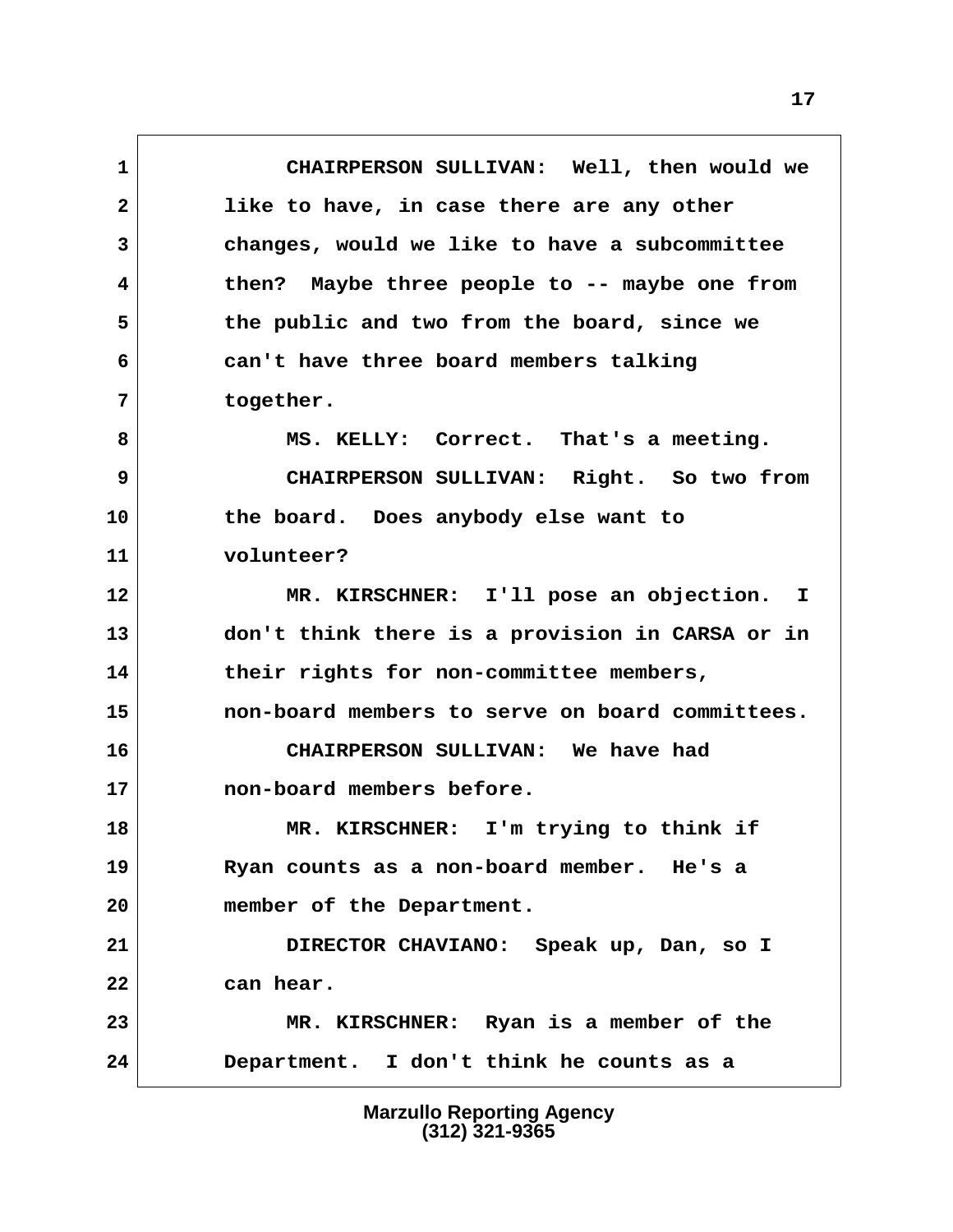CHAIRPERSON SULLIVAN: Well, then would we like to have, in case there are any other changes, would we like to have a subcommittee then? Maybe three people to -- maybe one from the public and two from the board, since we can't have three board members talking together.

MS. KELLY: Correct. That's a meeting.

CHAIRPERSON SULLIVAN: Right. So two from the board. Does anybody else want to volunteer?

MR. KIRSCHNER: I'll pose an objection. I don't think there is a provision in CARSA or in their rights for non-committee members, non-board members to serve on board committees.

CHAIRPERSON SULLIVAN: We have had non-board members before.

MR. KIRSCHNER: I'm trying to think if Ryan counts as a non-board member. He's a member of the Department.

DIRECTOR CHAVIANO: Speak up, Dan, so I can hear.

MR. KIRSCHNER: Ryan is a member of the Department. I don't think he counts as a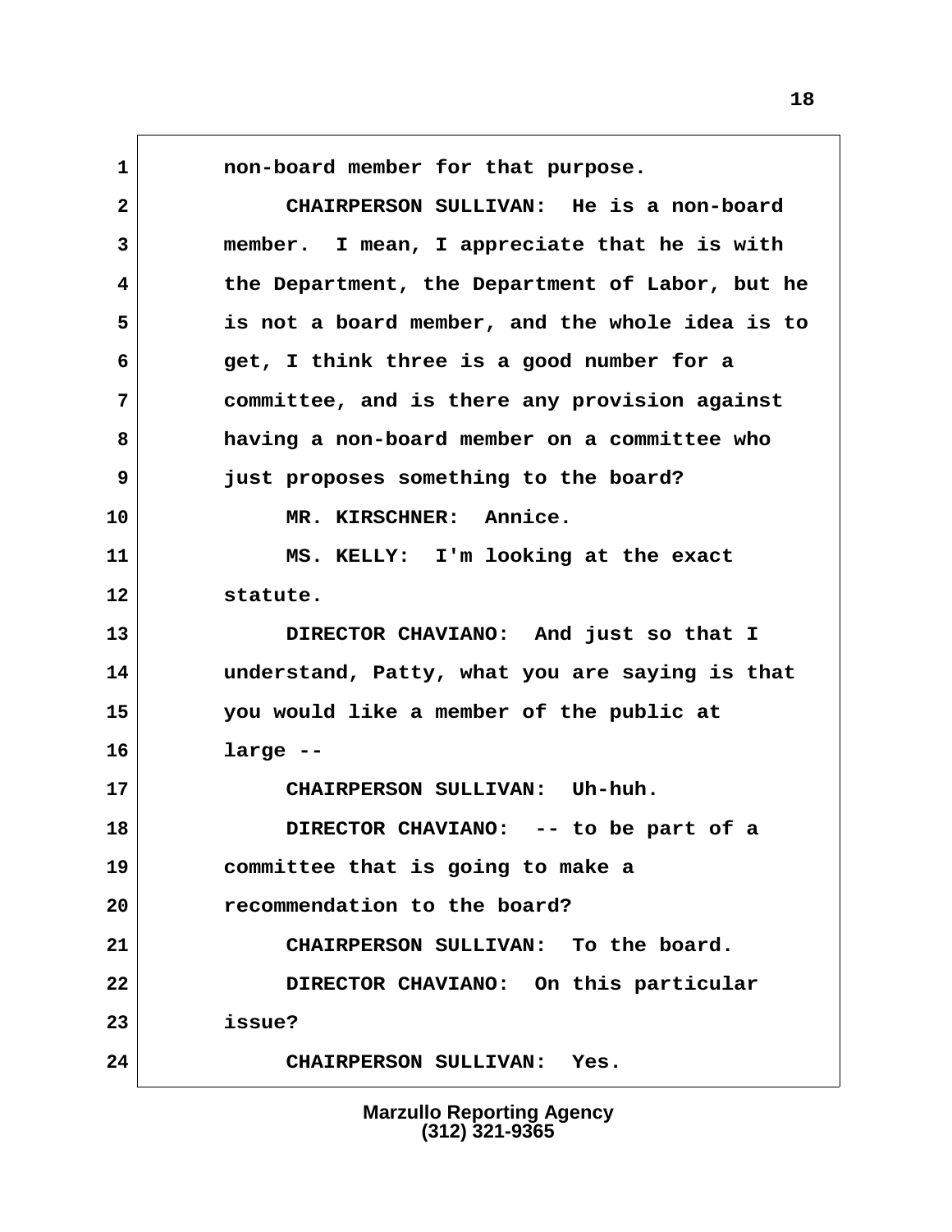non-board member for that purpose.

CHAIRPERSON SULLIVAN: He is a non-board member. I mean, I appreciate that he is with the Department, the Department of Labor, but he is not a board member, and the whole idea is to get, I think three is a good number for a committee, and is there any provision against having a non-board member on a committee who just proposes something to the board?

MR. KIRSCHNER: Annice.

MS. KELLY: I'm looking at the exact statute.

DIRECTOR CHAVIANO: And just so that I understand, Patty, what you are saying is that you would like a member of the public at large --

CHAIRPERSON SULLIVAN: Uh-huh.

DIRECTOR CHAVIANO: -- to be part of a committee that is going to make a recommendation to the board?

CHAIRPERSON SULLIVAN: To the board.

DIRECTOR CHAVIANO: On this particular issue?

CHAIRPERSON SULLIVAN: Yes.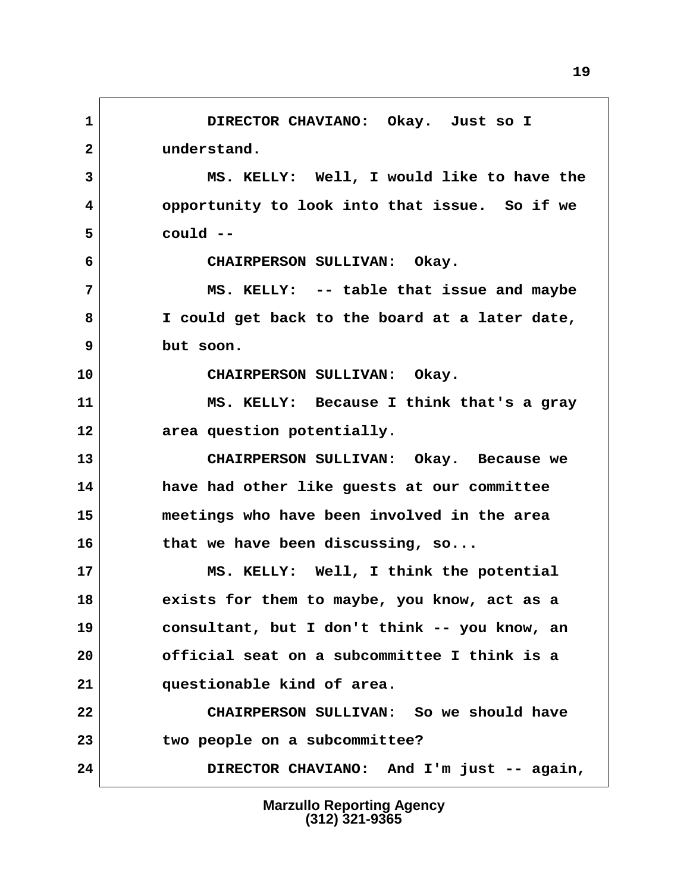DIRECTOR CHAVIANO: Okay. Just so I understand.

MS. KELLY: Well, I would like to have the opportunity to look into that issue. So if we could --

CHAIRPERSON SULLIVAN: Okay.

MS. KELLY: -- table that issue and maybe I could get back to the board at a later date, but soon.

CHAIRPERSON SULLIVAN: Okay.

MS. KELLY: Because I think that's a gray area question potentially.

CHAIRPERSON SULLIVAN: Okay. Because we have had other like guests at our committee meetings who have been involved in the area that we have been discussing, so...

MS. KELLY: Well, I think the potential exists for them to maybe, you know, act as a consultant, but I don't think -- you know, an official seat on a subcommittee I think is a questionable kind of area.

CHAIRPERSON SULLIVAN: So we should have two people on a subcommittee?

DIRECTOR CHAVIANO: And I'm just -- again,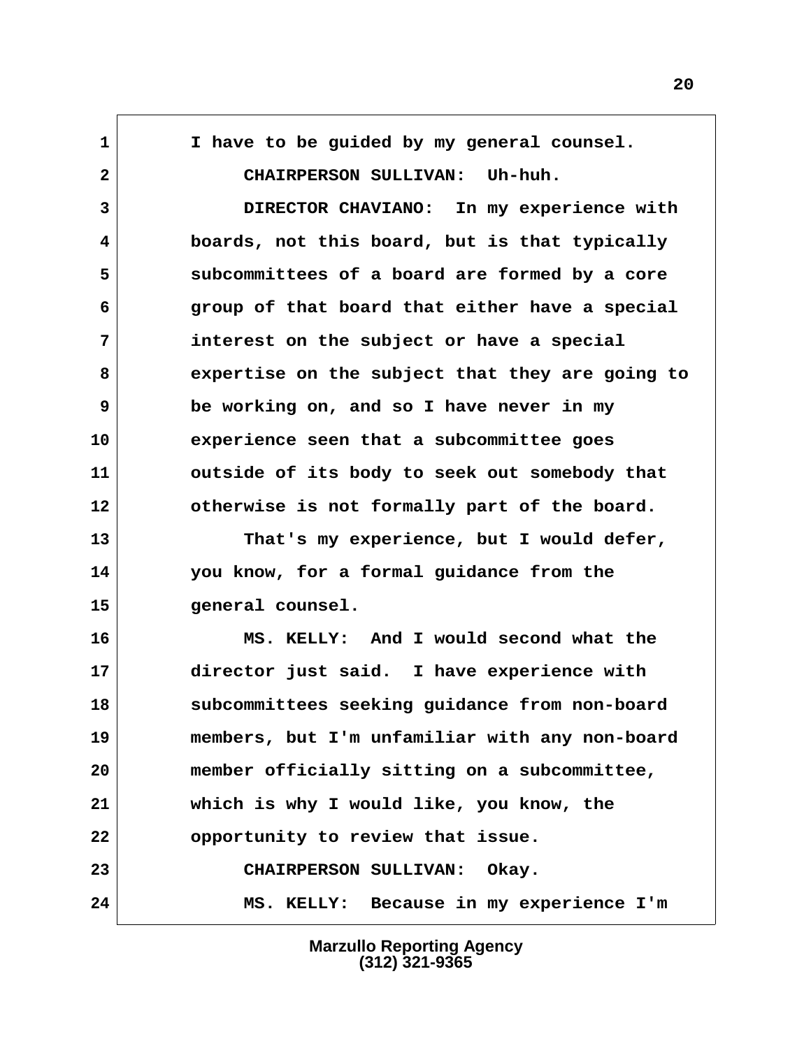I have to be guided by my general counsel.

CHAIRPERSON SULLIVAN: Uh-huh.

DIRECTOR CHAVIANO: In my experience with boards, not this board, but is that typically subcommittees of a board are formed by a core group of that board that either have a special interest on the subject or have a special expertise on the subject that they are going to be working on, and so I have never in my experience seen that a subcommittee goes outside of its body to seek out somebody that otherwise is not formally part of the board.

That's my experience, but I would defer, you know, for a formal guidance from the general counsel.

MS. KELLY: And I would second what the director just said. I have experience with subcommittees seeking guidance from non-board members, but I'm unfamiliar with any non-board member officially sitting on a subcommittee, which is why I would like, you know, the opportunity to review that issue.

CHAIRPERSON SULLIVAN: Okay.

MS. KELLY: Because in my experience I'm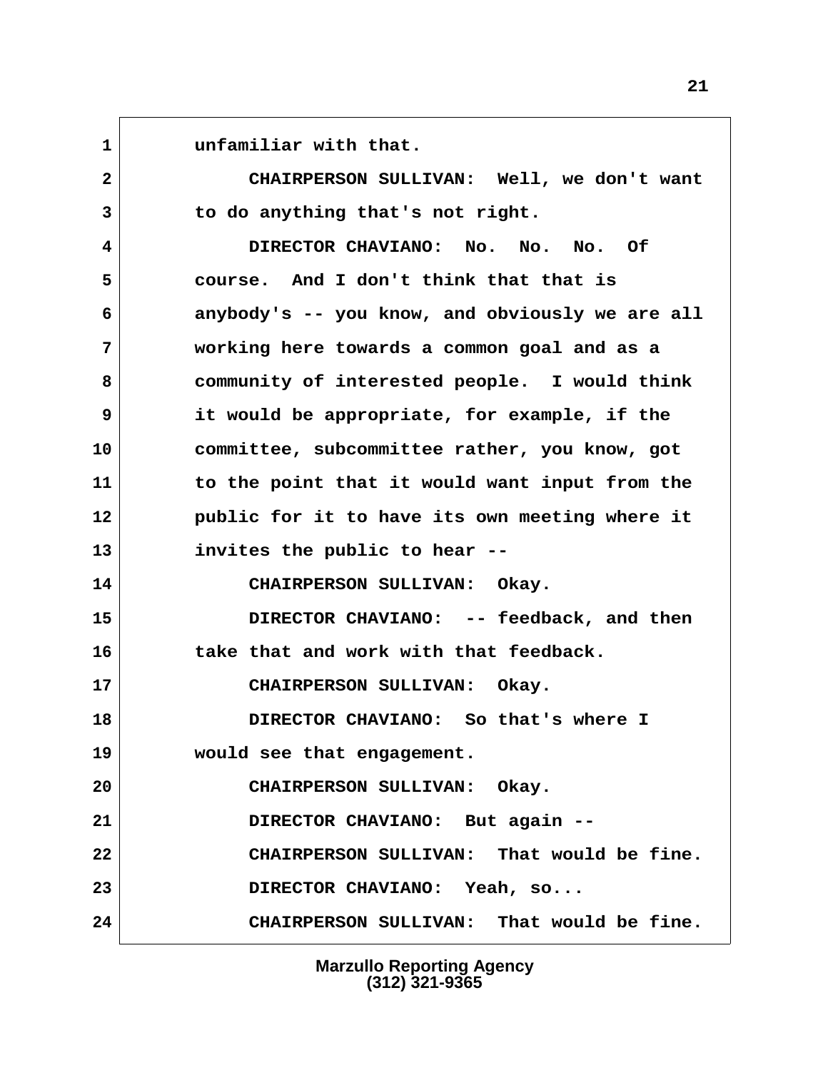unfamiliar with that.

CHAIRPERSON SULLIVAN: Well, we don't want to do anything that's not right.

DIRECTOR CHAVIANO: No. No. No. Of course. And I don't think that that is anybody's -- you know, and obviously we are all working here towards a common goal and as a community of interested people. I would think it would be appropriate, for example, if the committee, subcommittee rather, you know, got to the point that it would want input from the public for it to have its own meeting where it invites the public to hear --

CHAIRPERSON SULLIVAN: Okay.

DIRECTOR CHAVIANO: -- feedback, and then take that and work with that feedback.

CHAIRPERSON SULLIVAN: Okay.

DIRECTOR CHAVIANO: So that's where I would see that engagement.

CHAIRPERSON SULLIVAN: Okay.

DIRECTOR CHAVIANO: But again --

CHAIRPERSON SULLIVAN: That would be fine.

DIRECTOR CHAVIANO: Yeah, so...

CHAIRPERSON SULLIVAN: That would be fine.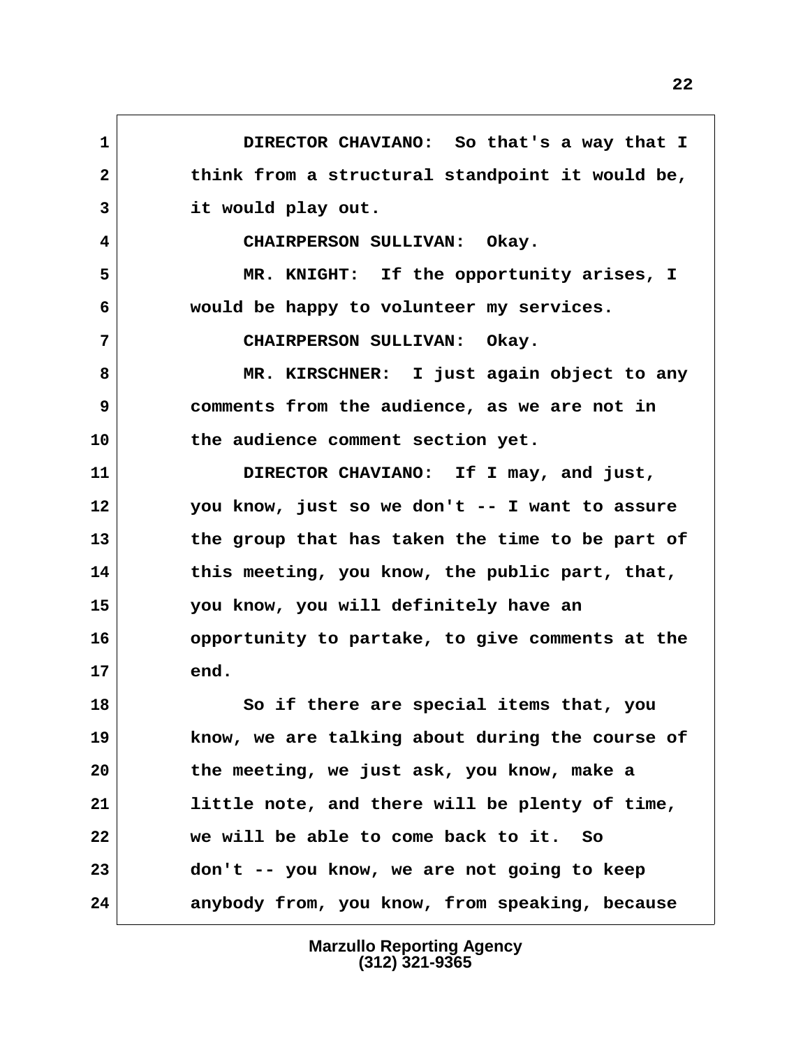1 DIRECTOR CHAVIANO: So that's a way that I
2 think from a structural standpoint it would be,
3 it would play out.
4 CHAIRPERSON SULLIVAN: Okay.
5 MR. KNIGHT: If the opportunity arises, I
6 would be happy to volunteer my services.
7 CHAIRPERSON SULLIVAN: Okay.
8 MR. KIRSCHNER: I just again object to any
9 comments from the audience, as we are not in
10 the audience comment section yet.
11 DIRECTOR CHAVIANO: If I may, and just,
12 you know, just so we don't -- I want to assure
13 the group that has taken the time to be part of
14 this meeting, you know, the public part, that,
15 you know, you will definitely have an
16 opportunity to partake, to give comments at the
17 end.
18 So if there are special items that, you
19 know, we are talking about during the course of
20 the meeting, we just ask, you know, make a
21 little note, and there will be plenty of time,
22 we will be able to come back to it. So
23 don't -- you know, we are not going to keep
24 anybody from, you know, from speaking, because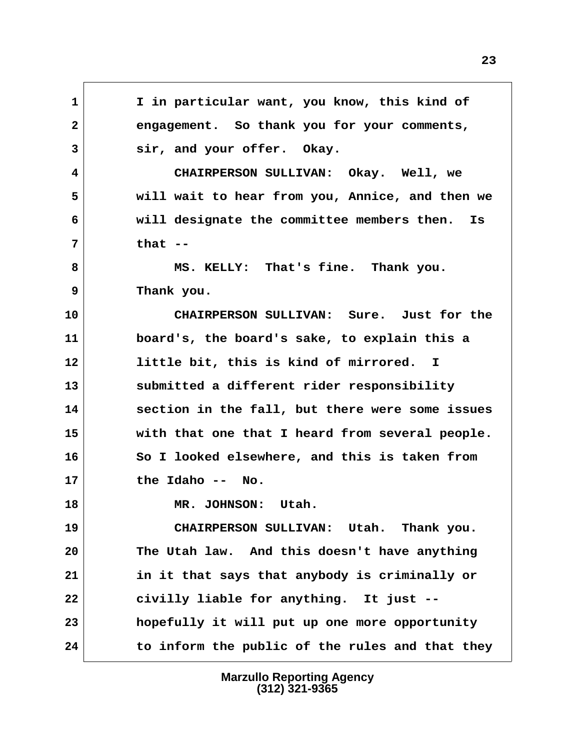I in particular want, you know, this kind of engagement. So thank you for your comments, sir, and your offer. Okay.

CHAIRPERSON SULLIVAN: Okay. Well, we will wait to hear from you, Annice, and then we will designate the committee members then. Is that --

MS. KELLY: That's fine. Thank you. Thank you.

CHAIRPERSON SULLIVAN: Sure. Just for the board's, the board's sake, to explain this a little bit, this is kind of mirrored. I submitted a different rider responsibility section in the fall, but there were some issues with that one that I heard from several people. So I looked elsewhere, and this is taken from the Idaho -- No.

MR. JOHNSON: Utah.

CHAIRPERSON SULLIVAN: Utah. Thank you. The Utah law. And this doesn't have anything in it that says that anybody is criminally or civilly liable for anything. It just -- hopefully it will put up one more opportunity to inform the public of the rules and that they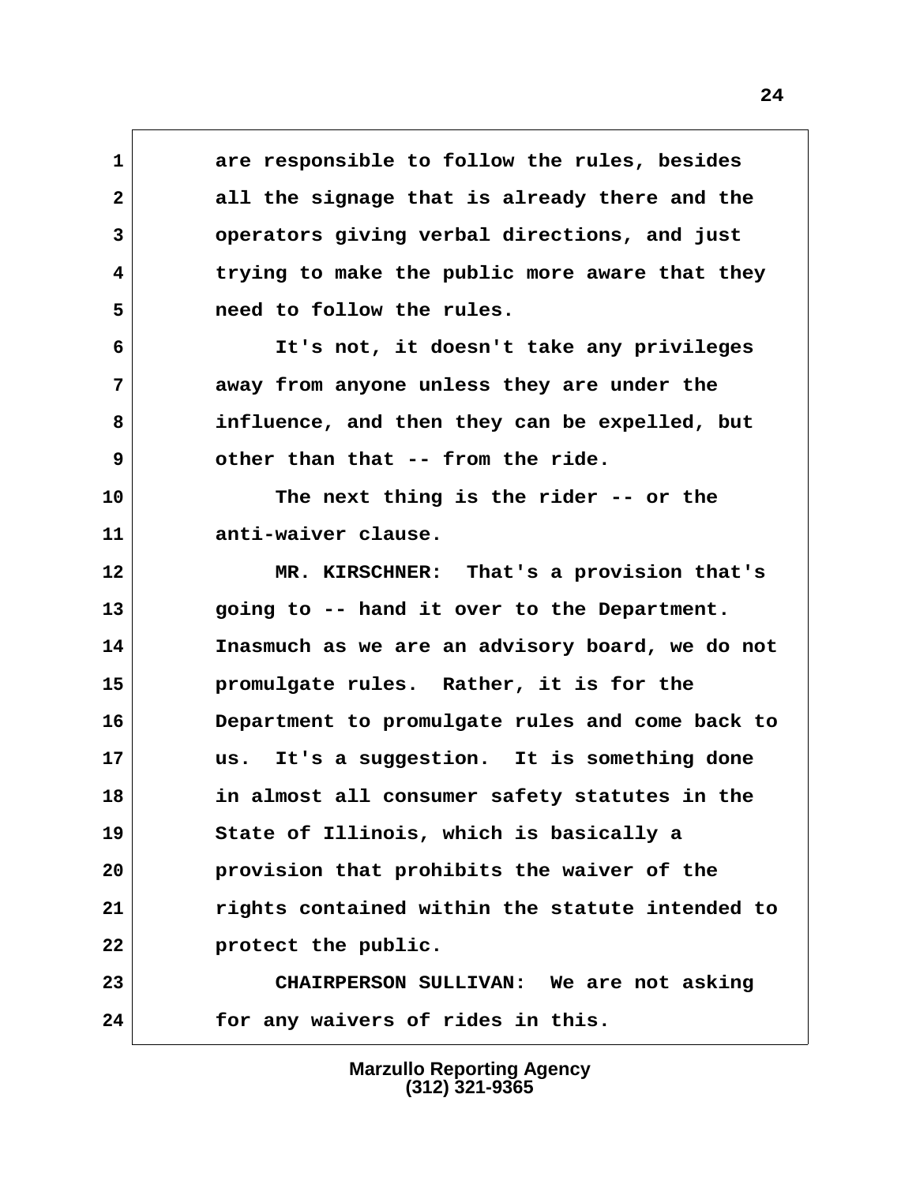are responsible to follow the rules, besides all the signage that is already there and the operators giving verbal directions, and just trying to make the public more aware that they need to follow the rules.

It's not, it doesn't take any privileges away from anyone unless they are under the influence, and then they can be expelled, but other than that -- from the ride.

The next thing is the rider -- or the anti-waiver clause.

MR. KIRSCHNER: That's a provision that's going to -- hand it over to the Department. Inasmuch as we are an advisory board, we do not promulgate rules. Rather, it is for the Department to promulgate rules and come back to us. It's a suggestion. It is something done in almost all consumer safety statutes in the State of Illinois, which is basically a provision that prohibits the waiver of the rights contained within the statute intended to protect the public.

CHAIRPERSON SULLIVAN: We are not asking for any waivers of rides in this.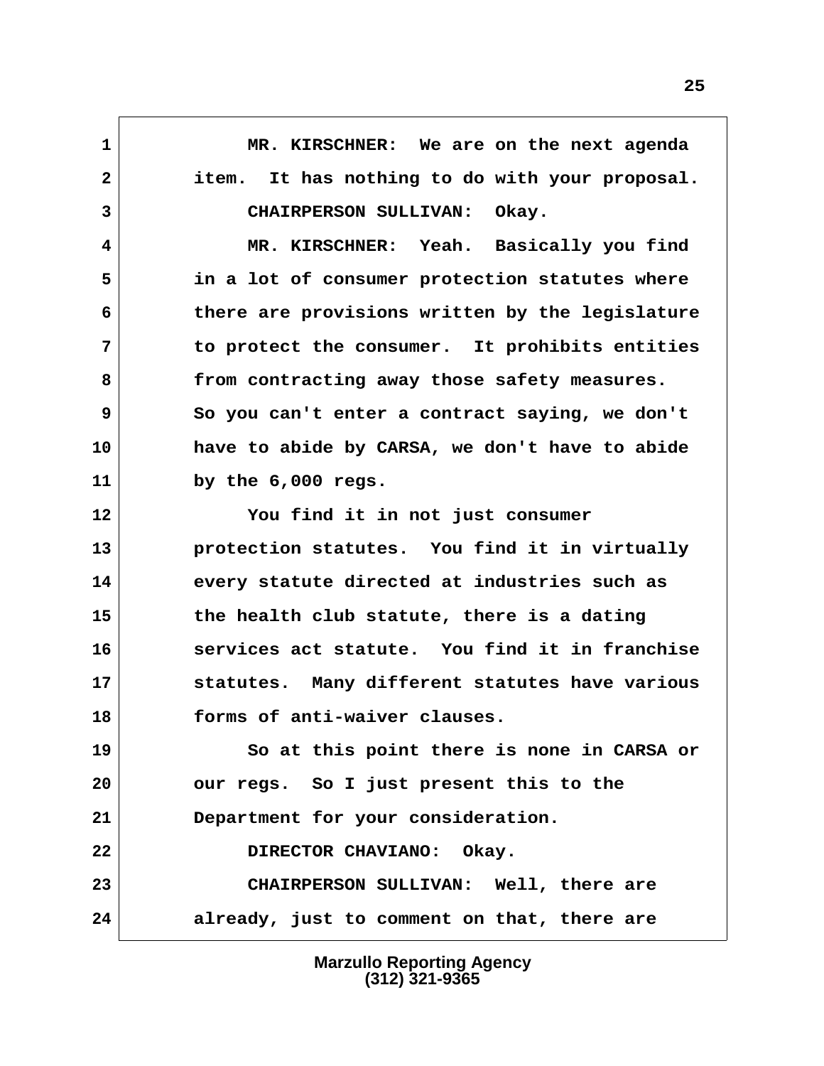MR. KIRSCHNER: We are on the next agenda item. It has nothing to do with your proposal.

CHAIRPERSON SULLIVAN: Okay.

MR. KIRSCHNER: Yeah. Basically you find in a lot of consumer protection statutes where there are provisions written by the legislature to protect the consumer. It prohibits entities from contracting away those safety measures. So you can't enter a contract saying, we don't have to abide by CARSA, we don't have to abide by the 6,000 regs.

You find it in not just consumer protection statutes. You find it in virtually every statute directed at industries such as the health club statute, there is a dating services act statute. You find it in franchise statutes. Many different statutes have various forms of anti-waiver clauses.

So at this point there is none in CARSA or our regs. So I just present this to the Department for your consideration.

DIRECTOR CHAVIANO: Okay.

CHAIRPERSON SULLIVAN: Well, there are already, just to comment on that, there are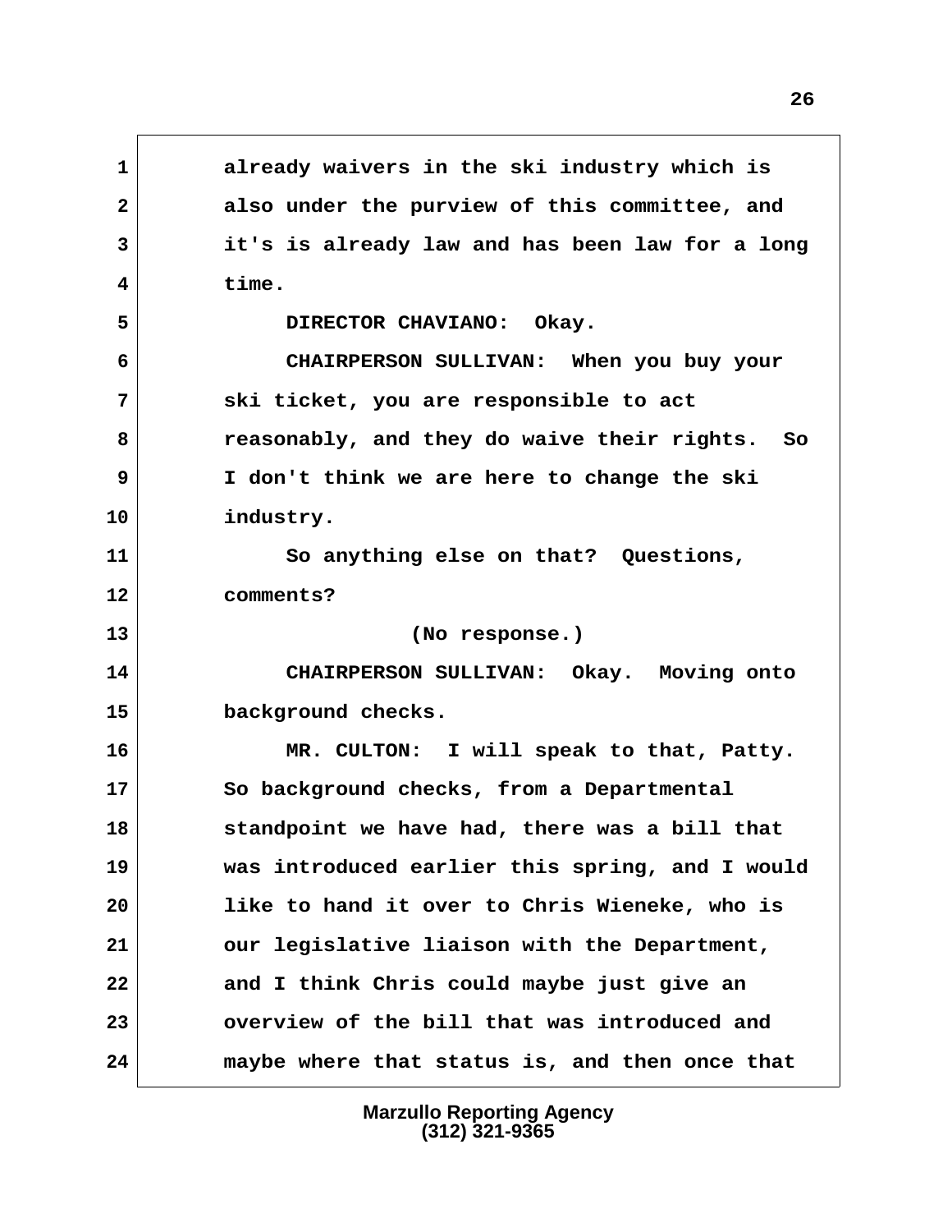already waivers in the ski industry which is also under the purview of this committee, and it's is already law and has been law for a long time.

DIRECTOR CHAVIANO: Okay.

CHAIRPERSON SULLIVAN: When you buy your ski ticket, you are responsible to act reasonably, and they do waive their rights. So I don't think we are here to change the ski industry.

So anything else on that? Questions, comments?

(No response.)

CHAIRPERSON SULLIVAN: Okay. Moving onto background checks.

MR. CULTON: I will speak to that, Patty. So background checks, from a Departmental standpoint we have had, there was a bill that was introduced earlier this spring, and I would like to hand it over to Chris Wieneke, who is our legislative liaison with the Department, and I think Chris could maybe just give an overview of the bill that was introduced and maybe where that status is, and then once that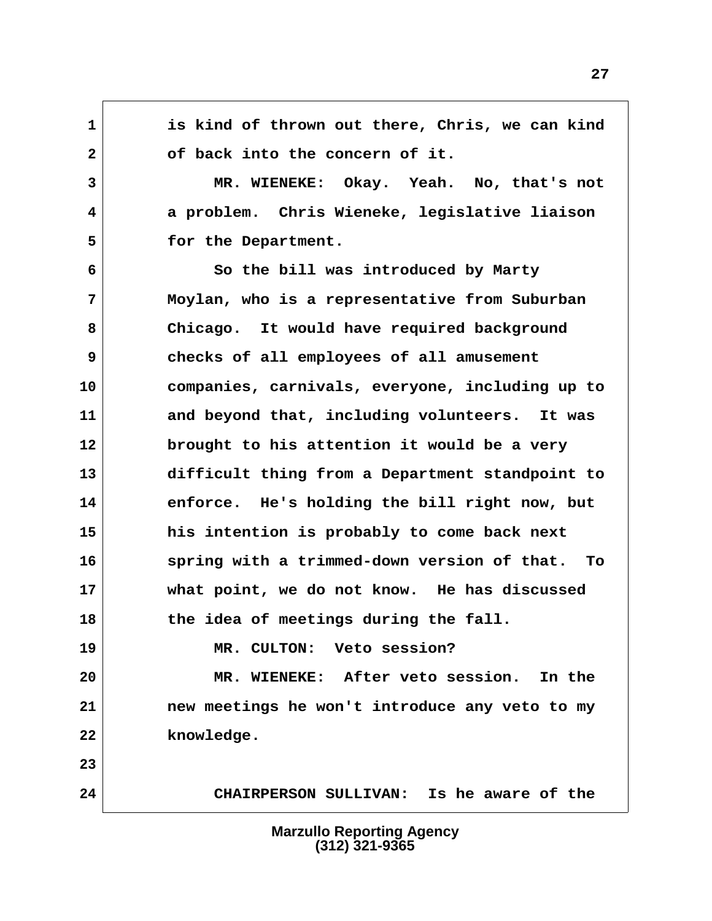is kind of thrown out there, Chris, we can kind of back into the concern of it.

MR. WIENEKE: Okay. Yeah. No, that's not a problem. Chris Wieneke, legislative liaison for the Department.

So the bill was introduced by Marty Moylan, who is a representative from Suburban Chicago. It would have required background checks of all employees of all amusement companies, carnivals, everyone, including up to and beyond that, including volunteers. It was brought to his attention it would be a very difficult thing from a Department standpoint to enforce. He's holding the bill right now, but his intention is probably to come back next spring with a trimmed-down version of that. To what point, we do not know. He has discussed the idea of meetings during the fall.

MR. CULTON: Veto session?

MR. WIENEKE: After veto session. In the new meetings he won't introduce any veto to my knowledge.

CHAIRPERSON SULLIVAN: Is he aware of the

Marzullo Reporting Agency
(312) 321-9365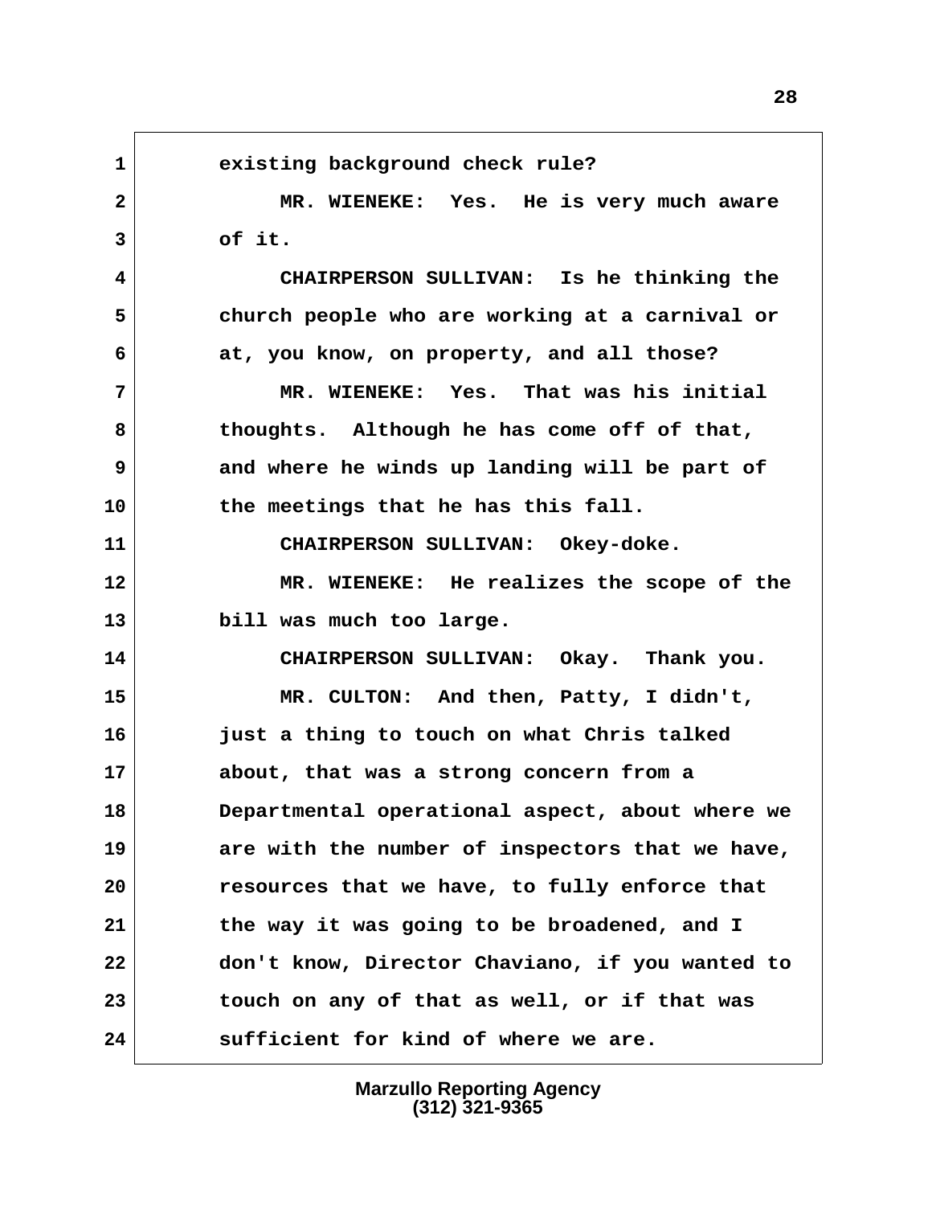existing background check rule?

MR. WIENEKE: Yes. He is very much aware of it.

CHAIRPERSON SULLIVAN: Is he thinking the church people who are working at a carnival or at, you know, on property, and all those?

MR. WIENEKE: Yes. That was his initial thoughts. Although he has come off of that, and where he winds up landing will be part of the meetings that he has this fall.

CHAIRPERSON SULLIVAN: Okey-doke.

MR. WIENEKE: He realizes the scope of the bill was much too large.

CHAIRPERSON SULLIVAN: Okay. Thank you.

MR. CULTON: And then, Patty, I didn't, just a thing to touch on what Chris talked about, that was a strong concern from a Departmental operational aspect, about where we are with the number of inspectors that we have, resources that we have, to fully enforce that the way it was going to be broadened, and I don't know, Director Chaviano, if you wanted to touch on any of that as well, or if that was sufficient for kind of where we are.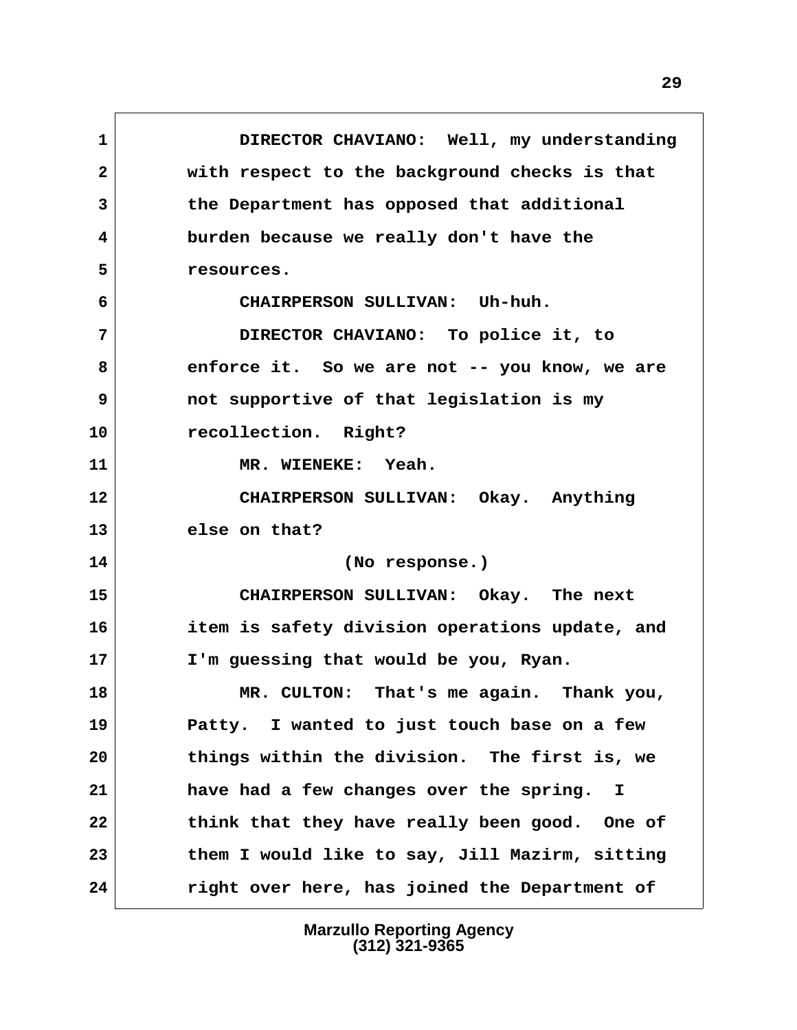DIRECTOR CHAVIANO: Well, my understanding with respect to the background checks is that the Department has opposed that additional burden because we really don't have the resources.

CHAIRPERSON SULLIVAN: Uh-huh.

DIRECTOR CHAVIANO: To police it, to enforce it. So we are not -- you know, we are not supportive of that legislation is my recollection. Right?

MR. WIENEKE: Yeah.

CHAIRPERSON SULLIVAN: Okay. Anything else on that?

(No response.)

CHAIRPERSON SULLIVAN: Okay. The next item is safety division operations update, and I'm guessing that would be you, Ryan.

MR. CULTON: That's me again. Thank you, Patty. I wanted to just touch base on a few things within the division. The first is, we have had a few changes over the spring. I think that they have really been good. One of them I would like to say, Jill Mazirm, sitting right over here, has joined the Department of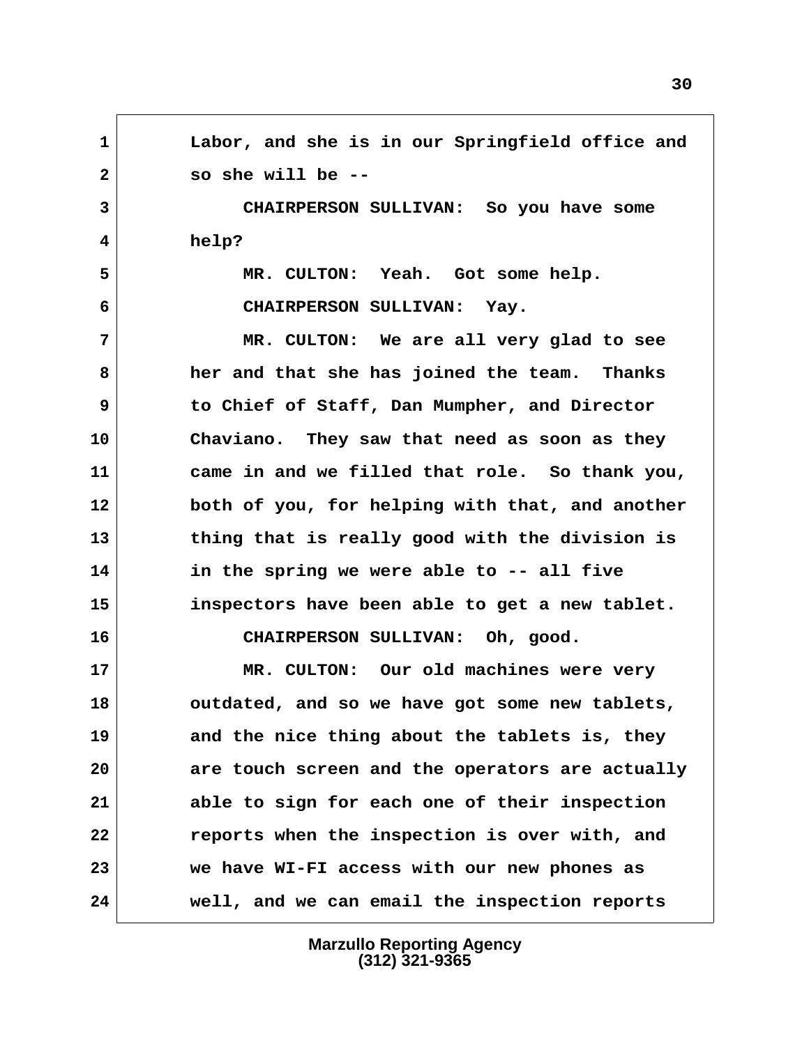1 Labor, and she is in our Springfield office and
2 so she will be --
3 CHAIRPERSON SULLIVAN: So you have some
4 help?
5 MR. CULTON: Yeah. Got some help.
6 CHAIRPERSON SULLIVAN: Yay.
7 MR. CULTON: We are all very glad to see
8 her and that she has joined the team. Thanks
9 to Chief of Staff, Dan Mumpher, and Director
10 Chaviano. They saw that need as soon as they
11 came in and we filled that role. So thank you,
12 both of you, for helping with that, and another
13 thing that is really good with the division is
14 in the spring we were able to -- all five
15 inspectors have been able to get a new tablet.
16 CHAIRPERSON SULLIVAN: Oh, good.
17 MR. CULTON: Our old machines were very
18 outdated, and so we have got some new tablets,
19 and the nice thing about the tablets is, they
20 are touch screen and the operators are actually
21 able to sign for each one of their inspection
22 reports when the inspection is over with, and
23 we have WI-FI access with our new phones as
24 well, and we can email the inspection reports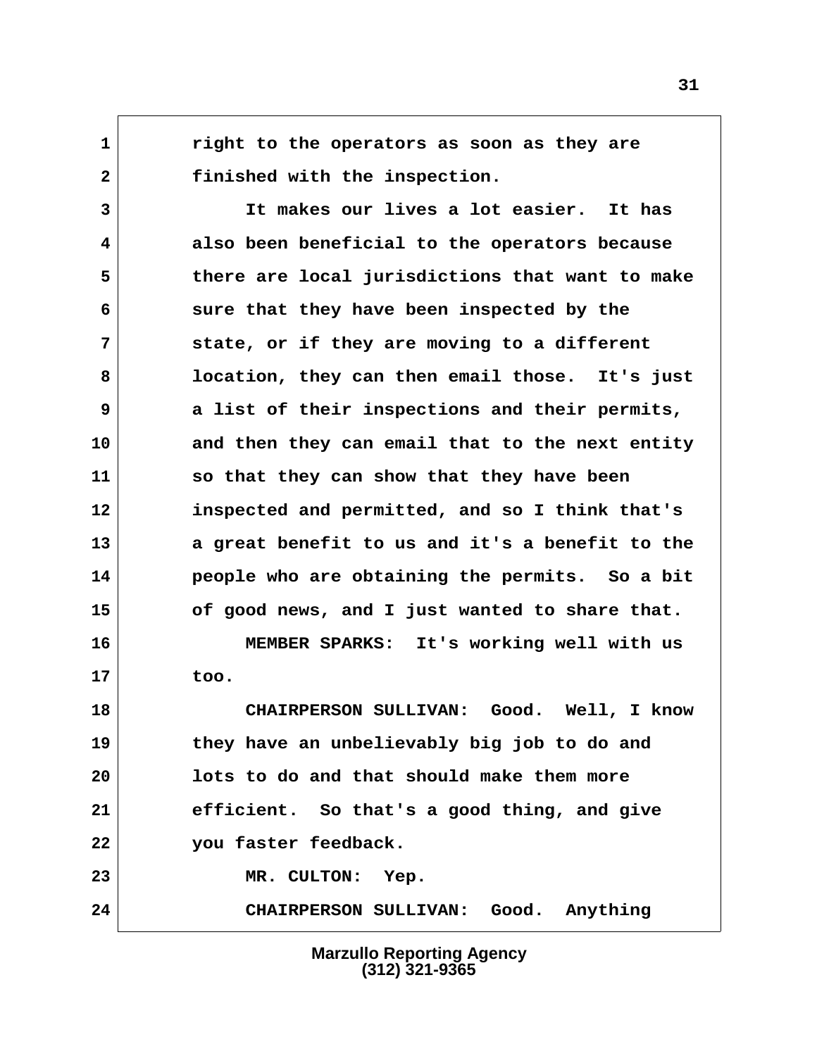right to the operators as soon as they are finished with the inspection.

It makes our lives a lot easier. It has also been beneficial to the operators because there are local jurisdictions that want to make sure that they have been inspected by the state, or if they are moving to a different location, they can then email those. It's just a list of their inspections and their permits, and then they can email that to the next entity so that they can show that they have been inspected and permitted, and so I think that's a great benefit to us and it's a benefit to the people who are obtaining the permits. So a bit of good news, and I just wanted to share that.

MEMBER SPARKS: It's working well with us too.

CHAIRPERSON SULLIVAN: Good. Well, I know they have an unbelievably big job to do and lots to do and that should make them more efficient. So that's a good thing, and give you faster feedback.

MR. CULTON: Yep.

CHAIRPERSON SULLIVAN: Good. Anything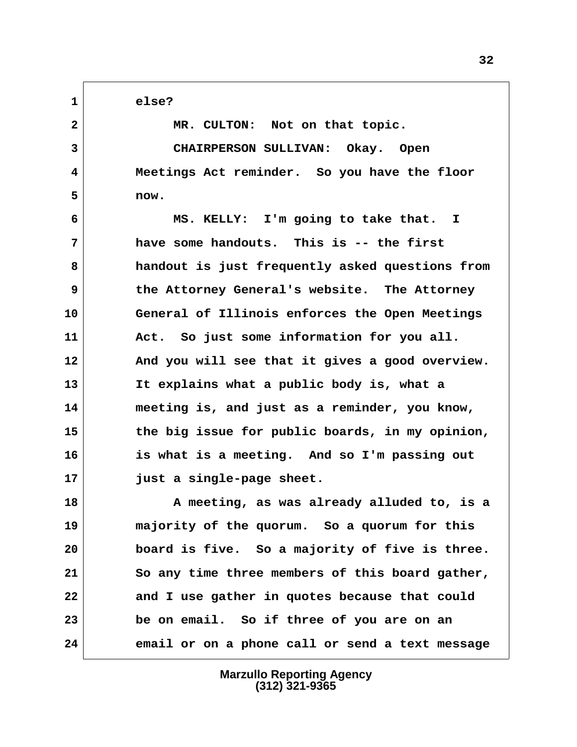1 else?

2 MR. CULTON: Not on that topic.

3 CHAIRPERSON SULLIVAN: Okay. Open

4 Meetings Act reminder. So you have the floor

5 now.

6 MS. KELLY: I'm going to take that. I

7 have some handouts. This is -- the first

8 handout is just frequently asked questions from

9 the Attorney General's website. The Attorney

10 General of Illinois enforces the Open Meetings

11 Act. So just some information for you all.

12 And you will see that it gives a good overview.

13 It explains what a public body is, what a

14 meeting is, and just as a reminder, you know,

15 the big issue for public boards, in my opinion,

16 is what is a meeting. And so I'm passing out

17 just a single-page sheet.

18 A meeting, as was already alluded to, is a

19 majority of the quorum. So a quorum for this

20 board is five. So a majority of five is three.

21 So any time three members of this board gather,

22 and I use gather in quotes because that could

23 be on email. So if three of you are on an

24 email or on a phone call or send a text message

Marzullo Reporting Agency
(312) 321-9365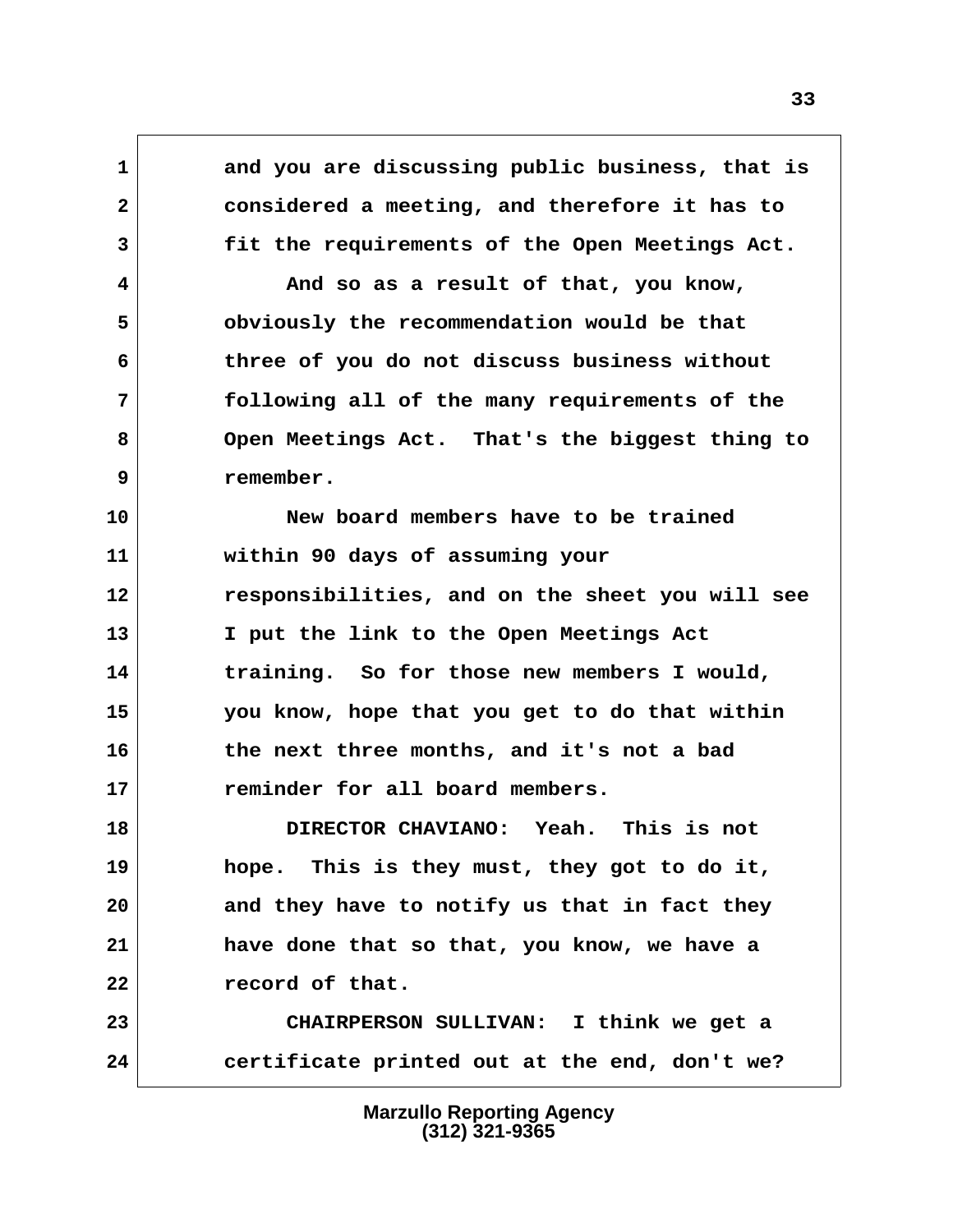and you are discussing public business, that is considered a meeting, and therefore it has to fit the requirements of the Open Meetings Act.

And so as a result of that, you know, obviously the recommendation would be that three of you do not discuss business without following all of the many requirements of the Open Meetings Act. That's the biggest thing to remember.

New board members have to be trained within 90 days of assuming your responsibilities, and on the sheet you will see I put the link to the Open Meetings Act training. So for those new members I would, you know, hope that you get to do that within the next three months, and it's not a bad reminder for all board members.

DIRECTOR CHAVIANO: Yeah. This is not hope. This is they must, they got to do it, and they have to notify us that in fact they have done that so that, you know, we have a record of that.

CHAIRPERSON SULLIVAN: I think we get a certificate printed out at the end, don't we?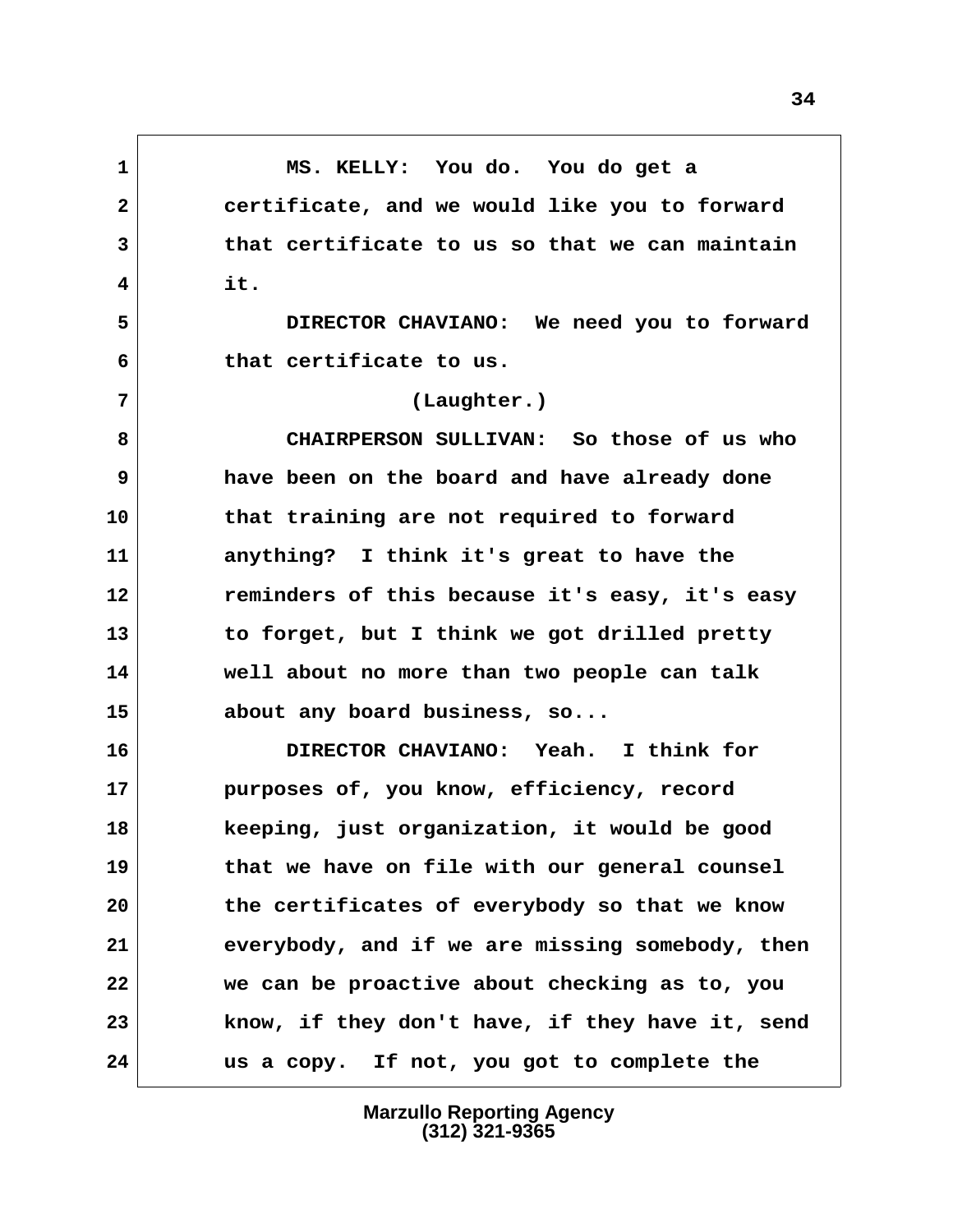MS. KELLY: You do. You do get a certificate, and we would like you to forward that certificate to us so that we can maintain it.

DIRECTOR CHAVIANO: We need you to forward that certificate to us.

(Laughter.)

CHAIRPERSON SULLIVAN: So those of us who have been on the board and have already done that training are not required to forward anything? I think it's great to have the reminders of this because it's easy, it's easy to forget, but I think we got drilled pretty well about no more than two people can talk about any board business, so...

DIRECTOR CHAVIANO: Yeah. I think for purposes of, you know, efficiency, record keeping, just organization, it would be good that we have on file with our general counsel the certificates of everybody so that we know everybody, and if we are missing somebody, then we can be proactive about checking as to, you know, if they don't have, if they have it, send us a copy. If not, you got to complete the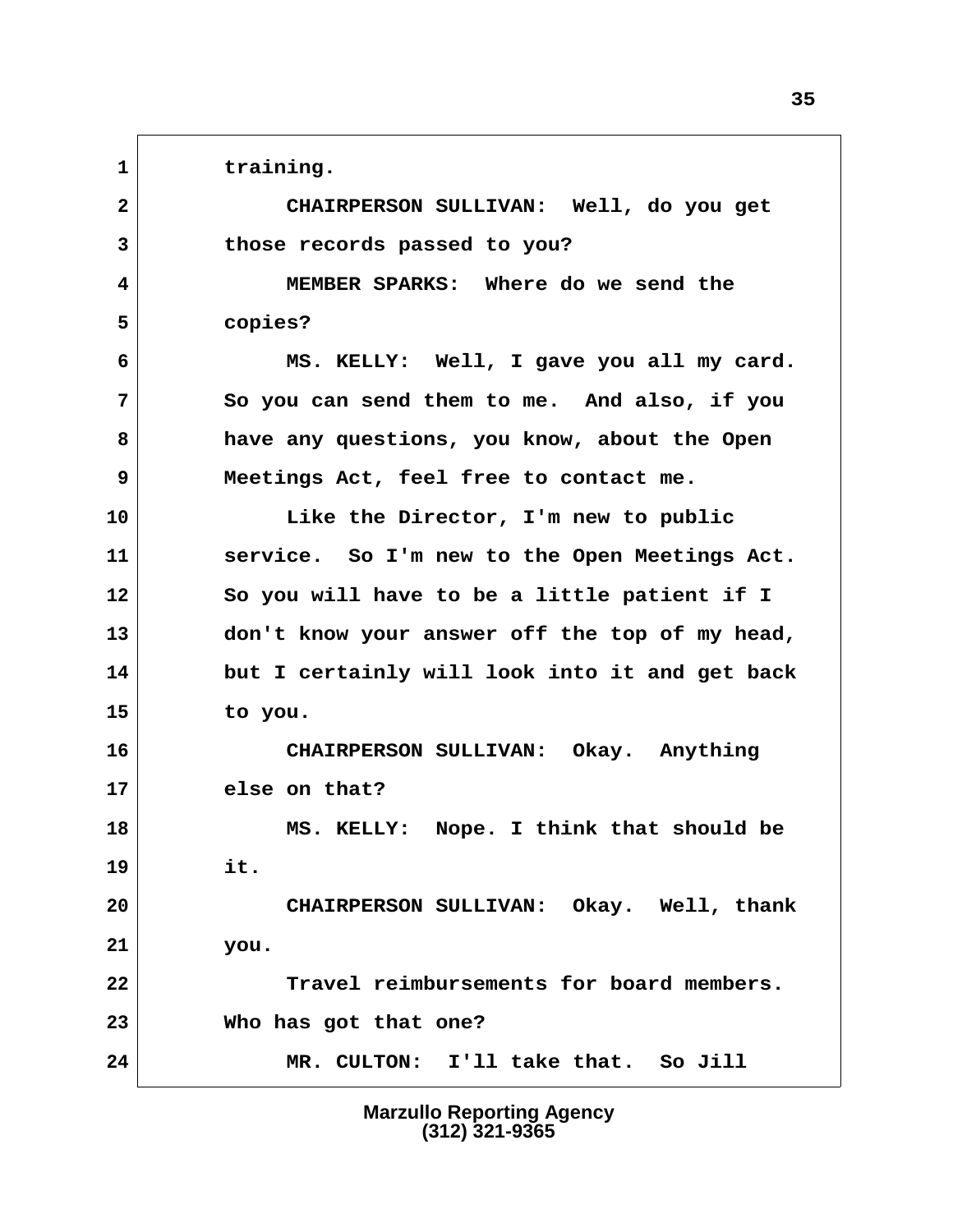1 training.

2 CHAIRPERSON SULLIVAN: Well, do you get

3 those records passed to you?

4 MEMBER SPARKS: Where do we send the

5 copies?

6 MS. KELLY: Well, I gave you all my card.

7 So you can send them to me. And also, if you

8 have any questions, you know, about the Open

9 Meetings Act, feel free to contact me.

10 Like the Director, I'm new to public

11 service. So I'm new to the Open Meetings Act.

12 So you will have to be a little patient if I

13 don't know your answer off the top of my head,

14 but I certainly will look into it and get back

15 to you.

16 CHAIRPERSON SULLIVAN: Okay. Anything

17 else on that?

18 MS. KELLY: Nope. I think that should be

19 it.

20 CHAIRPERSON SULLIVAN: Okay. Well, thank

21 you.

22 Travel reimbursements for board members.

23 Who has got that one?

24 MR. CULTON: I'll take that. So Jill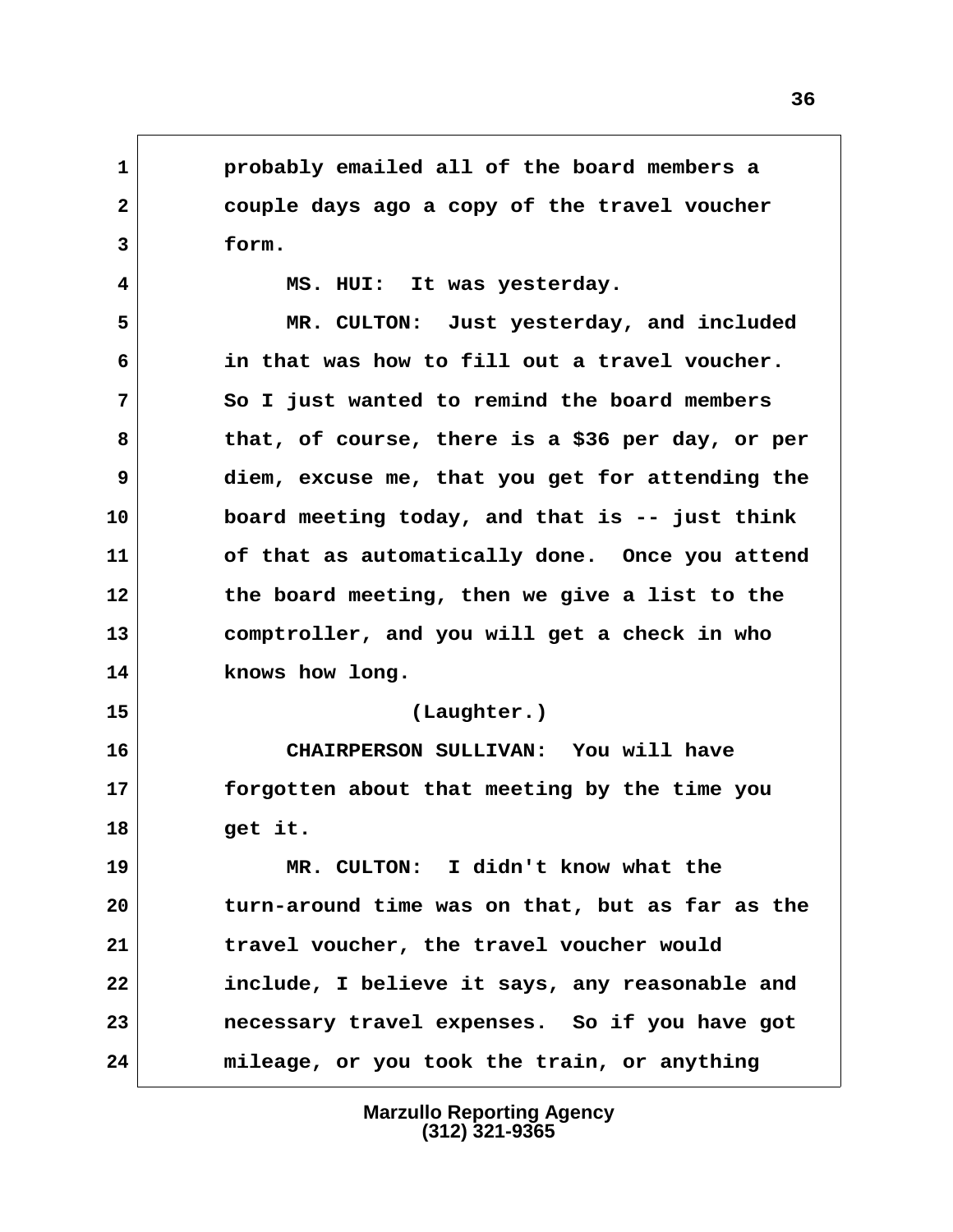probably emailed all of the board members a couple days ago a copy of the travel voucher form.

MS. HUI: It was yesterday.

MR. CULTON: Just yesterday, and included in that was how to fill out a travel voucher. So I just wanted to remind the board members that, of course, there is a $36 per day, or per diem, excuse me, that you get for attending the board meeting today, and that is -- just think of that as automatically done. Once you attend the board meeting, then we give a list to the comptroller, and you will get a check in who knows how long.

(Laughter.)

CHAIRPERSON SULLIVAN: You will have forgotten about that meeting by the time you get it.

MR. CULTON: I didn't know what the turn-around time was on that, but as far as the travel voucher, the travel voucher would include, I believe it says, any reasonable and necessary travel expenses. So if you have got mileage, or you took the train, or anything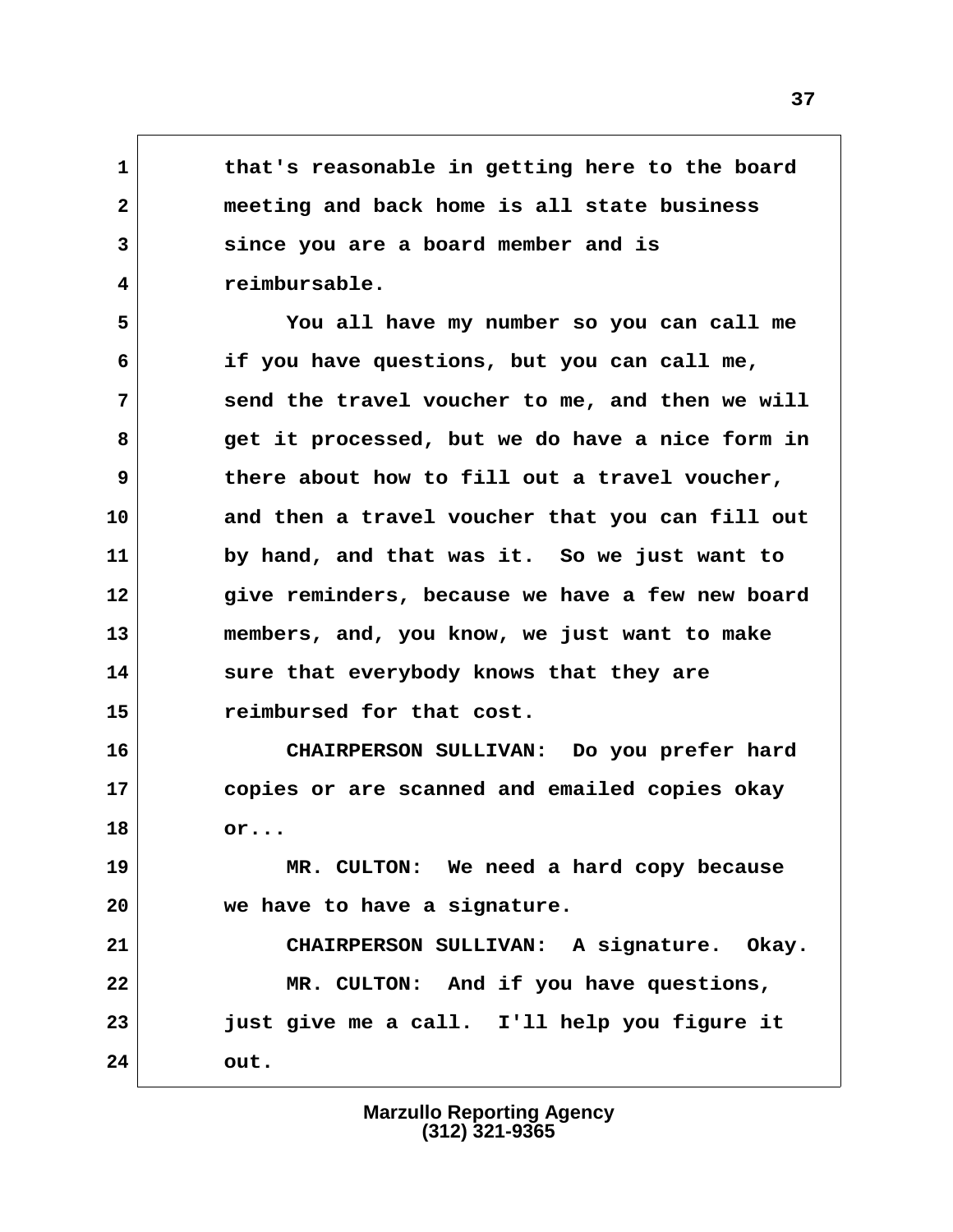that's reasonable in getting here to the board meeting and back home is all state business since you are a board member and is reimbursable.

You all have my number so you can call me if you have questions, but you can call me, send the travel voucher to me, and then we will get it processed, but we do have a nice form in there about how to fill out a travel voucher, and then a travel voucher that you can fill out by hand, and that was it. So we just want to give reminders, because we have a few new board members, and, you know, we just want to make sure that everybody knows that they are reimbursed for that cost.

CHAIRPERSON SULLIVAN: Do you prefer hard copies or are scanned and emailed copies okay or...

MR. CULTON: We need a hard copy because we have to have a signature.

CHAIRPERSON SULLIVAN: A signature. Okay.

MR. CULTON: And if you have questions, just give me a call. I'll help you figure it out.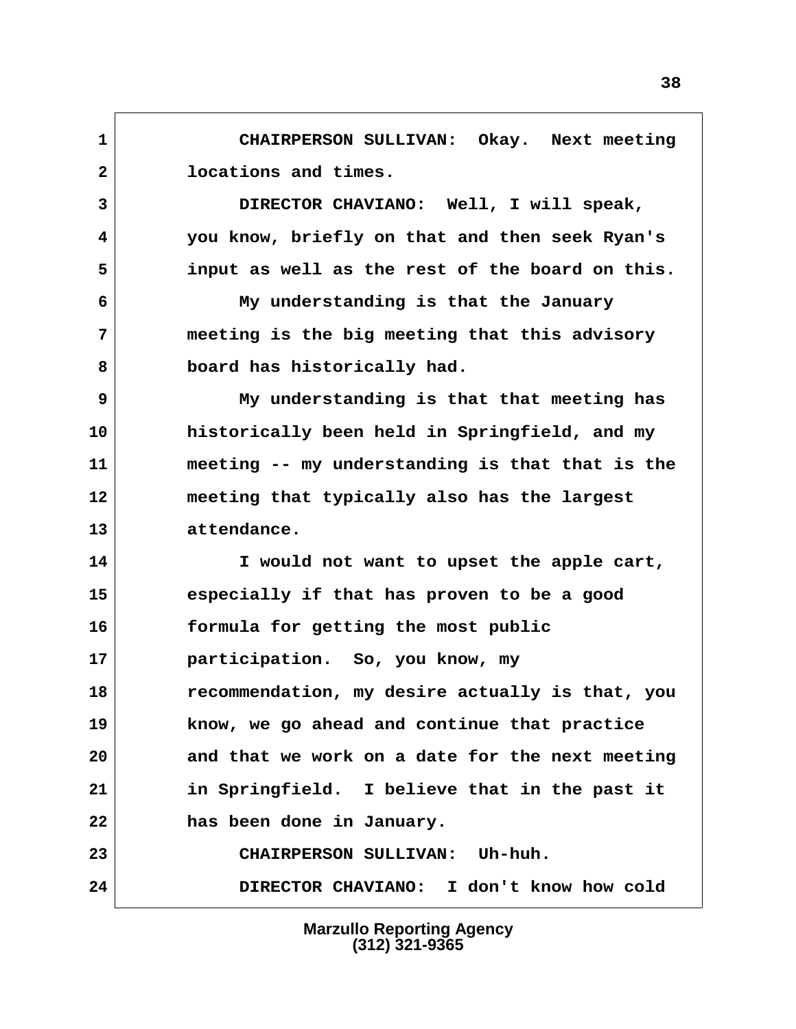CHAIRPERSON SULLIVAN: Okay. Next meeting locations and times.

DIRECTOR CHAVIANO: Well, I will speak, you know, briefly on that and then seek Ryan's input as well as the rest of the board on this.

My understanding is that the January meeting is the big meeting that this advisory board has historically had.

My understanding is that that meeting has historically been held in Springfield, and my meeting -- my understanding is that that is the meeting that typically also has the largest attendance.

I would not want to upset the apple cart, especially if that has proven to be a good formula for getting the most public participation. So, you know, my recommendation, my desire actually is that, you know, we go ahead and continue that practice and that we work on a date for the next meeting in Springfield. I believe that in the past it has been done in January.

CHAIRPERSON SULLIVAN: Uh-huh.

DIRECTOR CHAVIANO: I don't know how cold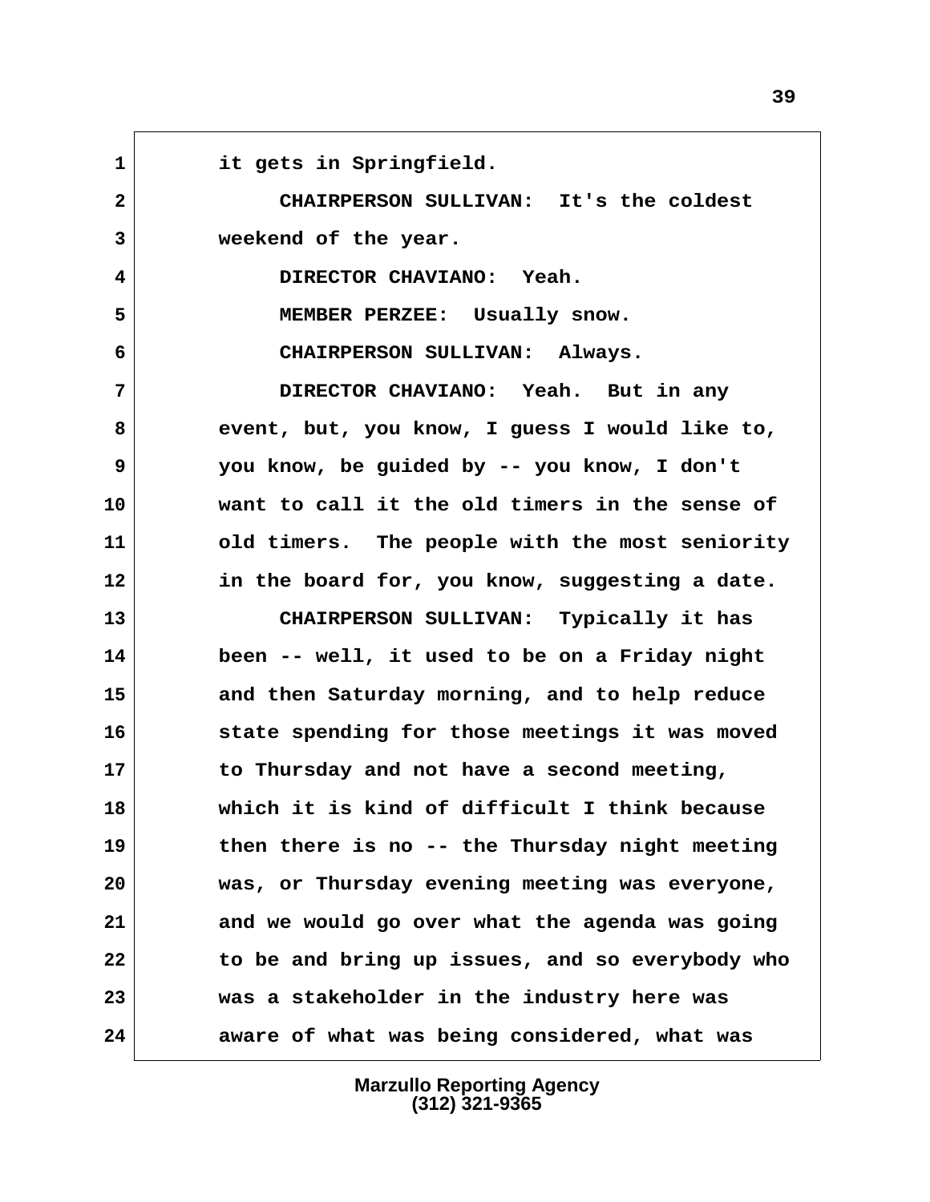it gets in Springfield.

CHAIRPERSON SULLIVAN: It's the coldest weekend of the year.

DIRECTOR CHAVIANO: Yeah.

MEMBER PERZEE: Usually snow.

CHAIRPERSON SULLIVAN: Always.

DIRECTOR CHAVIANO: Yeah. But in any event, but, you know, I guess I would like to, you know, be guided by -- you know, I don't want to call it the old timers in the sense of old timers. The people with the most seniority in the board for, you know, suggesting a date.

CHAIRPERSON SULLIVAN: Typically it has been -- well, it used to be on a Friday night and then Saturday morning, and to help reduce state spending for those meetings it was moved to Thursday and not have a second meeting, which it is kind of difficult I think because then there is no -- the Thursday night meeting was, or Thursday evening meeting was everyone, and we would go over what the agenda was going to be and bring up issues, and so everybody who was a stakeholder in the industry here was aware of what was being considered, what was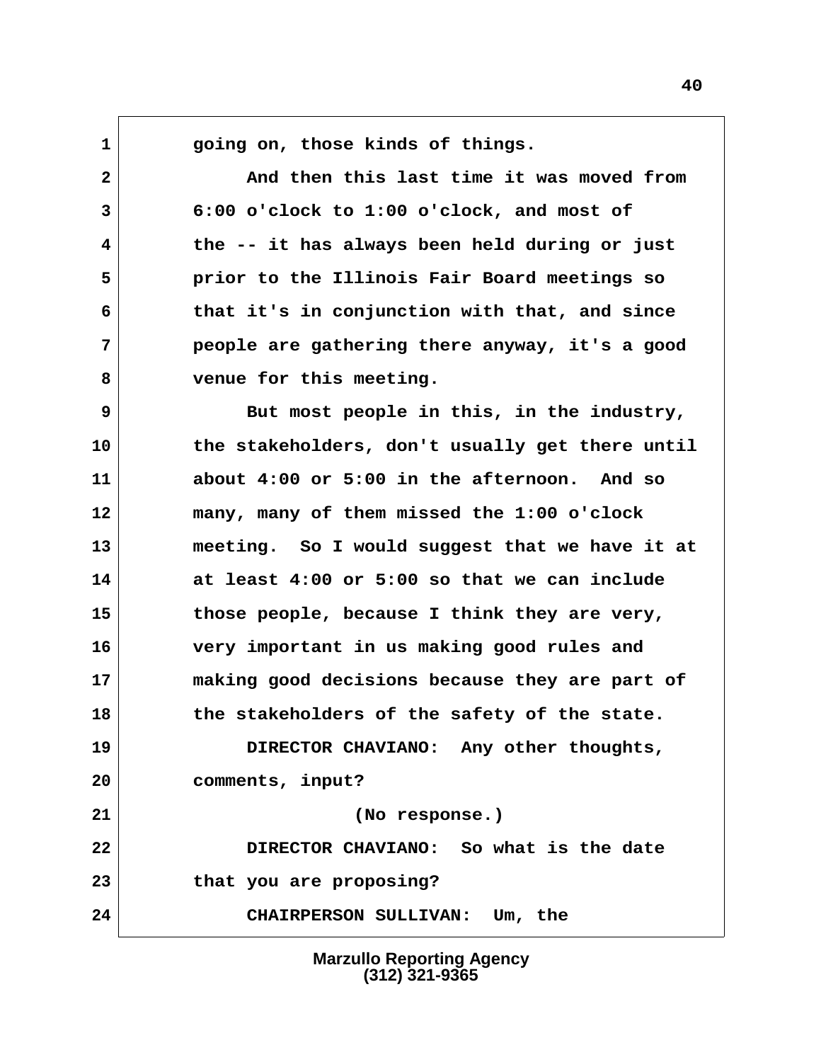going on, those kinds of things.

And then this last time it was moved from 6:00 o'clock to 1:00 o'clock, and most of the -- it has always been held during or just prior to the Illinois Fair Board meetings so that it's in conjunction with that, and since people are gathering there anyway, it's a good venue for this meeting.

But most people in this, in the industry, the stakeholders, don't usually get there until about 4:00 or 5:00 in the afternoon. And so many, many of them missed the 1:00 o'clock meeting. So I would suggest that we have it at at least 4:00 or 5:00 so that we can include those people, because I think they are very, very important in us making good rules and making good decisions because they are part of the stakeholders of the safety of the state.

DIRECTOR CHAVIANO: Any other thoughts, comments, input?

(No response.)

DIRECTOR CHAVIANO: So what is the date that you are proposing?

CHAIRPERSON SULLIVAN: Um, the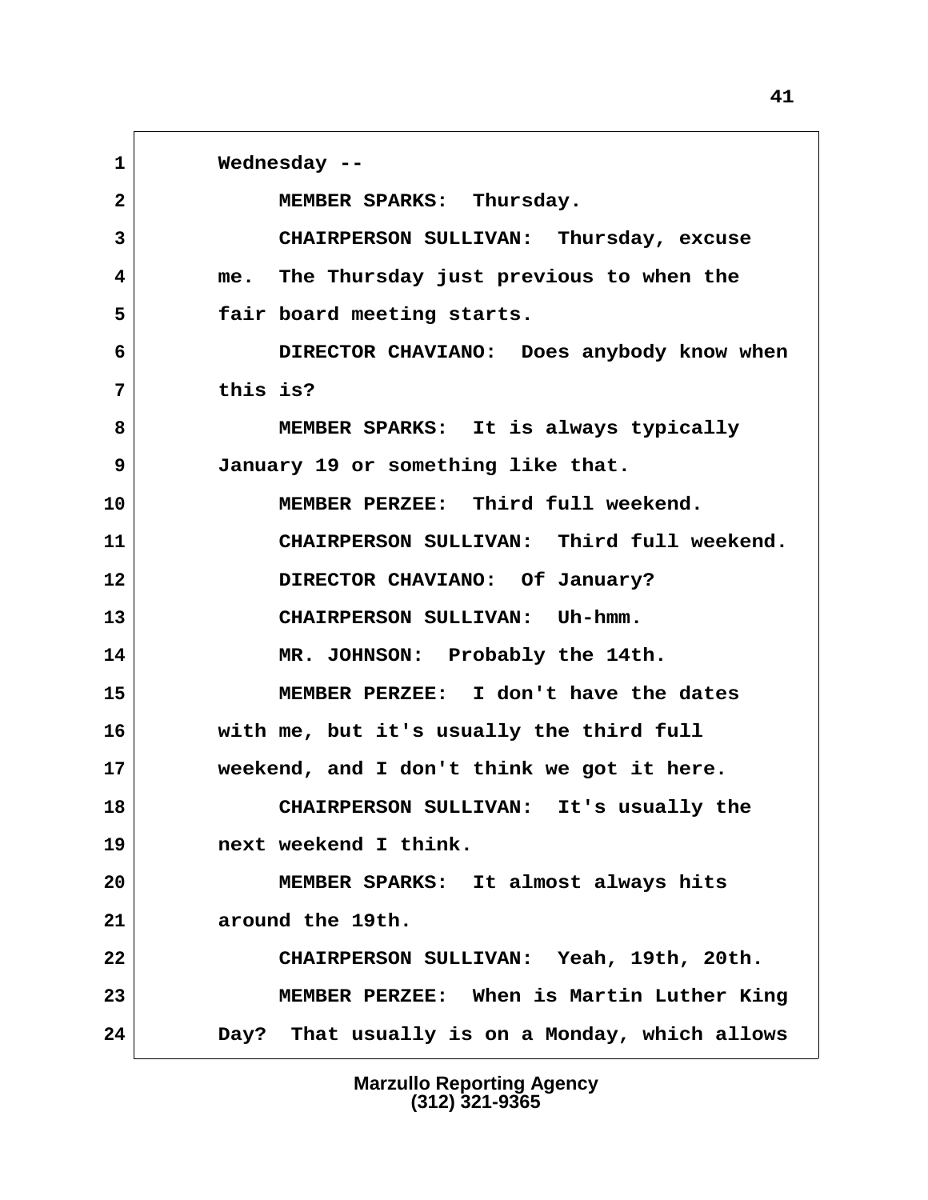1 Wednesday --

2 MEMBER SPARKS: Thursday.

3 CHAIRPERSON SULLIVAN: Thursday, excuse

4 me. The Thursday just previous to when the

5 fair board meeting starts.

6 DIRECTOR CHAVIANO: Does anybody know when

7 this is?

8 MEMBER SPARKS: It is always typically

9 January 19 or something like that.

10 MEMBER PERZEE: Third full weekend.

11 CHAIRPERSON SULLIVAN: Third full weekend.

12 DIRECTOR CHAVIANO: Of January?

13 CHAIRPERSON SULLIVAN: Uh-hmm.

14 MR. JOHNSON: Probably the 14th.

15 MEMBER PERZEE: I don't have the dates

16 with me, but it's usually the third full

17 weekend, and I don't think we got it here.

18 CHAIRPERSON SULLIVAN: It's usually the

19 next weekend I think.

20 MEMBER SPARKS: It almost always hits

21 around the 19th.

22 CHAIRPERSON SULLIVAN: Yeah, 19th, 20th.

23 MEMBER PERZEE: When is Martin Luther King

24 Day? That usually is on a Monday, which allows

Marzullo Reporting Agency
(312) 321-9365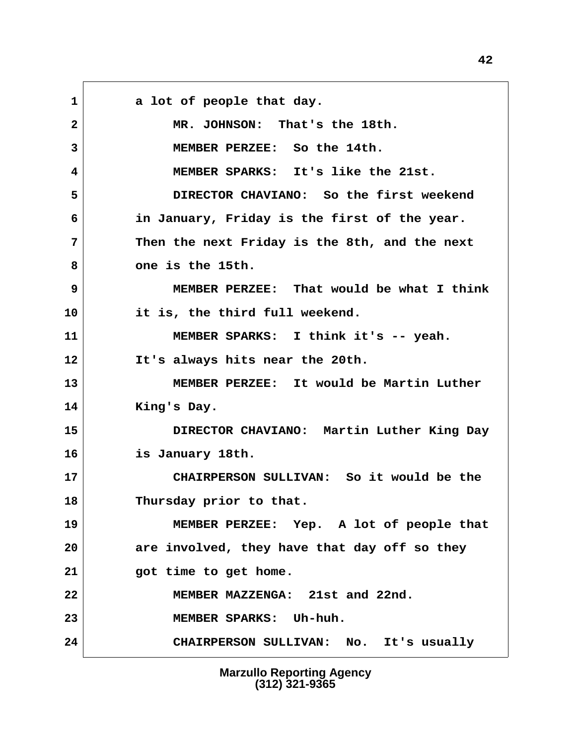a lot of people that day.

MR. JOHNSON: That's the 18th.

MEMBER PERZEE: So the 14th.

MEMBER SPARKS: It's like the 21st.

DIRECTOR CHAVIANO: So the first weekend in January, Friday is the first of the year. Then the next Friday is the 8th, and the next one is the 15th.

MEMBER PERZEE: That would be what I think it is, the third full weekend.

MEMBER SPARKS: I think it's -- yeah. It's always hits near the 20th.

MEMBER PERZEE: It would be Martin Luther King's Day.

DIRECTOR CHAVIANO: Martin Luther King Day is January 18th.

CHAIRPERSON SULLIVAN: So it would be the Thursday prior to that.

MEMBER PERZEE: Yep. A lot of people that are involved, they have that day off so they got time to get home.

MEMBER MAZZENGA: 21st and 22nd.

MEMBER SPARKS: Uh-huh.

CHAIRPERSON SULLIVAN: No. It's usually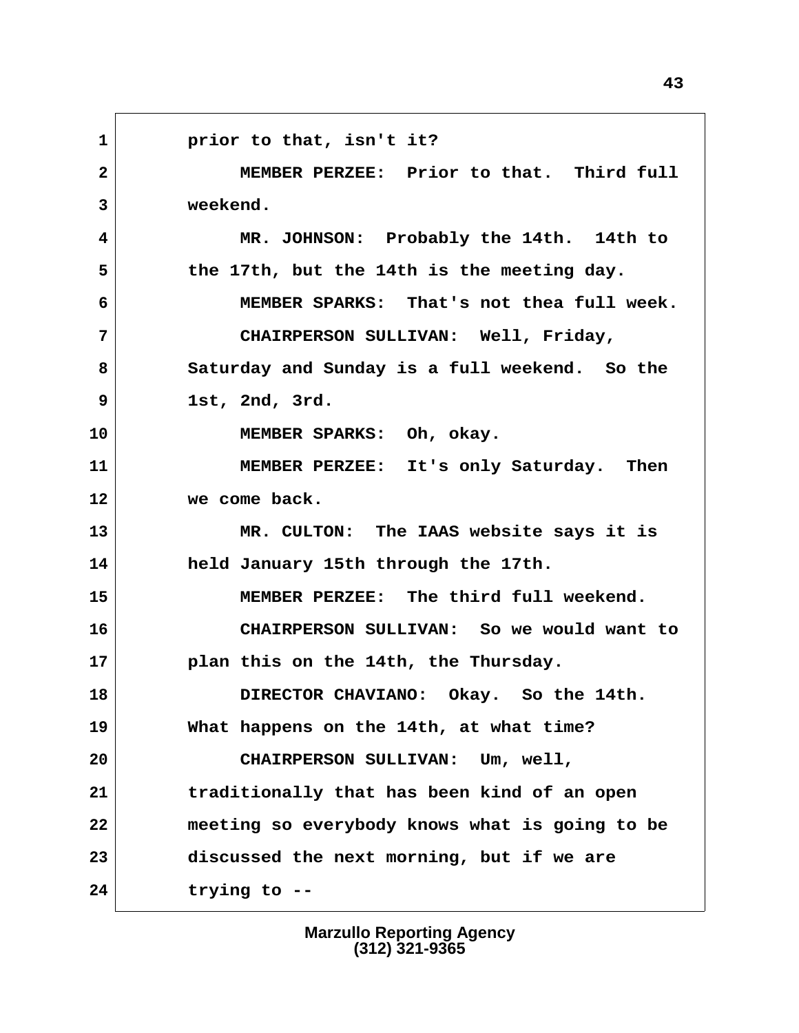1 prior to that, isn't it?

2 MEMBER PERZEE: Prior to that. Third full

3 weekend.

4 MR. JOHNSON: Probably the 14th. 14th to

5 the 17th, but the 14th is the meeting day.

6 MEMBER SPARKS: That's not thea full week.

7 CHAIRPERSON SULLIVAN: Well, Friday,

8 Saturday and Sunday is a full weekend. So the

9 1st, 2nd, 3rd.

10 MEMBER SPARKS: Oh, okay.

11 MEMBER PERZEE: It's only Saturday. Then

12 we come back.

13 MR. CULTON: The IAAS website says it is

14 held January 15th through the 17th.

15 MEMBER PERZEE: The third full weekend.

16 CHAIRPERSON SULLIVAN: So we would want to

17 plan this on the 14th, the Thursday.

18 DIRECTOR CHAVIANO: Okay. So the 14th.

19 What happens on the 14th, at what time?

20 CHAIRPERSON SULLIVAN: Um, well,

21 traditionally that has been kind of an open

22 meeting so everybody knows what is going to be

23 discussed the next morning, but if we are

24 trying to --

Marzullo Reporting Agency
(312) 321-9365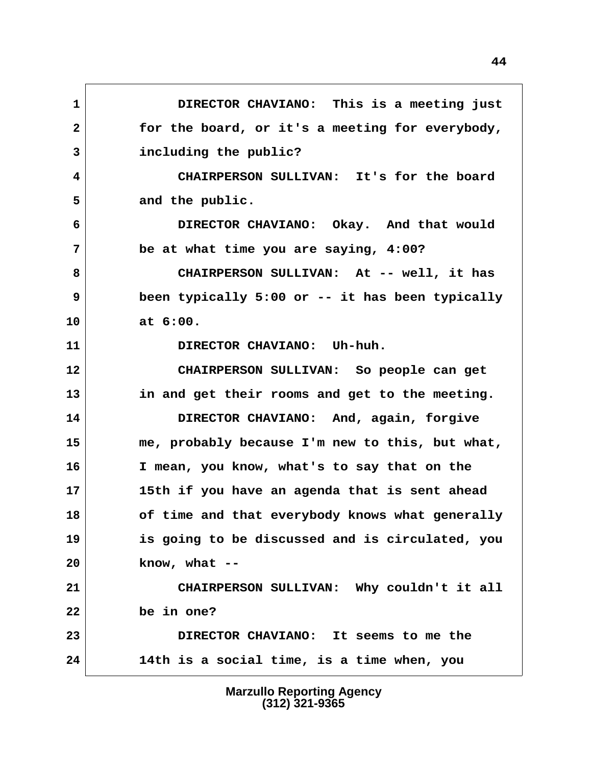DIRECTOR CHAVIANO: This is a meeting just for the board, or it's a meeting for everybody, including the public?

CHAIRPERSON SULLIVAN: It's for the board and the public.

DIRECTOR CHAVIANO: Okay. And that would be at what time you are saying, 4:00?

CHAIRPERSON SULLIVAN: At -- well, it has been typically 5:00 or -- it has been typically at 6:00.

DIRECTOR CHAVIANO: Uh-huh.

CHAIRPERSON SULLIVAN: So people can get in and get their rooms and get to the meeting.

DIRECTOR CHAVIANO: And, again, forgive me, probably because I'm new to this, but what, I mean, you know, what's to say that on the 15th if you have an agenda that is sent ahead of time and that everybody knows what generally is going to be discussed and is circulated, you know, what --

CHAIRPERSON SULLIVAN: Why couldn't it all be in one?

DIRECTOR CHAVIANO: It seems to me the 14th is a social time, is a time when, you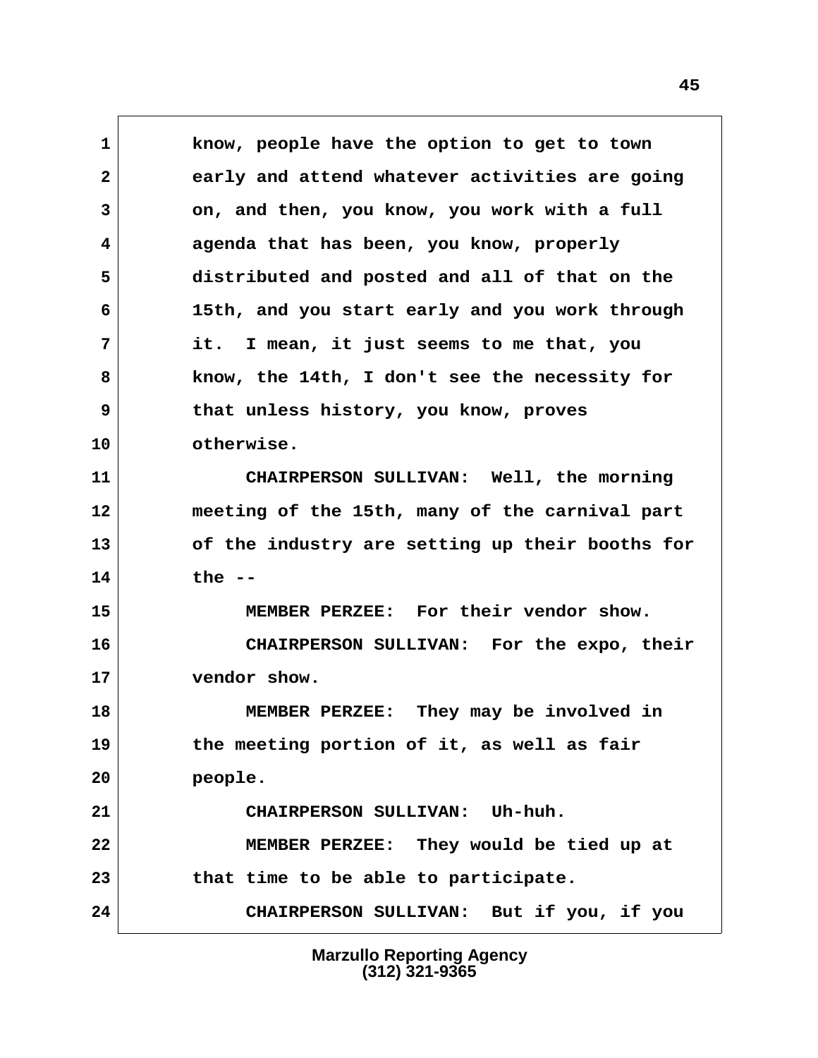know, people have the option to get to town early and attend whatever activities are going on, and then, you know, you work with a full agenda that has been, you know, properly distributed and posted and all of that on the 15th, and you start early and you work through it. I mean, it just seems to me that, you know, the 14th, I don't see the necessity for that unless history, you know, proves otherwise.

CHAIRPERSON SULLIVAN: Well, the morning meeting of the 15th, many of the carnival part of the industry are setting up their booths for the --

MEMBER PERZEE: For their vendor show.

CHAIRPERSON SULLIVAN: For the expo, their vendor show.

MEMBER PERZEE: They may be involved in the meeting portion of it, as well as fair people.

CHAIRPERSON SULLIVAN: Uh-huh.

MEMBER PERZEE: They would be tied up at that time to be able to participate.

CHAIRPERSON SULLIVAN: But if you, if you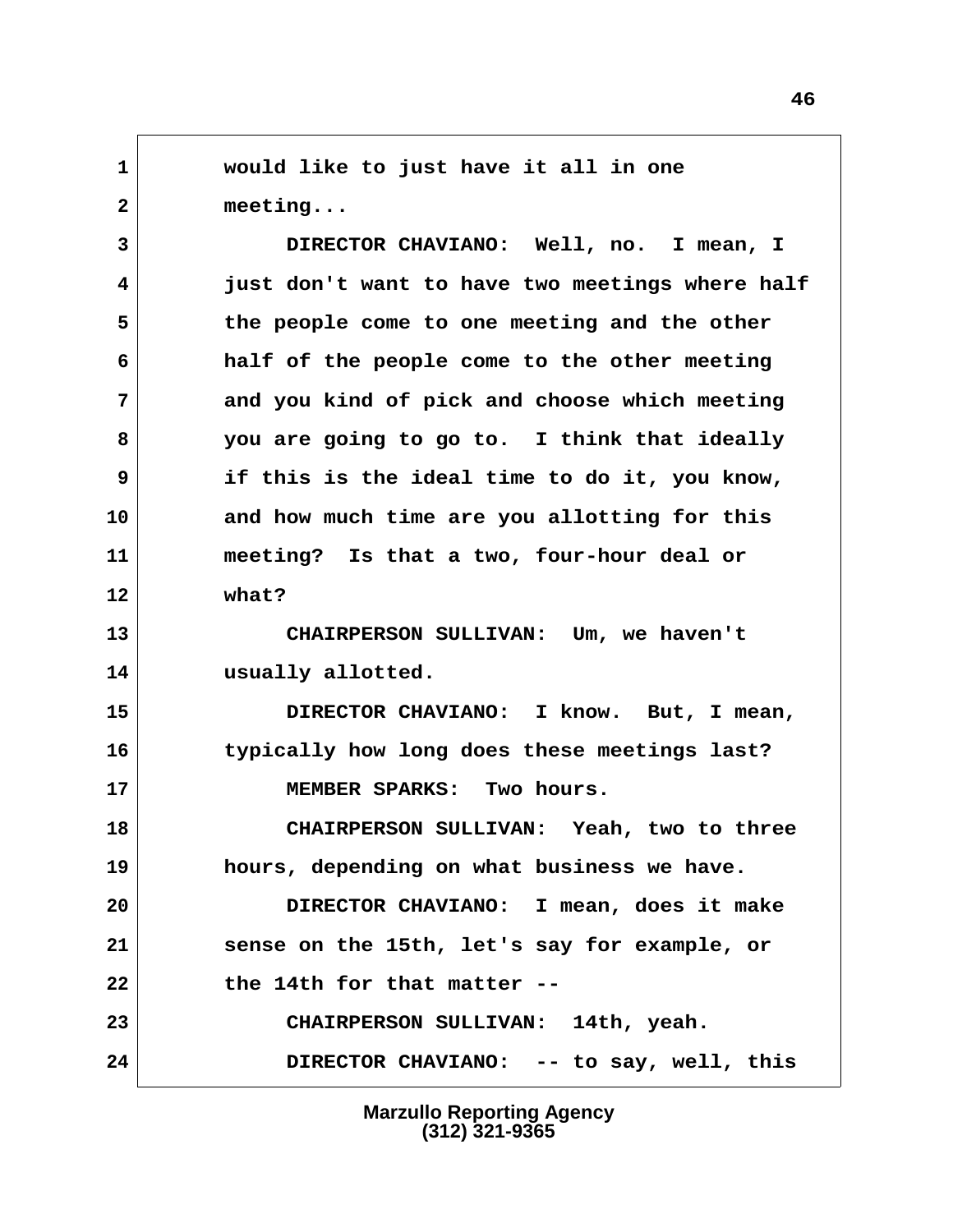would like to just have it all in one meeting...

DIRECTOR CHAVIANO: Well, no. I mean, I just don't want to have two meetings where half the people come to one meeting and the other half of the people come to the other meeting and you kind of pick and choose which meeting you are going to go to. I think that ideally if this is the ideal time to do it, you know, and how much time are you allotting for this meeting? Is that a two, four-hour deal or what?

CHAIRPERSON SULLIVAN: Um, we haven't usually allotted.

DIRECTOR CHAVIANO: I know. But, I mean, typically how long does these meetings last?

MEMBER SPARKS: Two hours.

CHAIRPERSON SULLIVAN: Yeah, two to three hours, depending on what business we have.

DIRECTOR CHAVIANO: I mean, does it make sense on the 15th, let's say for example, or the 14th for that matter --

CHAIRPERSON SULLIVAN: 14th, yeah.

DIRECTOR CHAVIANO: -- to say, well, this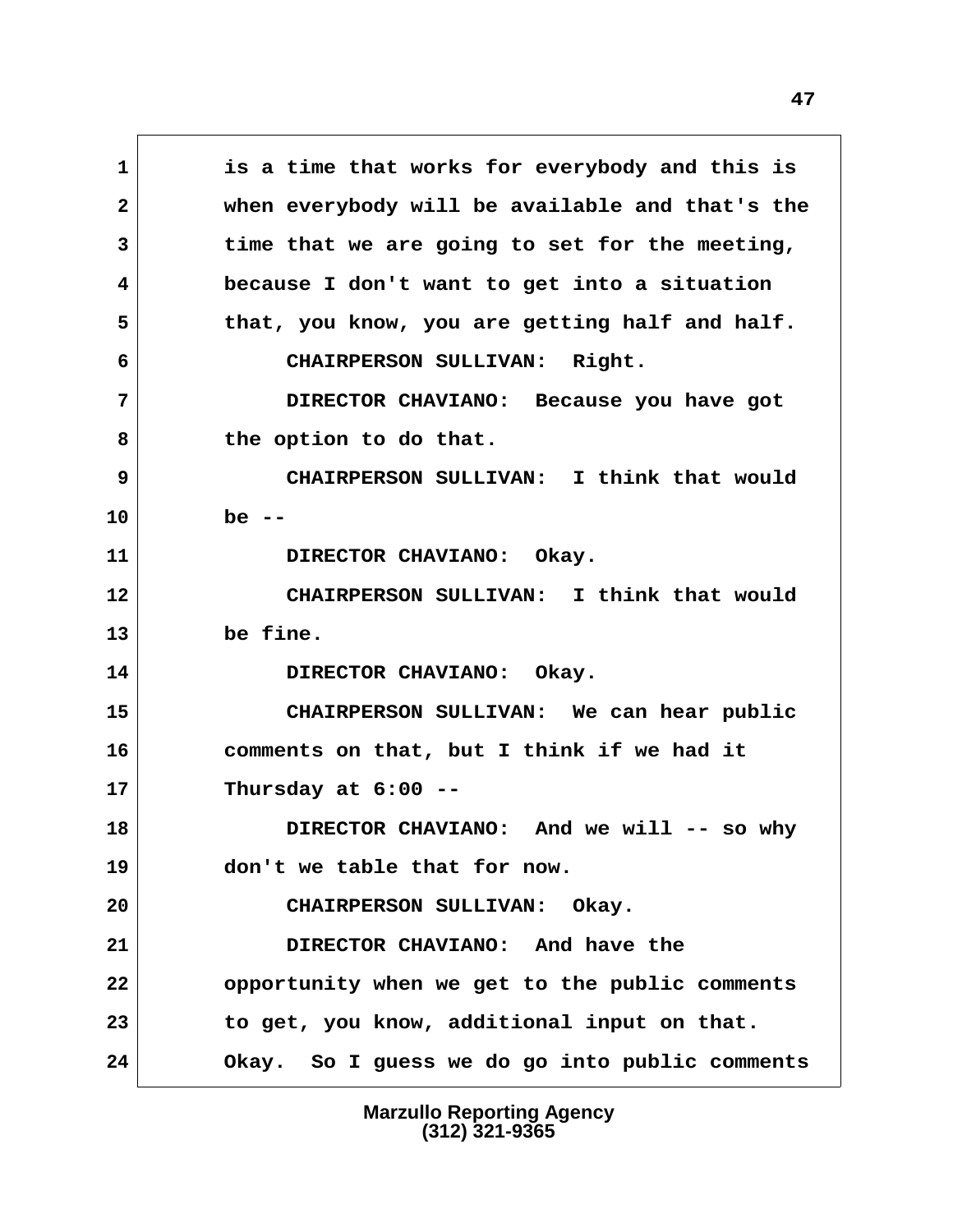is a time that works for everybody and this is when everybody will be available and that's the time that we are going to set for the meeting, because I don't want to get into a situation that, you know, you are getting half and half.

CHAIRPERSON SULLIVAN: Right.

DIRECTOR CHAVIANO: Because you have got the option to do that.

CHAIRPERSON SULLIVAN: I think that would be --

DIRECTOR CHAVIANO: Okay.

CHAIRPERSON SULLIVAN: I think that would be fine.

DIRECTOR CHAVIANO: Okay.

CHAIRPERSON SULLIVAN: We can hear public comments on that, but I think if we had it Thursday at 6:00 --

DIRECTOR CHAVIANO: And we will -- so why don't we table that for now.

CHAIRPERSON SULLIVAN: Okay.

DIRECTOR CHAVIANO: And have the opportunity when we get to the public comments to get, you know, additional input on that. Okay. So I guess we do go into public comments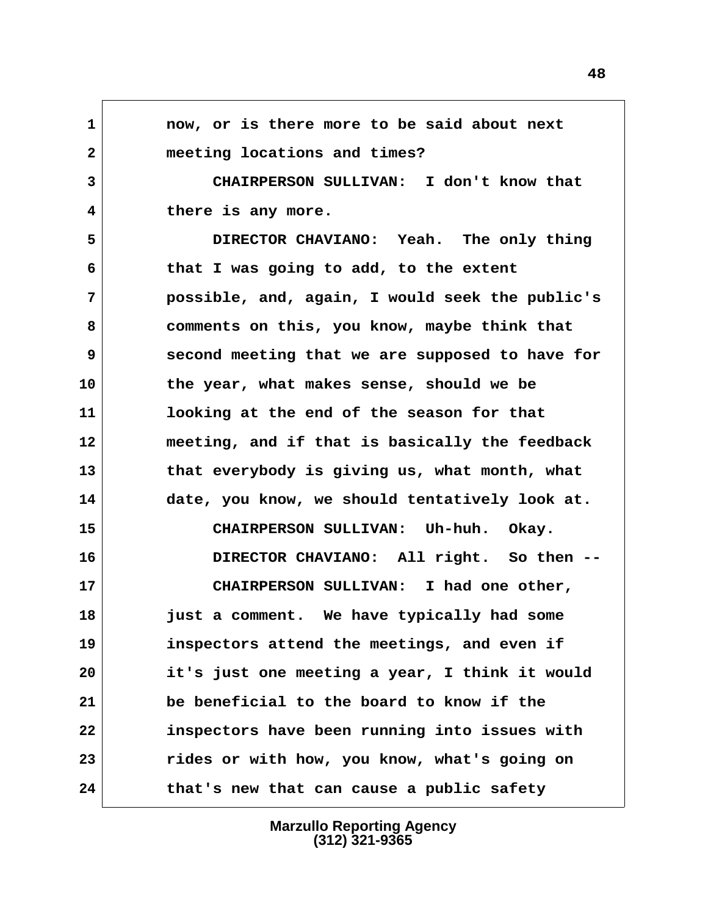now, or is there more to be said about next meeting locations and times?

CHAIRPERSON SULLIVAN: I don't know that there is any more.

DIRECTOR CHAVIANO: Yeah. The only thing that I was going to add, to the extent possible, and, again, I would seek the public's comments on this, you know, maybe think that second meeting that we are supposed to have for the year, what makes sense, should we be looking at the end of the season for that meeting, and if that is basically the feedback that everybody is giving us, what month, what date, you know, we should tentatively look at.

CHAIRPERSON SULLIVAN: Uh-huh. Okay.

DIRECTOR CHAVIANO: All right. So then --

CHAIRPERSON SULLIVAN: I had one other, just a comment. We have typically had some inspectors attend the meetings, and even if it's just one meeting a year, I think it would be beneficial to the board to know if the inspectors have been running into issues with rides or with how, you know, what's going on that's new that can cause a public safety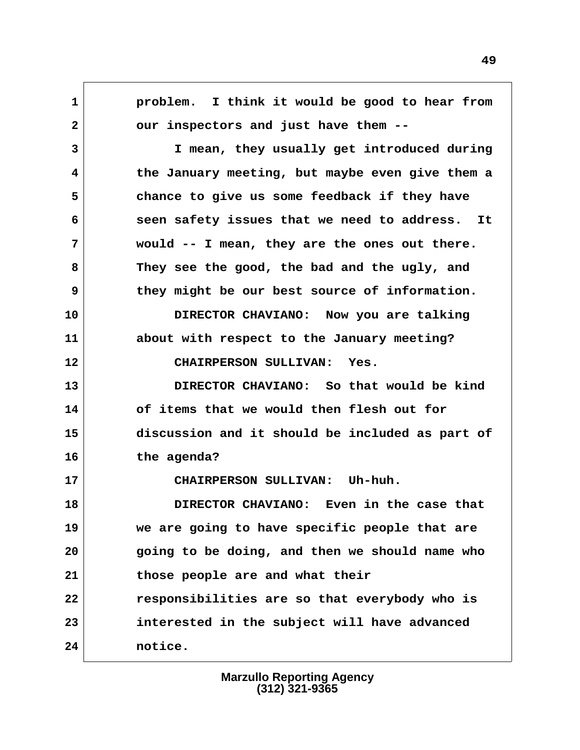problem. I think it would be good to hear from our inspectors and just have them --

I mean, they usually get introduced during the January meeting, but maybe even give them a chance to give us some feedback if they have seen safety issues that we need to address. It would -- I mean, they are the ones out there. They see the good, the bad and the ugly, and they might be our best source of information.

**DIRECTOR CHAVIANO:** Now you are talking about with respect to the January meeting?

**CHAIRPERSON SULLIVAN:** Yes.

**DIRECTOR CHAVIANO:** So that would be kind of items that we would then flesh out for discussion and it should be included as part of the agenda?

**CHAIRPERSON SULLIVAN:** Uh-huh.

**DIRECTOR CHAVIANO:** Even in the case that we are going to have specific people that are going to be doing, and then we should name who those people are and what their responsibilities are so that everybody who is interested in the subject will have advanced notice.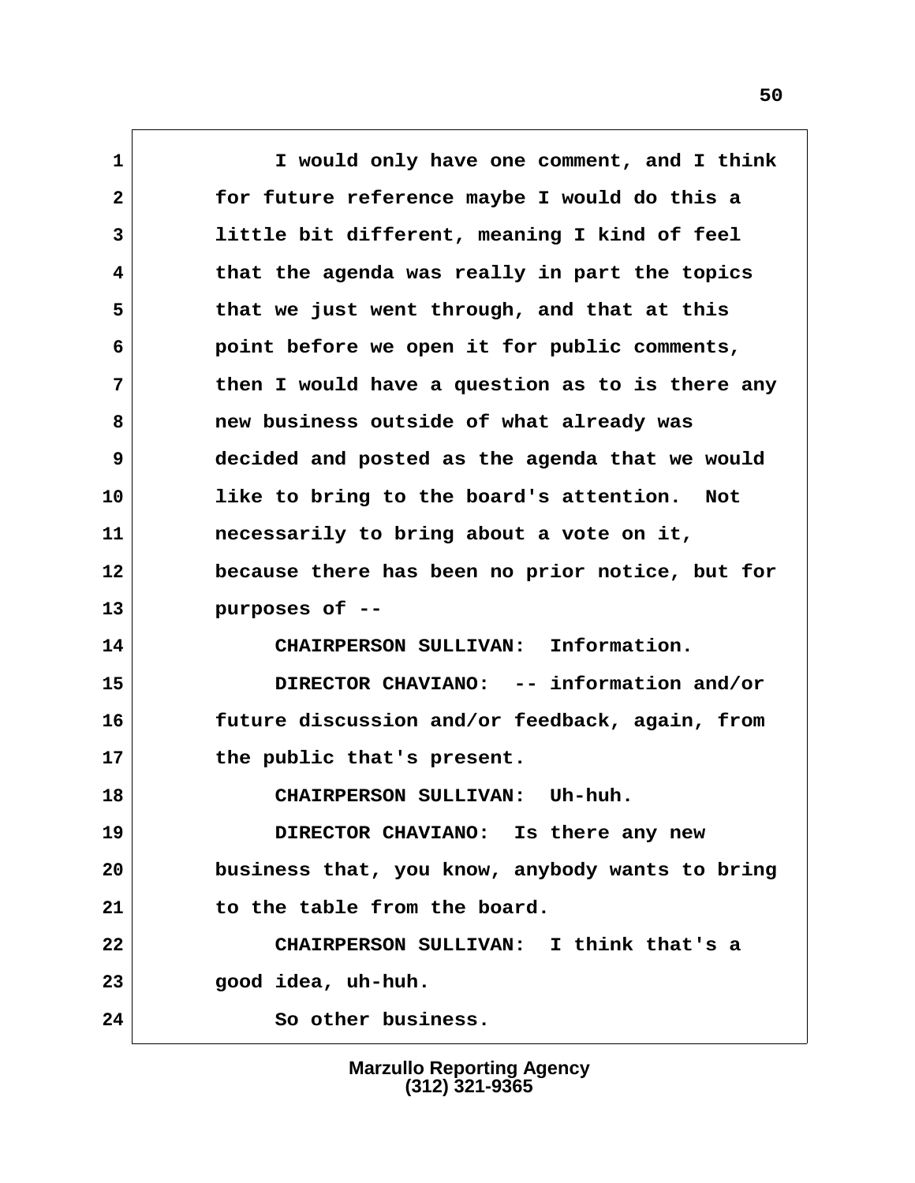1 I would only have one comment, and I think
2 for future reference maybe I would do this a
3 little bit different, meaning I kind of feel
4 that the agenda was really in part the topics
5 that we just went through, and that at this
6 point before we open it for public comments,
7 then I would have a question as to is there any
8 new business outside of what already was
9 decided and posted as the agenda that we would
10 like to bring to the board's attention. Not
11 necessarily to bring about a vote on it,
12 because there has been no prior notice, but for
13 purposes of --
14 CHAIRPERSON SULLIVAN: Information.
15 DIRECTOR CHAVIANO: -- information and/or
16 future discussion and/or feedback, again, from
17 the public that's present.
18 CHAIRPERSON SULLIVAN: Uh-huh.
19 DIRECTOR CHAVIANO: Is there any new
20 business that, you know, anybody wants to bring
21 to the table from the board.
22 CHAIRPERSON SULLIVAN: I think that's a
23 good idea, uh-huh.
24 So other business.

Marzullo Reporting Agency
(312) 321-9365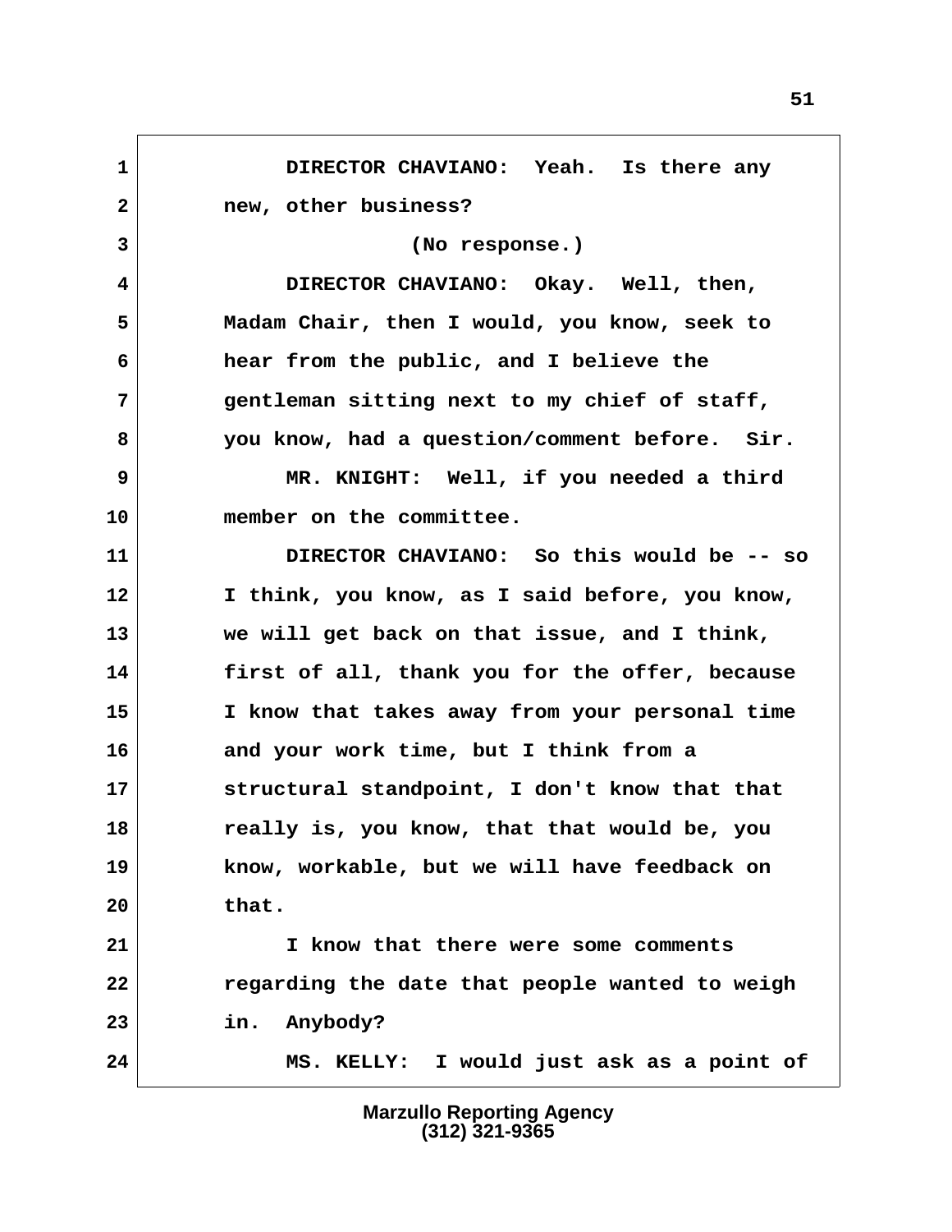DIRECTOR CHAVIANO: Yeah. Is there any new, other business?

(No response.)

DIRECTOR CHAVIANO: Okay. Well, then, Madam Chair, then I would, you know, seek to hear from the public, and I believe the gentleman sitting next to my chief of staff, you know, had a question/comment before. Sir.

MR. KNIGHT: Well, if you needed a third member on the committee.

DIRECTOR CHAVIANO: So this would be -- so I think, you know, as I said before, you know, we will get back on that issue, and I think, first of all, thank you for the offer, because I know that takes away from your personal time and your work time, but I think from a structural standpoint, I don't know that that really is, you know, that that would be, you know, workable, but we will have feedback on that.

I know that there were some comments regarding the date that people wanted to weigh in. Anybody?

MS. KELLY: I would just ask as a point of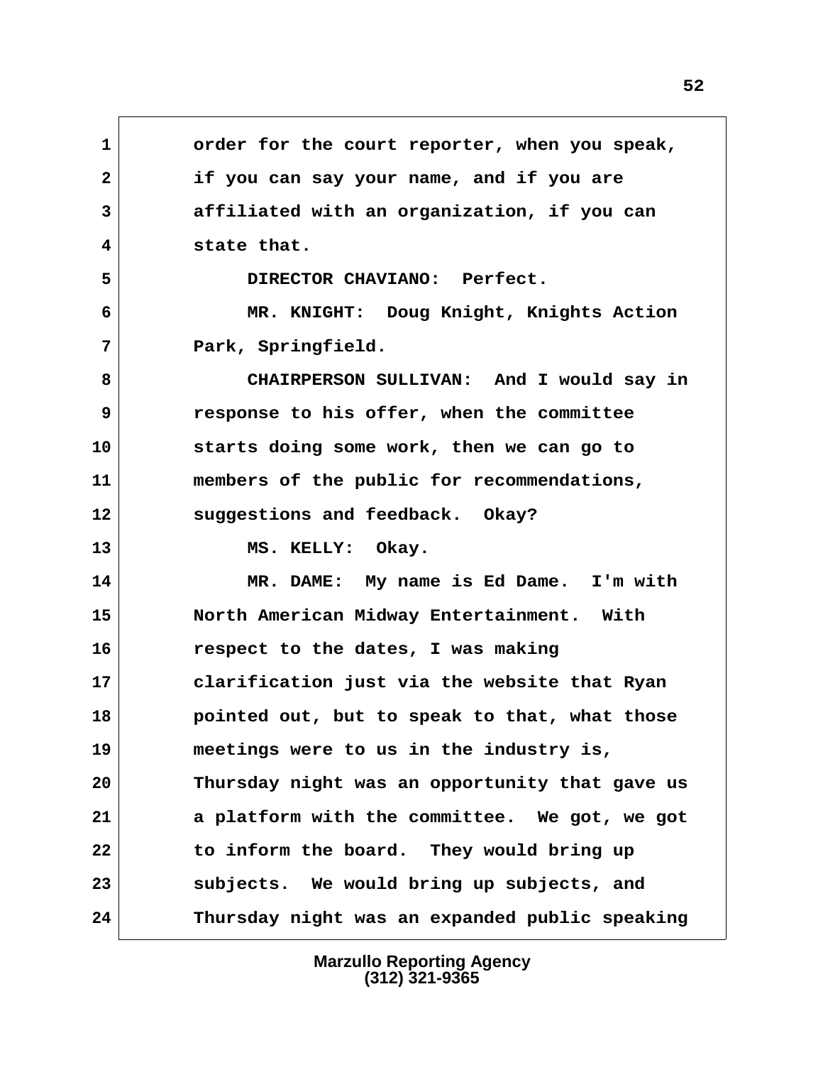order for the court reporter, when you speak, if you can say your name, and if you are affiliated with an organization, if you can state that.

DIRECTOR CHAVIANO: Perfect.

MR. KNIGHT: Doug Knight, Knights Action Park, Springfield.

CHAIRPERSON SULLIVAN: And I would say in response to his offer, when the committee starts doing some work, then we can go to members of the public for recommendations, suggestions and feedback. Okay?

MS. KELLY: Okay.

MR. DAME: My name is Ed Dame. I'm with North American Midway Entertainment. With respect to the dates, I was making clarification just via the website that Ryan pointed out, but to speak to that, what those meetings were to us in the industry is, Thursday night was an opportunity that gave us a platform with the committee. We got, we got to inform the board. They would bring up subjects. We would bring up subjects, and Thursday night was an expanded public speaking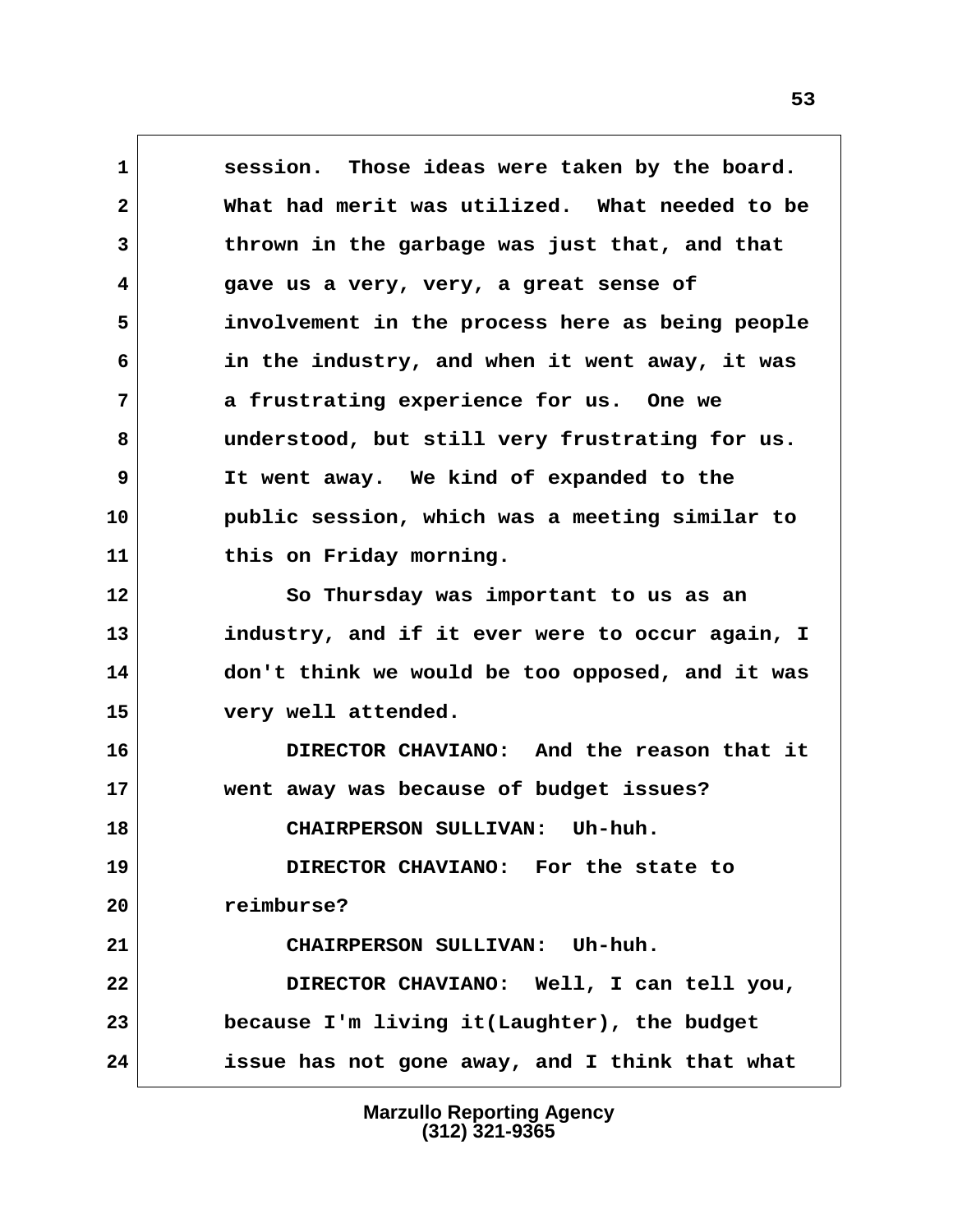session. Those ideas were taken by the board. What had merit was utilized. What needed to be thrown in the garbage was just that, and that gave us a very, very, a great sense of involvement in the process here as being people in the industry, and when it went away, it was a frustrating experience for us. One we understood, but still very frustrating for us. It went away. We kind of expanded to the public session, which was a meeting similar to this on Friday morning.

So Thursday was important to us as an industry, and if it ever were to occur again, I don't think we would be too opposed, and it was very well attended.

**DIRECTOR CHAVIANO:** And the reason that it went away was because of budget issues?

**CHAIRPERSON SULLIVAN:** Uh-huh.

**DIRECTOR CHAVIANO:** For the state to reimburse?

**CHAIRPERSON SULLIVAN:** Uh-huh.

**DIRECTOR CHAVIANO:** Well, I can tell you, because I'm living it(Laughter), the budget issue has not gone away, and I think that what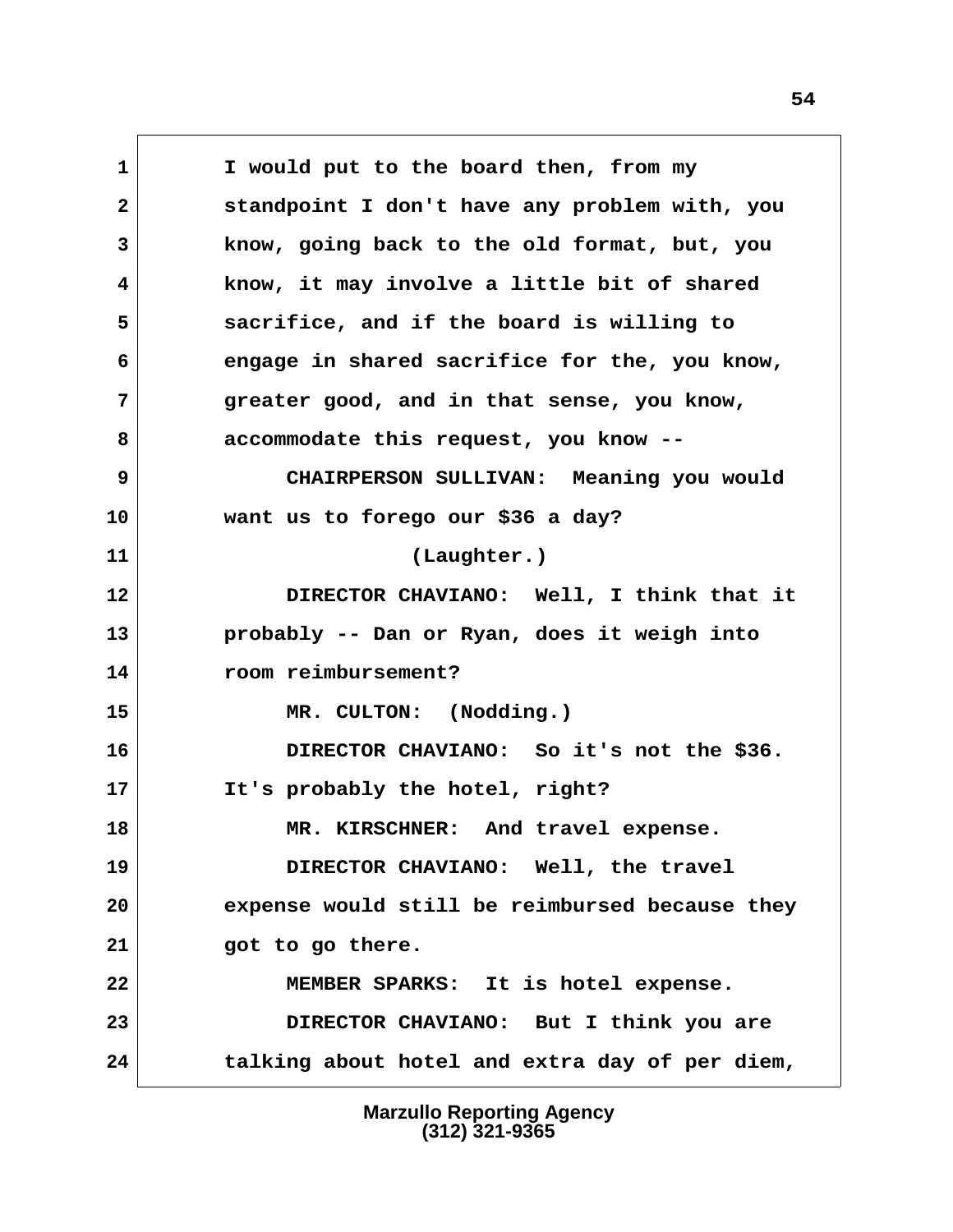1 I would put to the board then, from my
2 standpoint I don't have any problem with, you
3 know, going back to the old format, but, you
4 know, it may involve a little bit of shared
5 sacrifice, and if the board is willing to
6 engage in shared sacrifice for the, you know,
7 greater good, and in that sense, you know,
8 accommodate this request, you know --
9 CHAIRPERSON SULLIVAN: Meaning you would
10 want us to forego our $36 a day?
11 (Laughter.)
12 DIRECTOR CHAVIANO: Well, I think that it
13 probably -- Dan or Ryan, does it weigh into
14 room reimbursement?
15 MR. CULTON: (Nodding.)
16 DIRECTOR CHAVIANO: So it's not the $36.
17 It's probably the hotel, right?
18 MR. KIRSCHNER: And travel expense.
19 DIRECTOR CHAVIANO: Well, the travel
20 expense would still be reimbursed because they
21 got to go there.
22 MEMBER SPARKS: It is hotel expense.
23 DIRECTOR CHAVIANO: But I think you are
24 talking about hotel and extra day of per diem,

Marzullo Reporting Agency
(312) 321-9365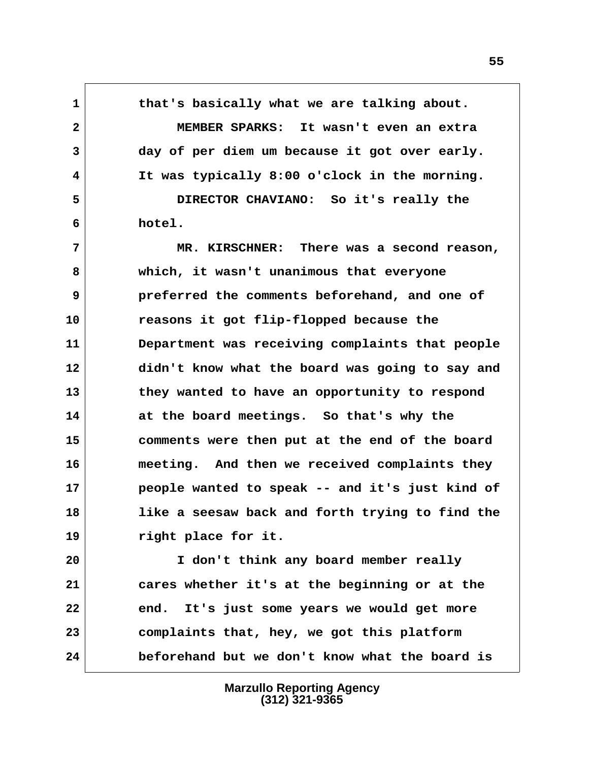that's basically what we are talking about.

MEMBER SPARKS: It wasn't even an extra day of per diem um because it got over early. It was typically 8:00 o'clock in the morning.

DIRECTOR CHAVIANO: So it's really the hotel.

MR. KIRSCHNER: There was a second reason, which, it wasn't unanimous that everyone preferred the comments beforehand, and one of reasons it got flip-flopped because the Department was receiving complaints that people didn't know what the board was going to say and they wanted to have an opportunity to respond at the board meetings. So that's why the comments were then put at the end of the board meeting. And then we received complaints they people wanted to speak -- and it's just kind of like a seesaw back and forth trying to find the right place for it.

I don't think any board member really cares whether it's at the beginning or at the end. It's just some years we would get more complaints that, hey, we got this platform beforehand but we don't know what the board is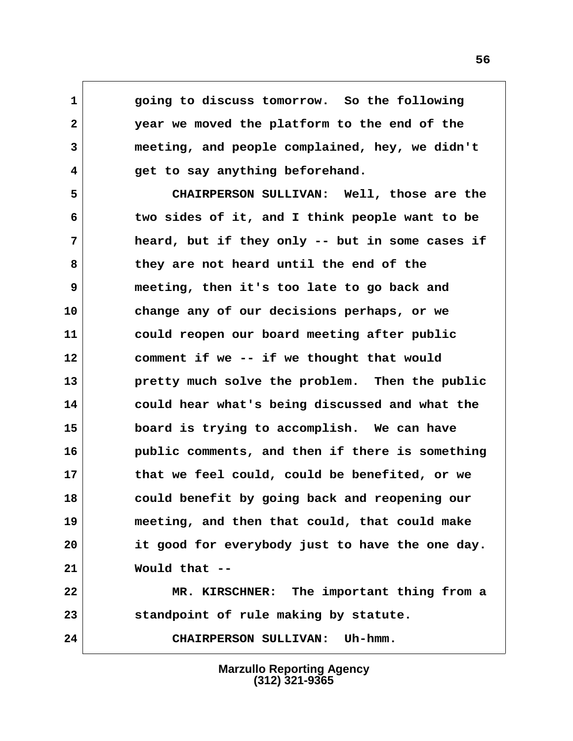1 going to discuss tomorrow. So the following
2 year we moved the platform to the end of the
3 meeting, and people complained, hey, we didn't
4 get to say anything beforehand.
5 CHAIRPERSON SULLIVAN: Well, those are the
6 two sides of it, and I think people want to be
7 heard, but if they only -- but in some cases if
8 they are not heard until the end of the
9 meeting, then it's too late to go back and
10 change any of our decisions perhaps, or we
11 could reopen our board meeting after public
12 comment if we -- if we thought that would
13 pretty much solve the problem. Then the public
14 could hear what's being discussed and what the
15 board is trying to accomplish. We can have
16 public comments, and then if there is something
17 that we feel could, could be benefited, or we
18 could benefit by going back and reopening our
19 meeting, and then that could, that could make
20 it good for everybody just to have the one day.
21 Would that --
22 MR. KIRSCHNER: The important thing from a
23 standpoint of rule making by statute.
24 CHAIRPERSON SULLIVAN: Uh-hmm.

Marzullo Reporting Agency
(312) 321-9365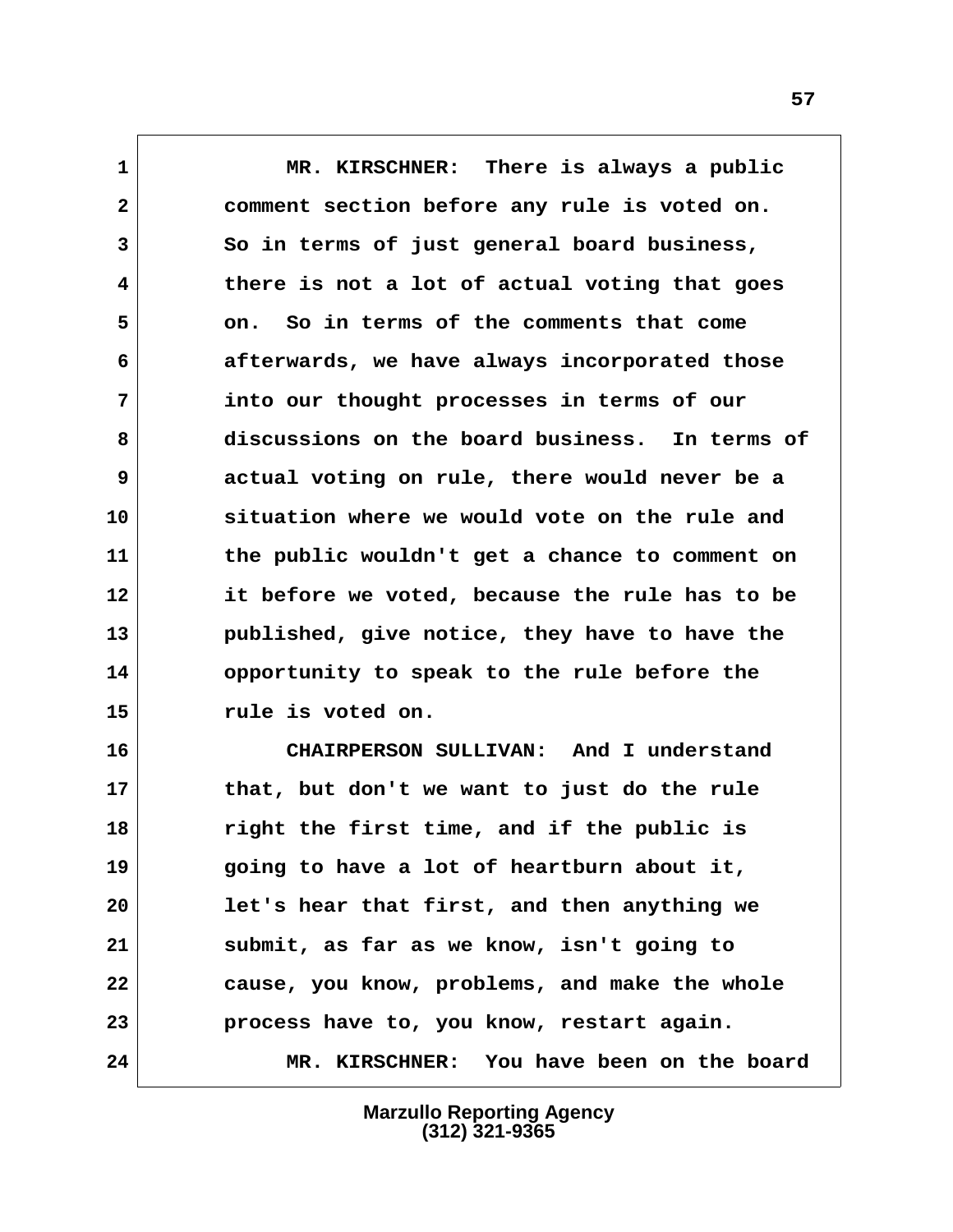MR. KIRSCHNER: There is always a public comment section before any rule is voted on. So in terms of just general board business, there is not a lot of actual voting that goes on. So in terms of the comments that come afterwards, we have always incorporated those into our thought processes in terms of our discussions on the board business. In terms of actual voting on rule, there would never be a situation where we would vote on the rule and the public wouldn't get a chance to comment on it before we voted, because the rule has to be published, give notice, they have to have the opportunity to speak to the rule before the rule is voted on.

CHAIRPERSON SULLIVAN: And I understand that, but don't we want to just do the rule right the first time, and if the public is going to have a lot of heartburn about it, let's hear that first, and then anything we submit, as far as we know, isn't going to cause, you know, problems, and make the whole process have to, you know, restart again.

MR. KIRSCHNER: You have been on the board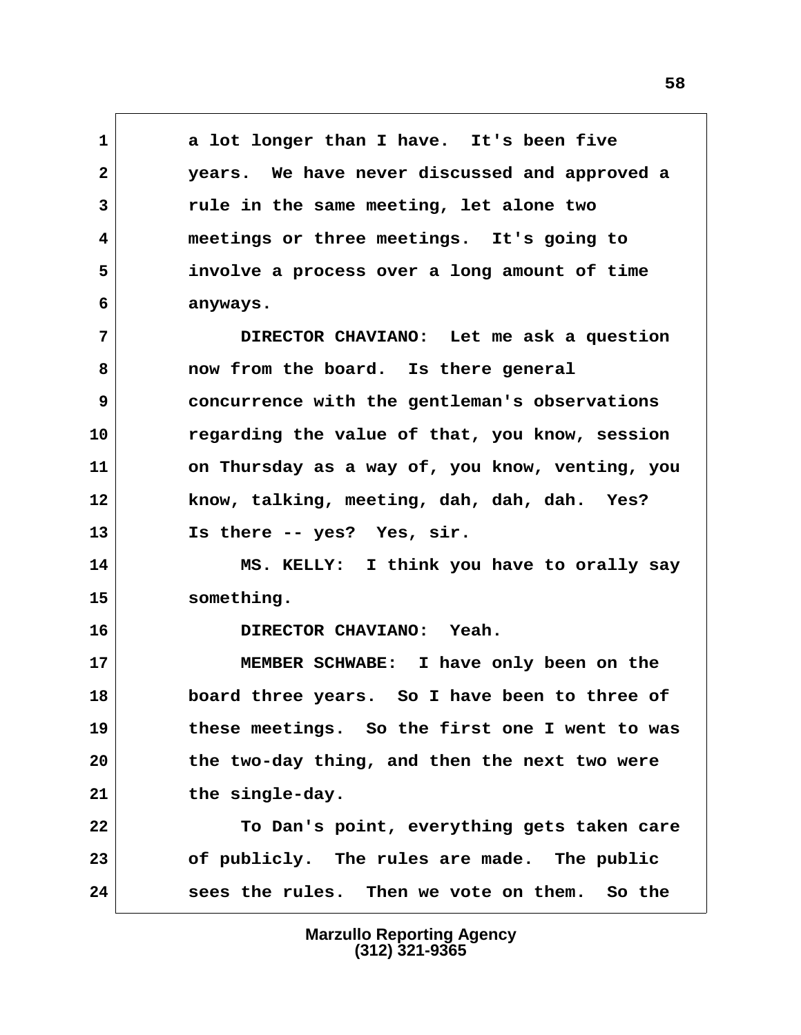1 a lot longer than I have. It's been five
2 years. We have never discussed and approved a
3 rule in the same meeting, let alone two
4 meetings or three meetings. It's going to
5 involve a process over a long amount of time
6 anyways.

7 DIRECTOR CHAVIANO: Let me ask a question
8 now from the board. Is there general
9 concurrence with the gentleman's observations
10 regarding the value of that, you know, session
11 on Thursday as a way of, you know, venting, you
12 know, talking, meeting, dah, dah, dah. Yes?
13 Is there -- yes? Yes, sir.

14 MS. KELLY: I think you have to orally say
15 something.

16 DIRECTOR CHAVIANO: Yeah.

17 MEMBER SCHWABE: I have only been on the
18 board three years. So I have been to three of
19 these meetings. So the first one I went to was
20 the two-day thing, and then the next two were
21 the single-day.

22 To Dan's point, everything gets taken care
23 of publicly. The rules are made. The public
24 sees the rules. Then we vote on them. So the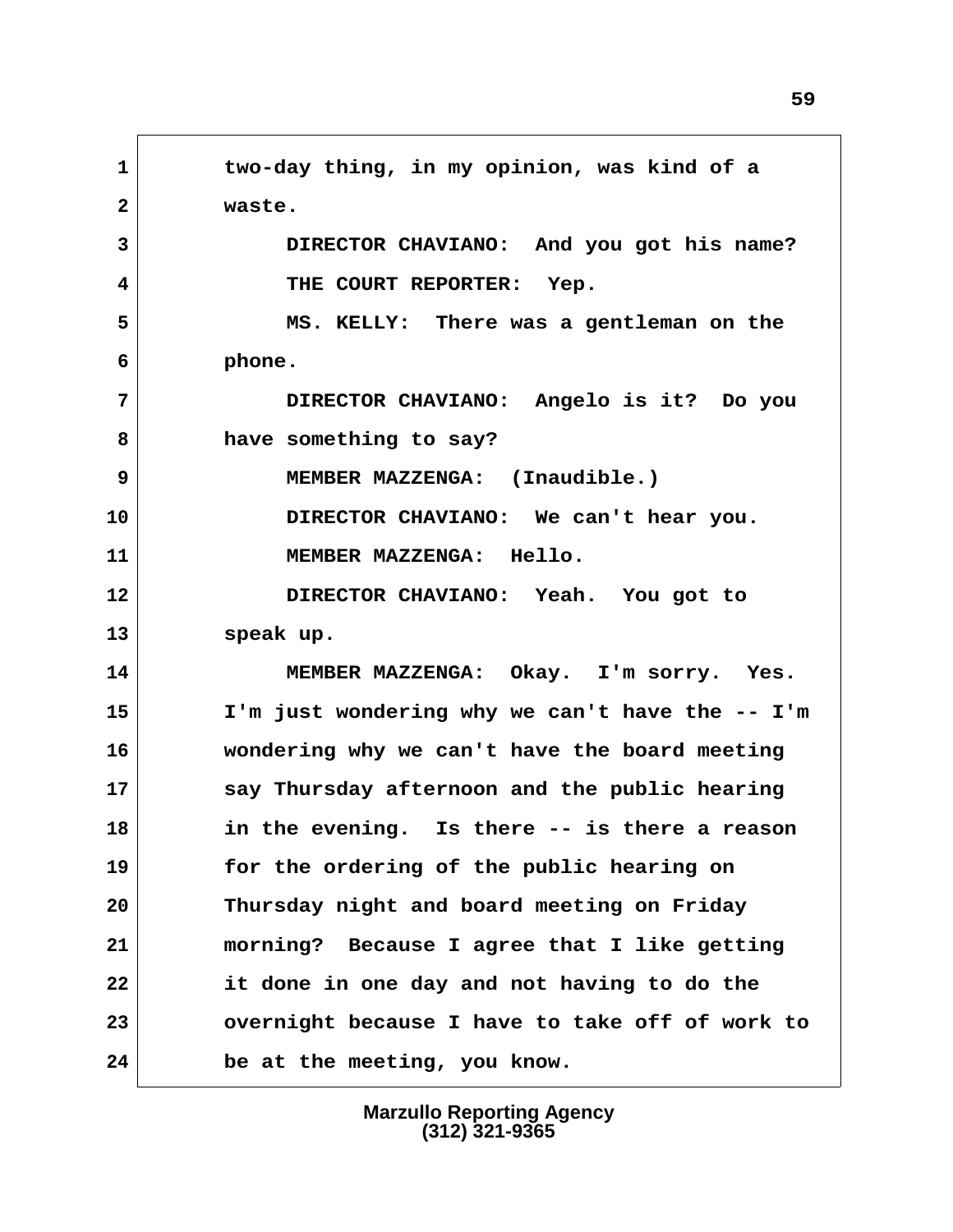1 two-day thing, in my opinion, was kind of a
2 waste.
3 DIRECTOR CHAVIANO: And you got his name?
4 THE COURT REPORTER: Yep.
5 MS. KELLY: There was a gentleman on the
6 phone.
7 DIRECTOR CHAVIANO: Angelo is it? Do you
8 have something to say?
9 MEMBER MAZZENGA: (Inaudible.)
10 DIRECTOR CHAVIANO: We can't hear you.
11 MEMBER MAZZENGA: Hello.
12 DIRECTOR CHAVIANO: Yeah. You got to
13 speak up.
14 MEMBER MAZZENGA: Okay. I'm sorry. Yes.
15 I'm just wondering why we can't have the -- I'm
16 wondering why we can't have the board meeting
17 say Thursday afternoon and the public hearing
18 in the evening. Is there -- is there a reason
19 for the ordering of the public hearing on
20 Thursday night and board meeting on Friday
21 morning? Because I agree that I like getting
22 it done in one day and not having to do the
23 overnight because I have to take off of work to
24 be at the meeting, you know.

Marzullo Reporting Agency
(312) 321-9365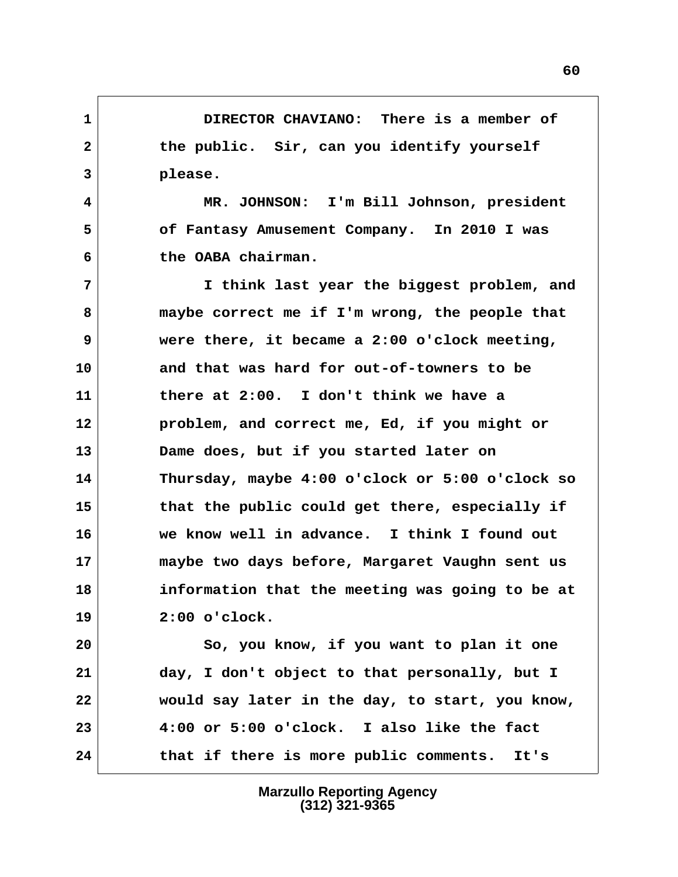1 DIRECTOR CHAVIANO: There is a member of
2 the public. Sir, can you identify yourself
3 please.
4 MR. JOHNSON: I'm Bill Johnson, president
5 of Fantasy Amusement Company. In 2010 I was
6 the OABA chairman.
7 I think last year the biggest problem, and
8 maybe correct me if I'm wrong, the people that
9 were there, it became a 2:00 o'clock meeting,
10 and that was hard for out-of-towners to be
11 there at 2:00. I don't think we have a
12 problem, and correct me, Ed, if you might or
13 Dame does, but if you started later on
14 Thursday, maybe 4:00 o'clock or 5:00 o'clock so
15 that the public could get there, especially if
16 we know well in advance. I think I found out
17 maybe two days before, Margaret Vaughn sent us
18 information that the meeting was going to be at
19 2:00 o'clock.
20 So, you know, if you want to plan it one
21 day, I don't object to that personally, but I
22 would say later in the day, to start, you know,
23 4:00 or 5:00 o'clock. I also like the fact
24 that if there is more public comments. It's

Marzullo Reporting Agency
(312) 321-9365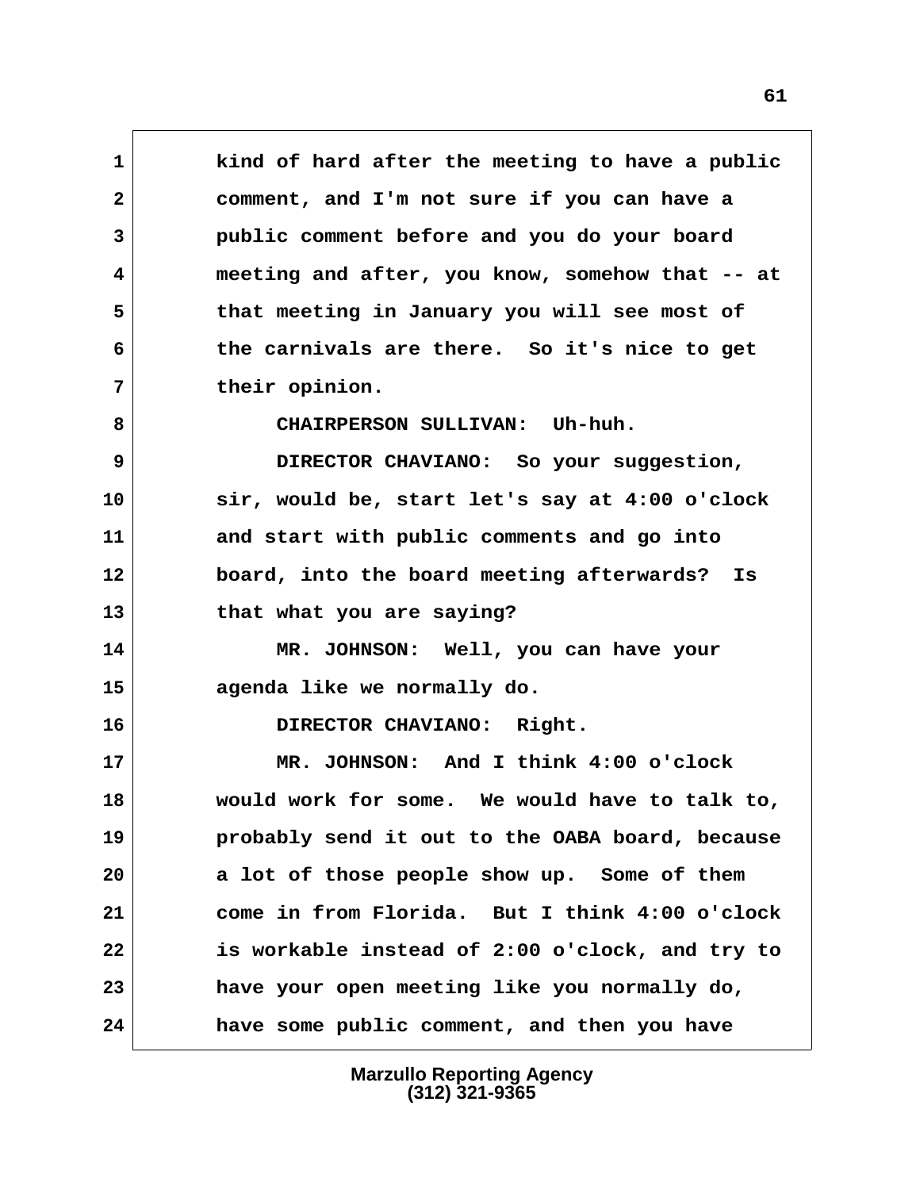1 kind of hard after the meeting to have a public
2 comment, and I'm not sure if you can have a
3 public comment before and you do your board
4 meeting and after, you know, somehow that -- at
5 that meeting in January you will see most of
6 the carnivals are there. So it's nice to get
7 their opinion.

8 CHAIRPERSON SULLIVAN: Uh-huh.

9 DIRECTOR CHAVIANO: So your suggestion,
10 sir, would be, start let's say at 4:00 o'clock
11 and start with public comments and go into
12 board, into the board meeting afterwards? Is
13 that what you are saying?

14 MR. JOHNSON: Well, you can have your
15 agenda like we normally do.

16 DIRECTOR CHAVIANO: Right.

17 MR. JOHNSON: And I think 4:00 o'clock
18 would work for some. We would have to talk to,
19 probably send it out to the OABA board, because
20 a lot of those people show up. Some of them
21 come in from Florida. But I think 4:00 o'clock
22 is workable instead of 2:00 o'clock, and try to
23 have your open meeting like you normally do,
24 have some public comment, and then you have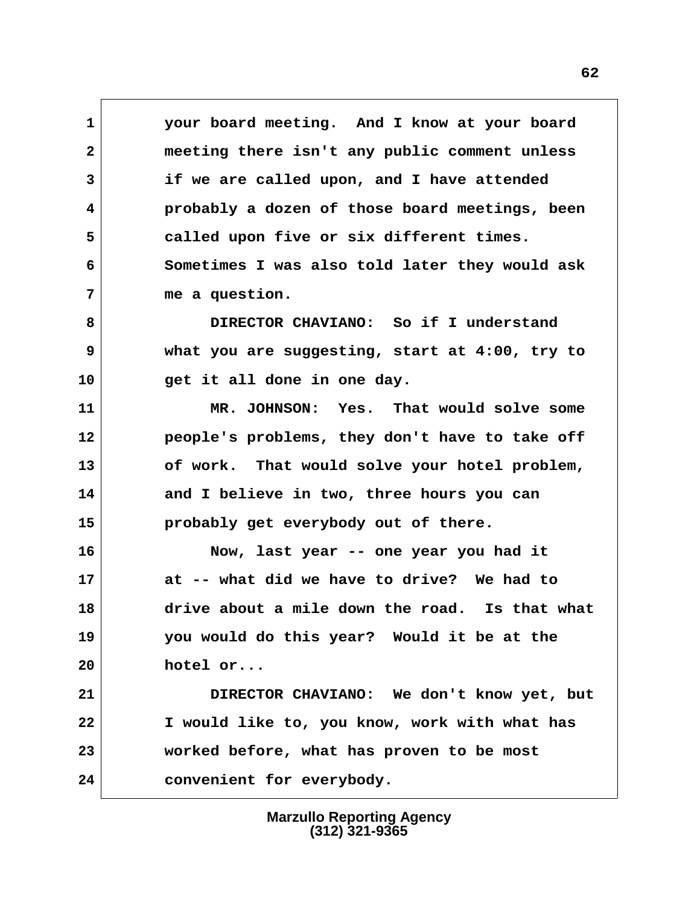your board meeting. And I know at your board meeting there isn't any public comment unless if we are called upon, and I have attended probably a dozen of those board meetings, been called upon five or six different times. Sometimes I was also told later they would ask me a question.

DIRECTOR CHAVIANO: So if I understand what you are suggesting, start at 4:00, try to get it all done in one day.

MR. JOHNSON: Yes. That would solve some people's problems, they don't have to take off of work. That would solve your hotel problem, and I believe in two, three hours you can probably get everybody out of there.

Now, last year -- one year you had it at -- what did we have to drive? We had to drive about a mile down the road. Is that what you would do this year? Would it be at the hotel or...

DIRECTOR CHAVIANO: We don't know yet, but I would like to, you know, work with what has worked before, what has proven to be most convenient for everybody.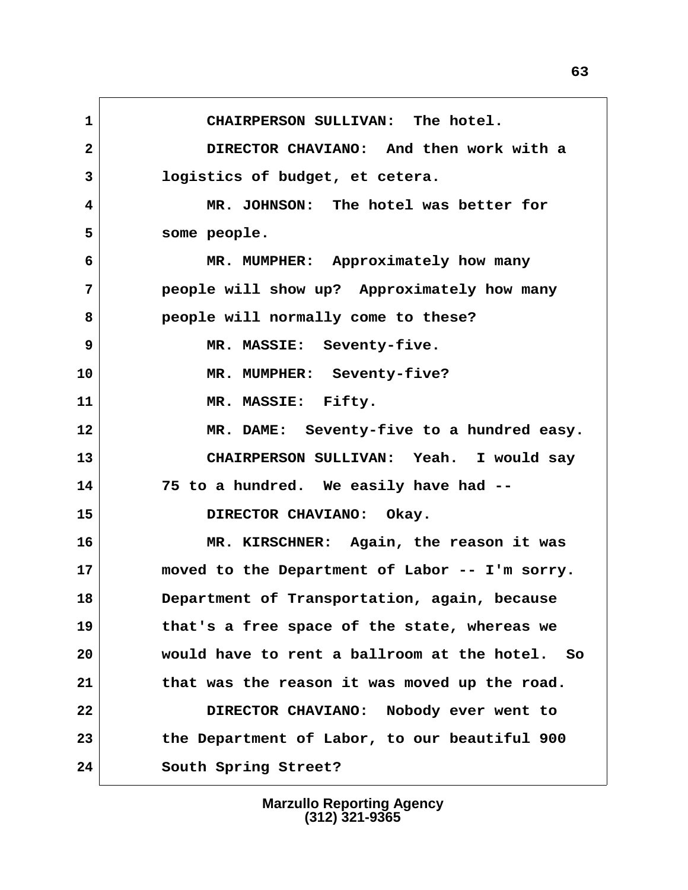1 CHAIRPERSON SULLIVAN: The hotel.

2 DIRECTOR CHAVIANO: And then work with a

3 logistics of budget, et cetera.

4 MR. JOHNSON: The hotel was better for

5 some people.

6 MR. MUMPHER: Approximately how many

7 people will show up? Approximately how many

8 people will normally come to these?

9 MR. MASSIE: Seventy-five.

10 MR. MUMPHER: Seventy-five?

11 MR. MASSIE: Fifty.

12 MR. DAME: Seventy-five to a hundred easy.

13 CHAIRPERSON SULLIVAN: Yeah. I would say

14 75 to a hundred. We easily have had --

15 DIRECTOR CHAVIANO: Okay.

16 MR. KIRSCHNER: Again, the reason it was

17 moved to the Department of Labor -- I'm sorry.

18 Department of Transportation, again, because

19 that's a free space of the state, whereas we

20 would have to rent a ballroom at the hotel. So

21 that was the reason it was moved up the road.

22 DIRECTOR CHAVIANO: Nobody ever went to

23 the Department of Labor, to our beautiful 900

24 South Spring Street?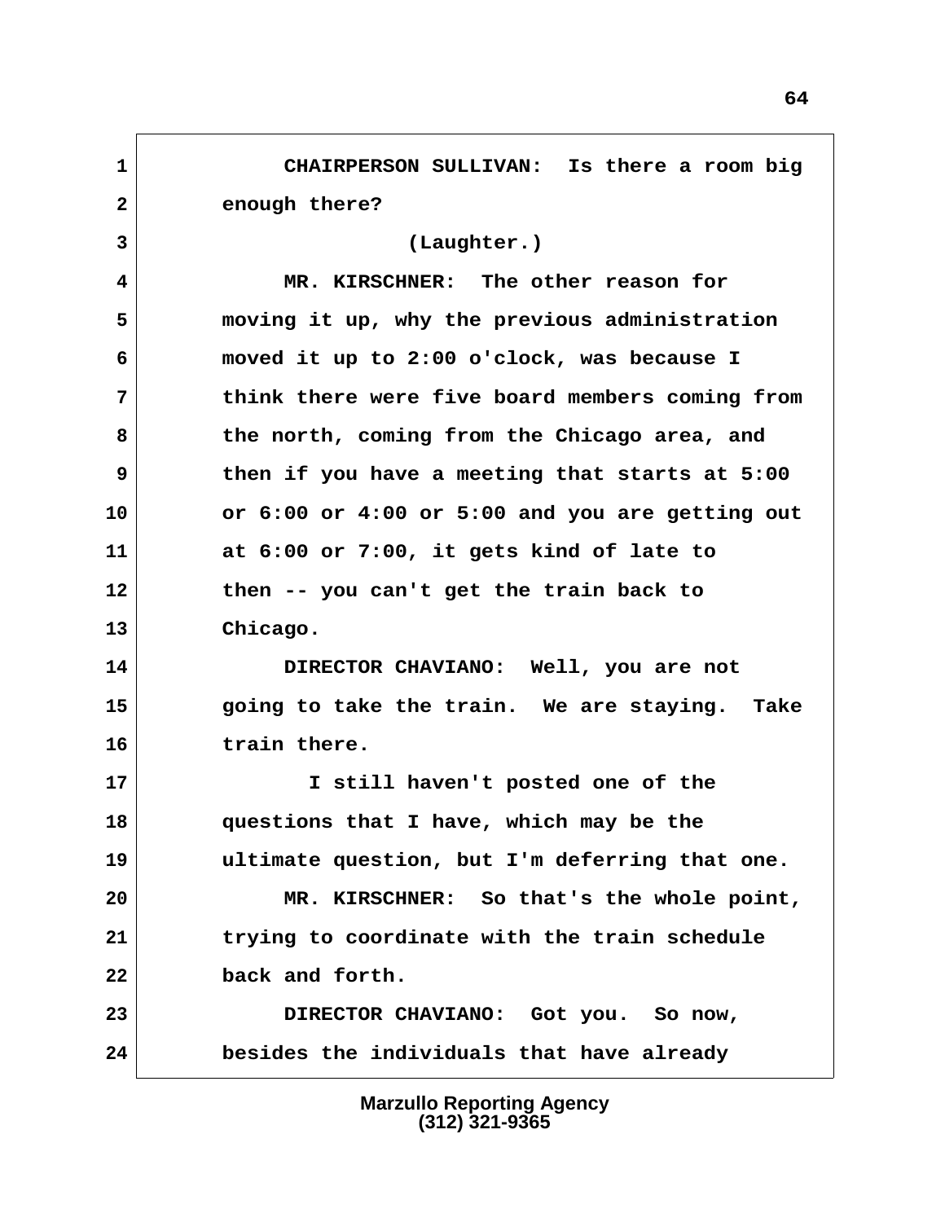1 CHAIRPERSON SULLIVAN: Is there a room big
2 enough there?
3 (Laughter.)
4 MR. KIRSCHNER: The other reason for
5 moving it up, why the previous administration
6 moved it up to 2:00 o'clock, was because I
7 think there were five board members coming from
8 the north, coming from the Chicago area, and
9 then if you have a meeting that starts at 5:00
10 or 6:00 or 4:00 or 5:00 and you are getting out
11 at 6:00 or 7:00, it gets kind of late to
12 then -- you can't get the train back to
13 Chicago.
14 DIRECTOR CHAVIANO: Well, you are not
15 going to take the train. We are staying. Take
16 train there.
17 I still haven't posted one of the
18 questions that I have, which may be the
19 ultimate question, but I'm deferring that one.
20 MR. KIRSCHNER: So that's the whole point,
21 trying to coordinate with the train schedule
22 back and forth.
23 DIRECTOR CHAVIANO: Got you. So now,
24 besides the individuals that have already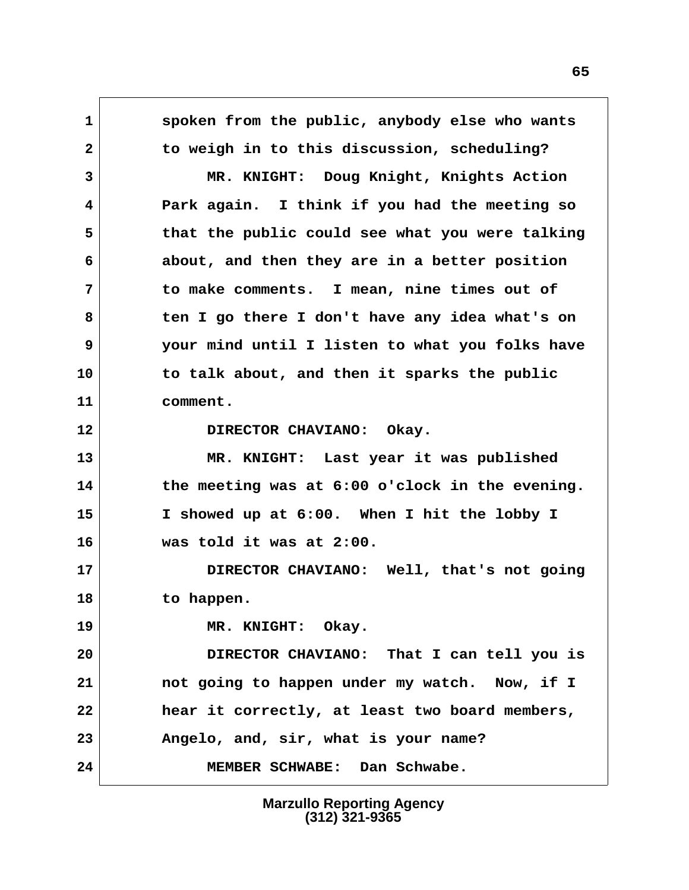spoken from the public, anybody else who wants to weigh in to this discussion, scheduling?

MR. KNIGHT: Doug Knight, Knights Action Park again. I think if you had the meeting so that the public could see what you were talking about, and then they are in a better position to make comments. I mean, nine times out of ten I go there I don't have any idea what's on your mind until I listen to what you folks have to talk about, and then it sparks the public comment.

DIRECTOR CHAVIANO: Okay.

MR. KNIGHT: Last year it was published the meeting was at 6:00 o'clock in the evening. I showed up at 6:00. When I hit the lobby I was told it was at 2:00.

DIRECTOR CHAVIANO: Well, that's not going to happen.

MR. KNIGHT: Okay.

DIRECTOR CHAVIANO: That I can tell you is not going to happen under my watch. Now, if I hear it correctly, at least two board members, Angelo, and, sir, what is your name?

MEMBER SCHWABE: Dan Schwabe.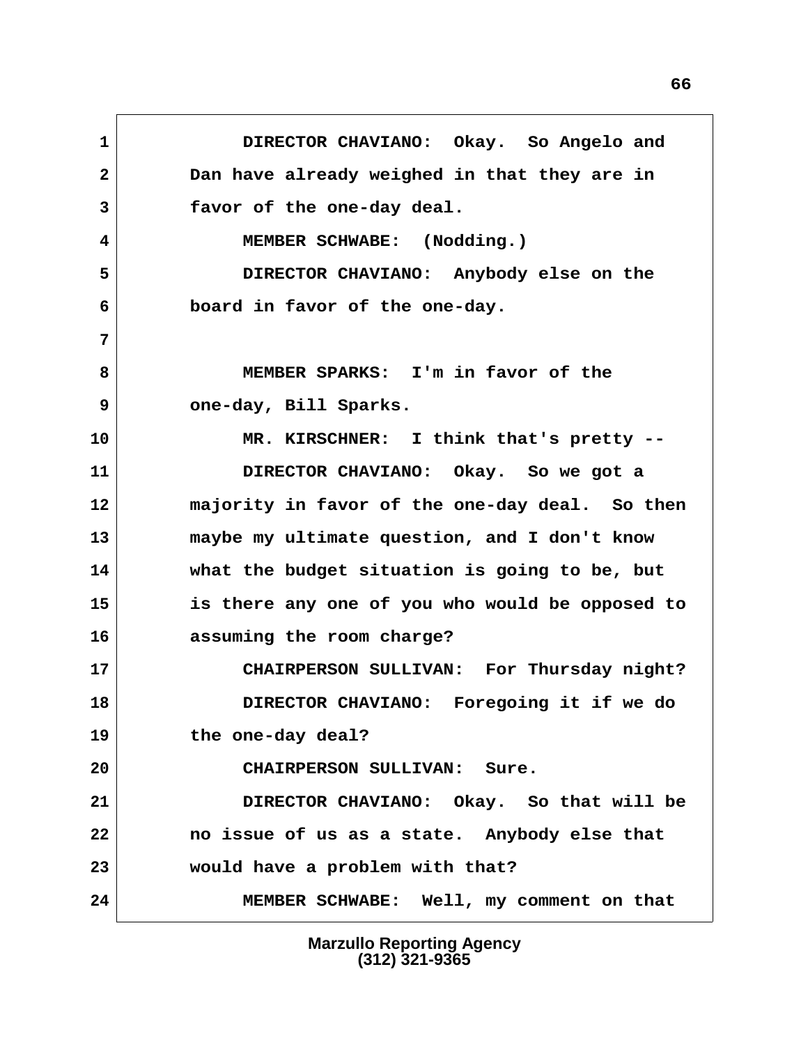1 DIRECTOR CHAVIANO: Okay. So Angelo and
2 Dan have already weighed in that they are in
3 favor of the one-day deal.
4 MEMBER SCHWABE: (Nodding.)
5 DIRECTOR CHAVIANO: Anybody else on the
6 board in favor of the one-day.
7
8 MEMBER SPARKS: I'm in favor of the
9 one-day, Bill Sparks.
10 MR. KIRSCHNER: I think that's pretty --
11 DIRECTOR CHAVIANO: Okay. So we got a
12 majority in favor of the one-day deal. So then
13 maybe my ultimate question, and I don't know
14 what the budget situation is going to be, but
15 is there any one of you who would be opposed to
16 assuming the room charge?
17 CHAIRPERSON SULLIVAN: For Thursday night?
18 DIRECTOR CHAVIANO: Foregoing it if we do
19 the one-day deal?
20 CHAIRPERSON SULLIVAN: Sure.
21 DIRECTOR CHAVIANO: Okay. So that will be
22 no issue of us as a state. Anybody else that
23 would have a problem with that?
24 MEMBER SCHWABE: Well, my comment on that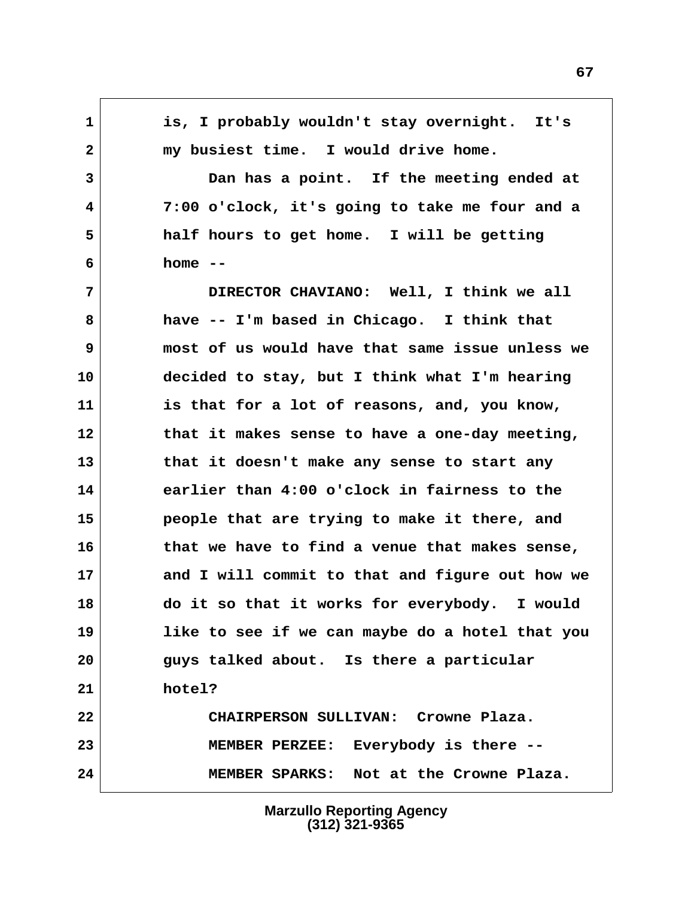1 is, I probably wouldn't stay overnight. It's
2 my busiest time. I would drive home.
3 Dan has a point. If the meeting ended at
4 7:00 o'clock, it's going to take me four and a
5 half hours to get home. I will be getting
6 home --
7 DIRECTOR CHAVIANO: Well, I think we all
8 have -- I'm based in Chicago. I think that
9 most of us would have that same issue unless we
10 decided to stay, but I think what I'm hearing
11 is that for a lot of reasons, and, you know,
12 that it makes sense to have a one-day meeting,
13 that it doesn't make any sense to start any
14 earlier than 4:00 o'clock in fairness to the
15 people that are trying to make it there, and
16 that we have to find a venue that makes sense,
17 and I will commit to that and figure out how we
18 do it so that it works for everybody. I would
19 like to see if we can maybe do a hotel that you
20 guys talked about. Is there a particular
21 hotel?
22 CHAIRPERSON SULLIVAN: Crowne Plaza.
23 MEMBER PERZEE: Everybody is there --
24 MEMBER SPARKS: Not at the Crowne Plaza.

Marzullo Reporting Agency
(312) 321-9365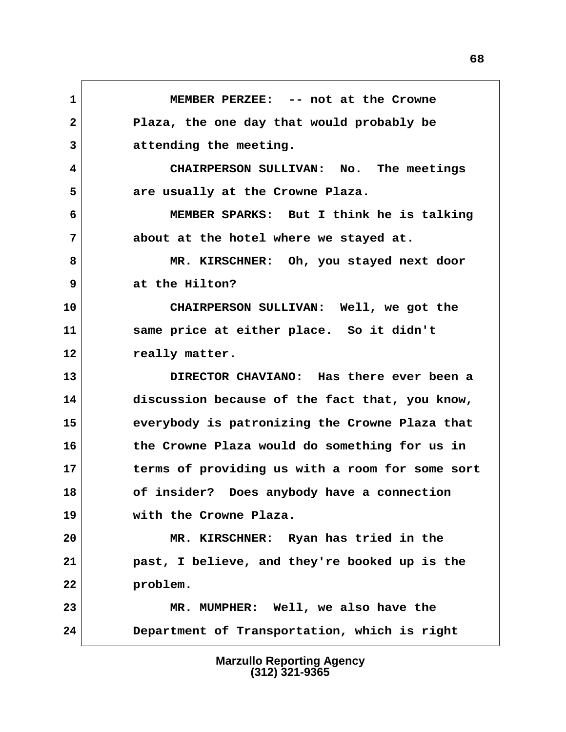MEMBER PERZEE: -- not at the Crowne Plaza, the one day that would probably be attending the meeting.

CHAIRPERSON SULLIVAN: No. The meetings are usually at the Crowne Plaza.

MEMBER SPARKS: But I think he is talking about at the hotel where we stayed at.

MR. KIRSCHNER: Oh, you stayed next door at the Hilton?

CHAIRPERSON SULLIVAN: Well, we got the same price at either place. So it didn't really matter.

DIRECTOR CHAVIANO: Has there ever been a discussion because of the fact that, you know, everybody is patronizing the Crowne Plaza that the Crowne Plaza would do something for us in terms of providing us with a room for some sort of insider? Does anybody have a connection with the Crowne Plaza.

MR. KIRSCHNER: Ryan has tried in the past, I believe, and they're booked up is the problem.

MR. MUMPHER: Well, we also have the Department of Transportation, which is right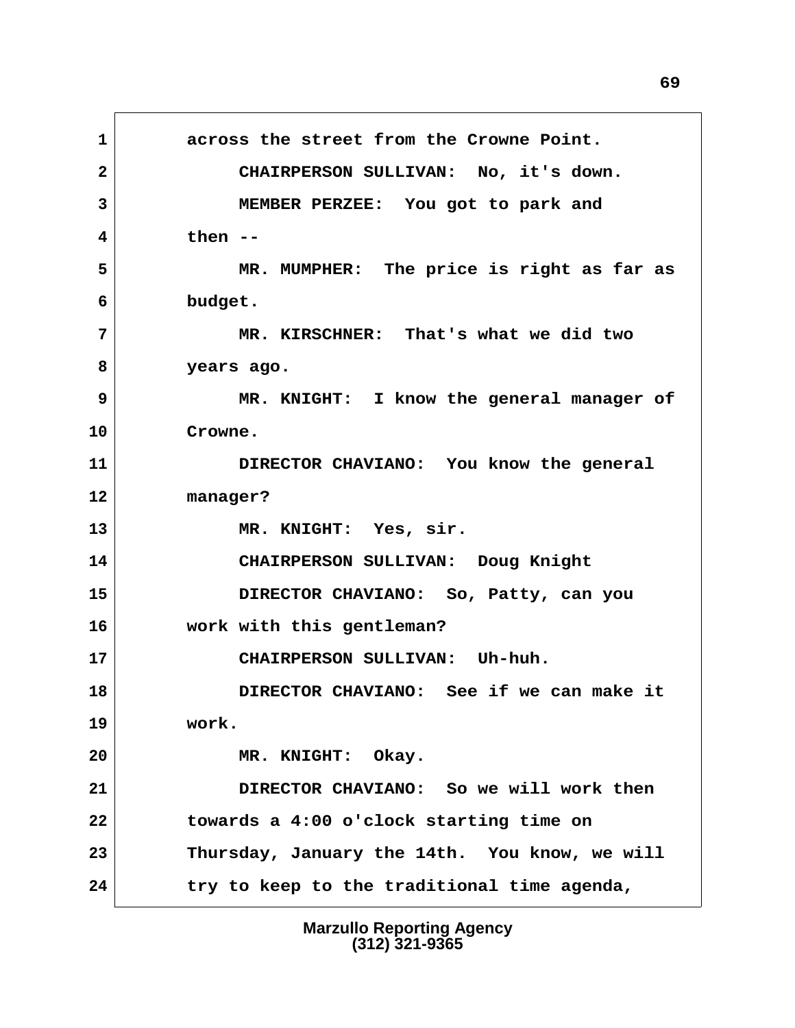1 across the street from the Crowne Point.

2 CHAIRPERSON SULLIVAN: No, it's down.

3 MEMBER PERZEE: You got to park and

4 then --

5 MR. MUMPHER: The price is right as far as

6 budget.

7 MR. KIRSCHNER: That's what we did two

8 years ago.

9 MR. KNIGHT: I know the general manager of

10 Crowne.

11 DIRECTOR CHAVIANO: You know the general

12 manager?

13 MR. KNIGHT: Yes, sir.

14 CHAIRPERSON SULLIVAN: Doug Knight

15 DIRECTOR CHAVIANO: So, Patty, can you

16 work with this gentleman?

17 CHAIRPERSON SULLIVAN: Uh-huh.

18 DIRECTOR CHAVIANO: See if we can make it

19 work.

20 MR. KNIGHT: Okay.

21 DIRECTOR CHAVIANO: So we will work then

22 towards a 4:00 o'clock starting time on

23 Thursday, January the 14th. You know, we will

24 try to keep to the traditional time agenda,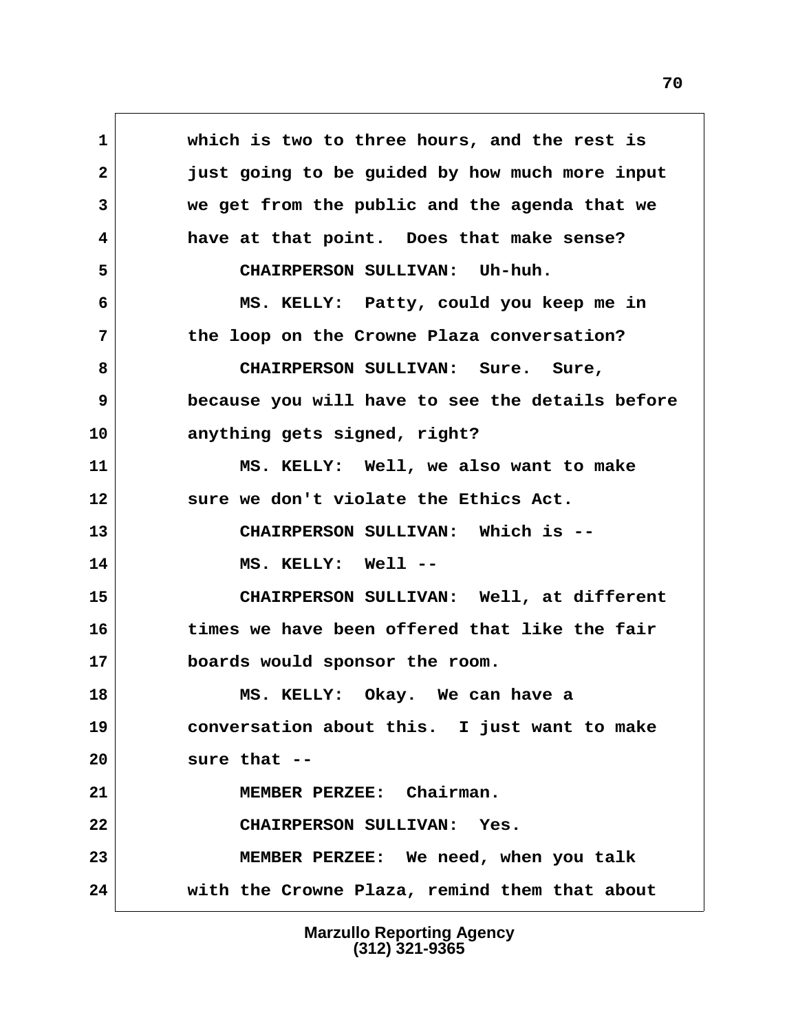which is two to three hours, and the rest is just going to be guided by how much more input we get from the public and the agenda that we have at that point. Does that make sense?

CHAIRPERSON SULLIVAN: Uh-huh.

MS. KELLY: Patty, could you keep me in the loop on the Crowne Plaza conversation?

CHAIRPERSON SULLIVAN: Sure. Sure, because you will have to see the details before anything gets signed, right?

MS. KELLY: Well, we also want to make sure we don't violate the Ethics Act.

CHAIRPERSON SULLIVAN: Which is --

MS. KELLY: Well --

CHAIRPERSON SULLIVAN: Well, at different times we have been offered that like the fair boards would sponsor the room.

MS. KELLY: Okay. We can have a conversation about this. I just want to make sure that --

MEMBER PERZEE: Chairman.

CHAIRPERSON SULLIVAN: Yes.

MEMBER PERZEE: We need, when you talk with the Crowne Plaza, remind them that about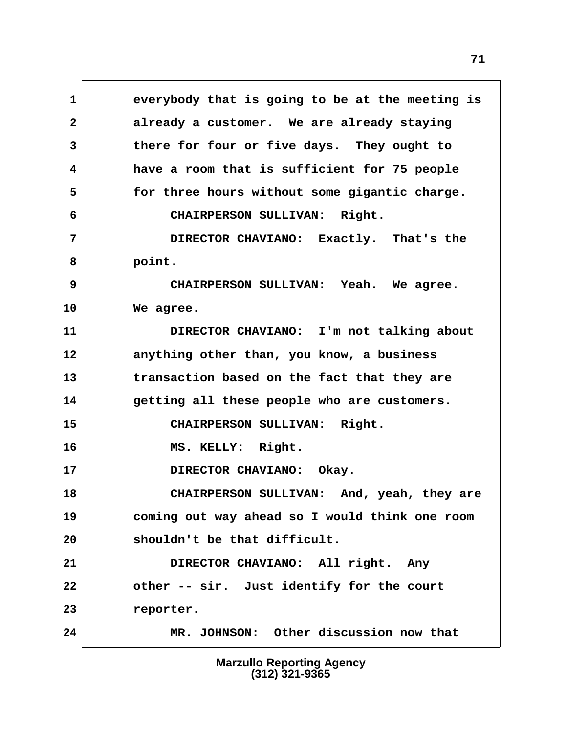1 everybody that is going to be at the meeting is
2 already a customer. We are already staying
3 there for four or five days. They ought to
4 have a room that is sufficient for 75 people
5 for three hours without some gigantic charge.
6 CHAIRPERSON SULLIVAN: Right.
7 DIRECTOR CHAVIANO: Exactly. That's the
8 point.
9 CHAIRPERSON SULLIVAN: Yeah. We agree.
10 We agree.
11 DIRECTOR CHAVIANO: I'm not talking about
12 anything other than, you know, a business
13 transaction based on the fact that they are
14 getting all these people who are customers.
15 CHAIRPERSON SULLIVAN: Right.
16 MS. KELLY: Right.
17 DIRECTOR CHAVIANO: Okay.
18 CHAIRPERSON SULLIVAN: And, yeah, they are
19 coming out way ahead so I would think one room
20 shouldn't be that difficult.
21 DIRECTOR CHAVIANO: All right. Any
22 other -- sir. Just identify for the court
23 reporter.
24 MR. JOHNSON: Other discussion now that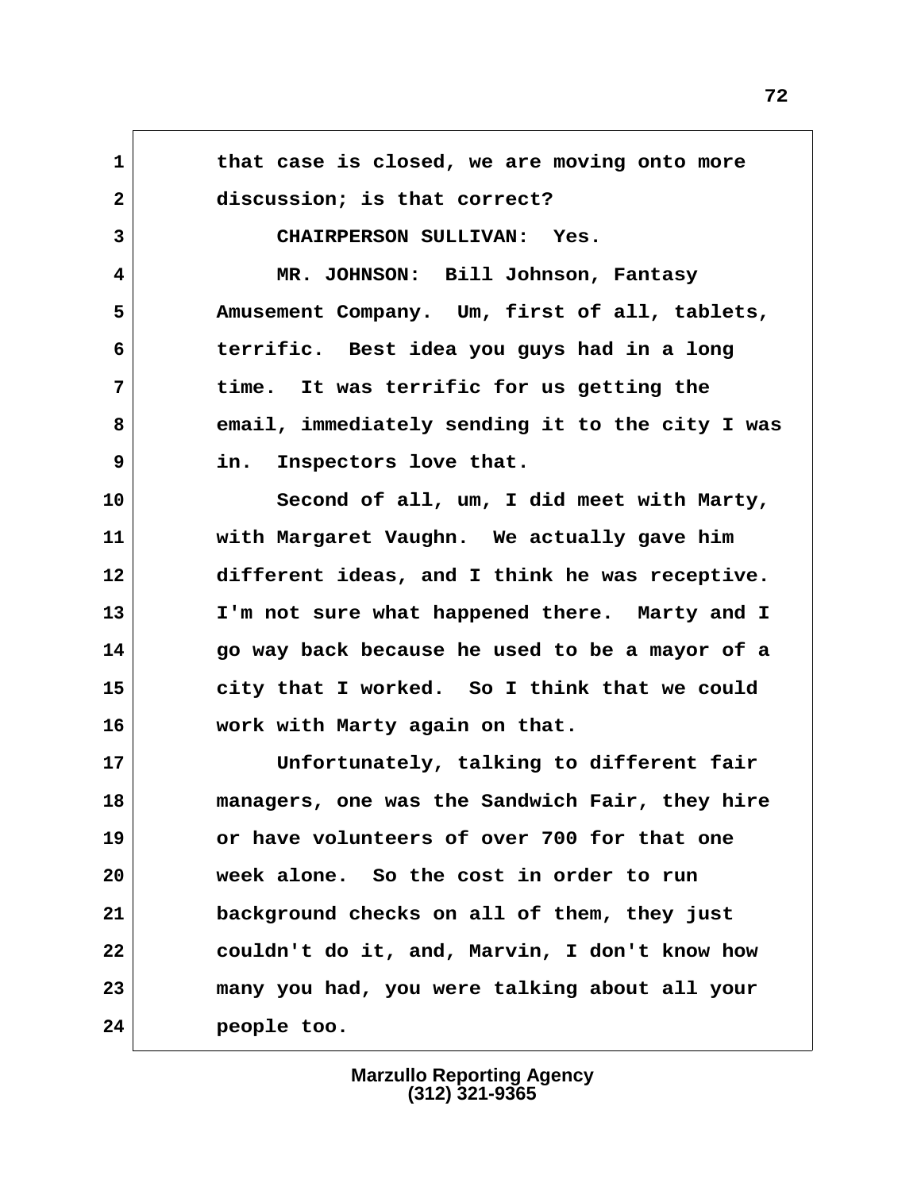1 that case is closed, we are moving onto more
2 discussion; is that correct?
3 CHAIRPERSON SULLIVAN: Yes.
4 MR. JOHNSON: Bill Johnson, Fantasy
5 Amusement Company. Um, first of all, tablets,
6 terrific. Best idea you guys had in a long
7 time. It was terrific for us getting the
8 email, immediately sending it to the city I was
9 in. Inspectors love that.
10 Second of all, um, I did meet with Marty,
11 with Margaret Vaughn. We actually gave him
12 different ideas, and I think he was receptive.
13 I'm not sure what happened there. Marty and I
14 go way back because he used to be a mayor of a
15 city that I worked. So I think that we could
16 work with Marty again on that.
17 Unfortunately, talking to different fair
18 managers, one was the Sandwich Fair, they hire
19 or have volunteers of over 700 for that one
20 week alone. So the cost in order to run
21 background checks on all of them, they just
22 couldn't do it, and, Marvin, I don't know how
23 many you had, you were talking about all your
24 people too.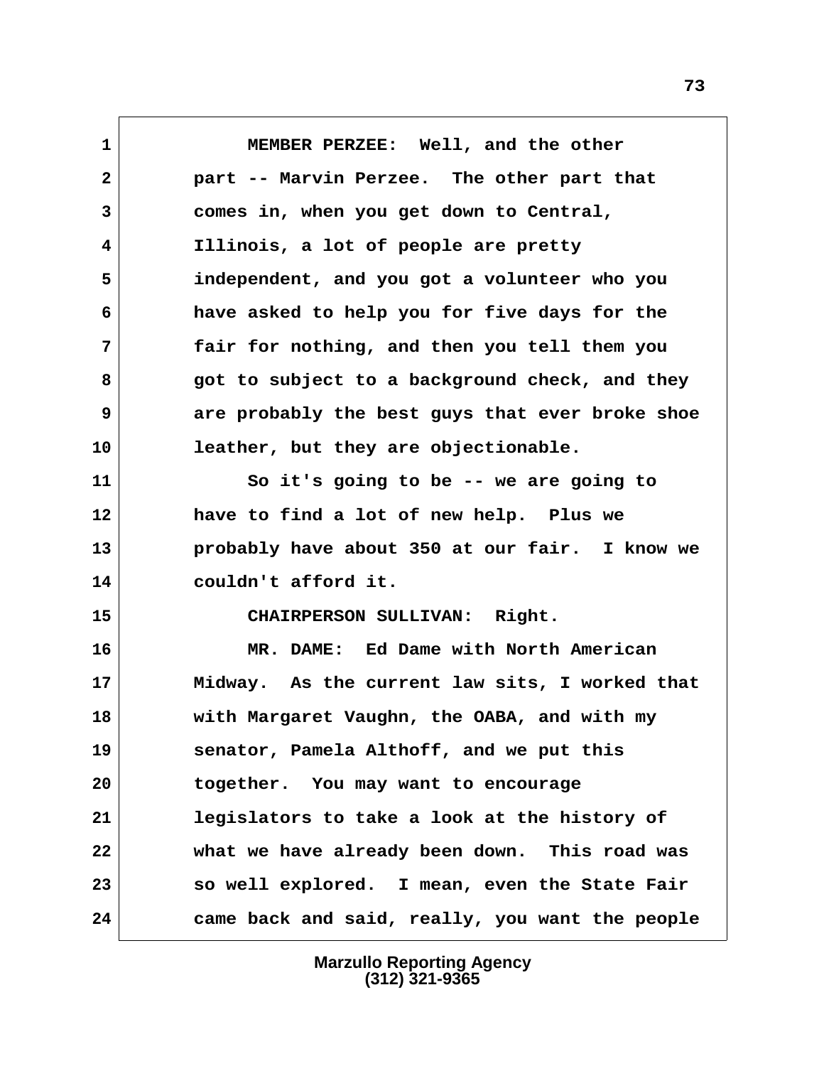MEMBER PERZEE: Well, and the other part -- Marvin Perzee. The other part that comes in, when you get down to Central, Illinois, a lot of people are pretty independent, and you got a volunteer who you have asked to help you for five days for the fair for nothing, and then you tell them you got to subject to a background check, and they are probably the best guys that ever broke shoe leather, but they are objectionable.

So it's going to be -- we are going to have to find a lot of new help. Plus we probably have about 350 at our fair. I know we couldn't afford it.

CHAIRPERSON SULLIVAN: Right.

MR. DAME: Ed Dame with North American Midway. As the current law sits, I worked that with Margaret Vaughn, the OABA, and with my senator, Pamela Althoff, and we put this together. You may want to encourage legislators to take a look at the history of what we have already been down. This road was so well explored. I mean, even the State Fair came back and said, really, you want the people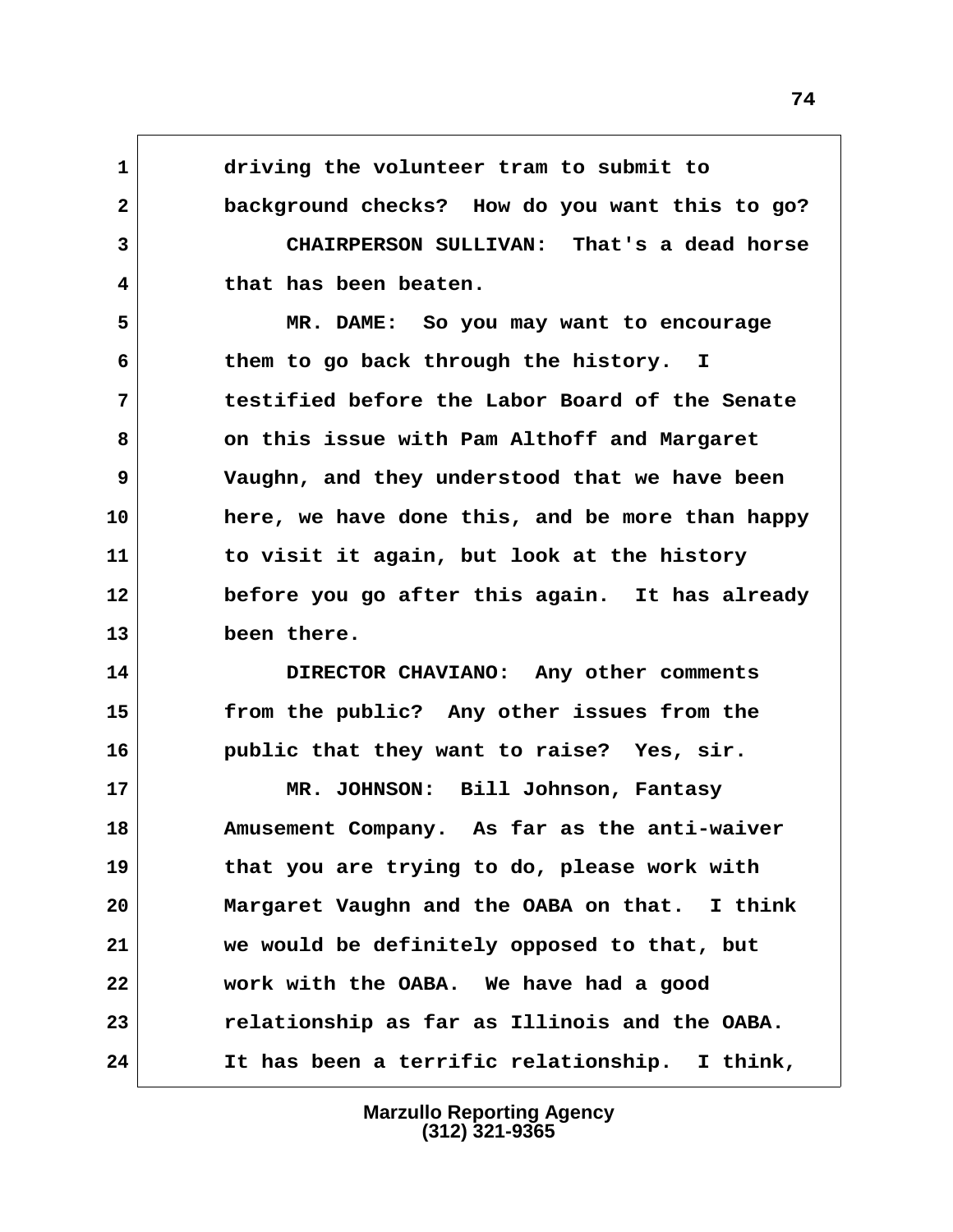driving the volunteer tram to submit to background checks? How do you want this to go?

CHAIRPERSON SULLIVAN: That's a dead horse that has been beaten.

MR. DAME: So you may want to encourage them to go back through the history. I testified before the Labor Board of the Senate on this issue with Pam Althoff and Margaret Vaughn, and they understood that we have been here, we have done this, and be more than happy to visit it again, but look at the history before you go after this again. It has already been there.

DIRECTOR CHAVIANO: Any other comments from the public? Any other issues from the public that they want to raise? Yes, sir.

MR. JOHNSON: Bill Johnson, Fantasy Amusement Company. As far as the anti-waiver that you are trying to do, please work with Margaret Vaughn and the OABA on that. I think we would be definitely opposed to that, but work with the OABA. We have had a good relationship as far as Illinois and the OABA. It has been a terrific relationship. I think,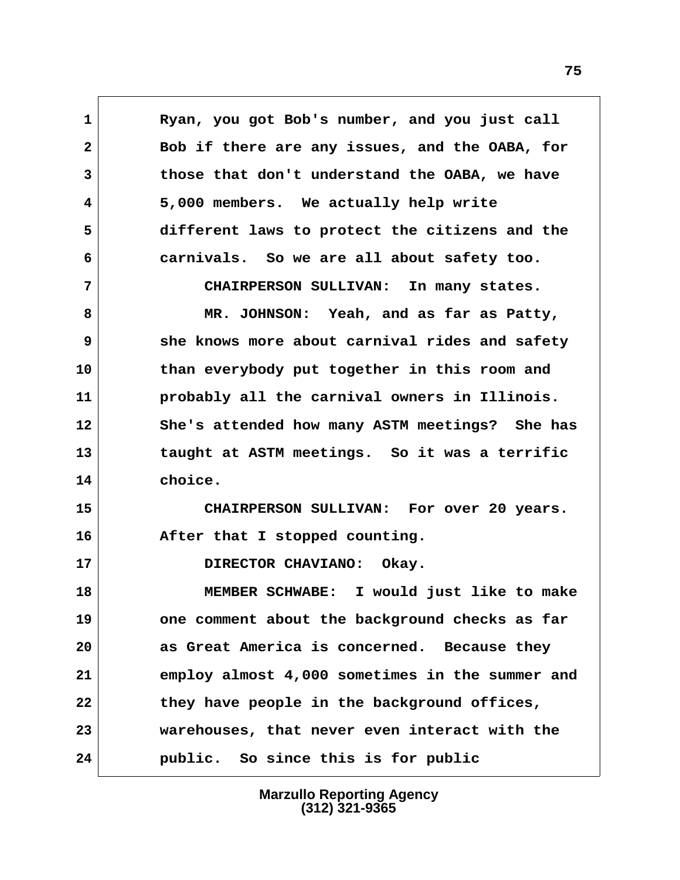Ryan, you got Bob's number, and you just call Bob if there are any issues, and the OABA, for those that don't understand the OABA, we have 5,000 members. We actually help write different laws to protect the citizens and the carnivals. So we are all about safety too.

CHAIRPERSON SULLIVAN: In many states.

MR. JOHNSON: Yeah, and as far as Patty, she knows more about carnival rides and safety than everybody put together in this room and probably all the carnival owners in Illinois. She's attended how many ASTM meetings? She has taught at ASTM meetings. So it was a terrific choice.

CHAIRPERSON SULLIVAN: For over 20 years. After that I stopped counting.

DIRECTOR CHAVIANO: Okay.

MEMBER SCHWABE: I would just like to make one comment about the background checks as far as Great America is concerned. Because they employ almost 4,000 sometimes in the summer and they have people in the background offices, warehouses, that never even interact with the public. So since this is for public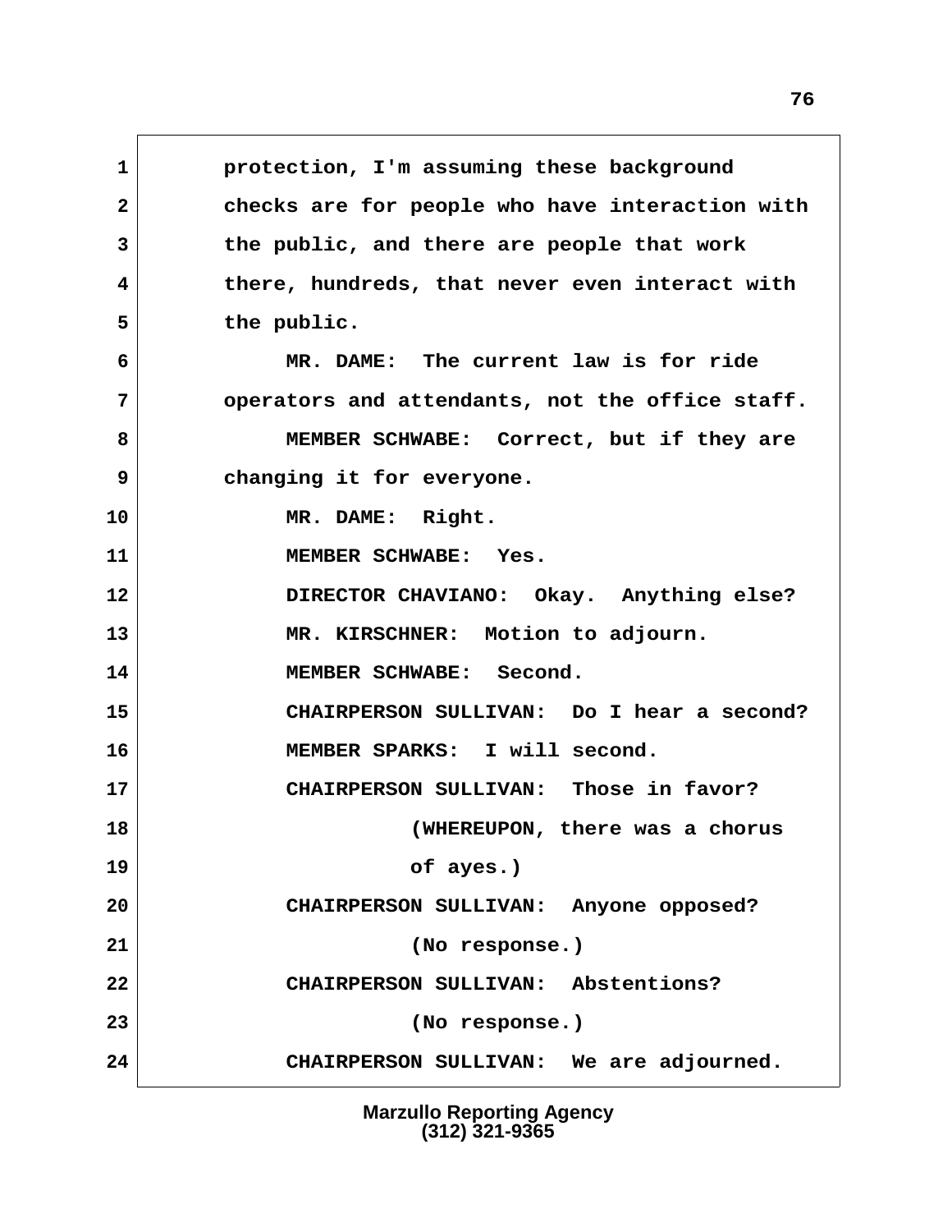protection, I'm assuming these background checks are for people who have interaction with the public, and there are people that work there, hundreds, that never even interact with the public.

MR. DAME: The current law is for ride operators and attendants, not the office staff.

MEMBER SCHWABE: Correct, but if they are changing it for everyone.

MR. DAME: Right.

MEMBER SCHWABE: Yes.

DIRECTOR CHAVIANO: Okay. Anything else?

MR. KIRSCHNER: Motion to adjourn.

MEMBER SCHWABE: Second.

CHAIRPERSON SULLIVAN: Do I hear a second?

MEMBER SPARKS: I will second.

CHAIRPERSON SULLIVAN: Those in favor?

(WHEREUPON, there was a chorus of ayes.)

CHAIRPERSON SULLIVAN: Anyone opposed?

(No response.)

CHAIRPERSON SULLIVAN: Abstentions?

(No response.)

CHAIRPERSON SULLIVAN: We are adjourned.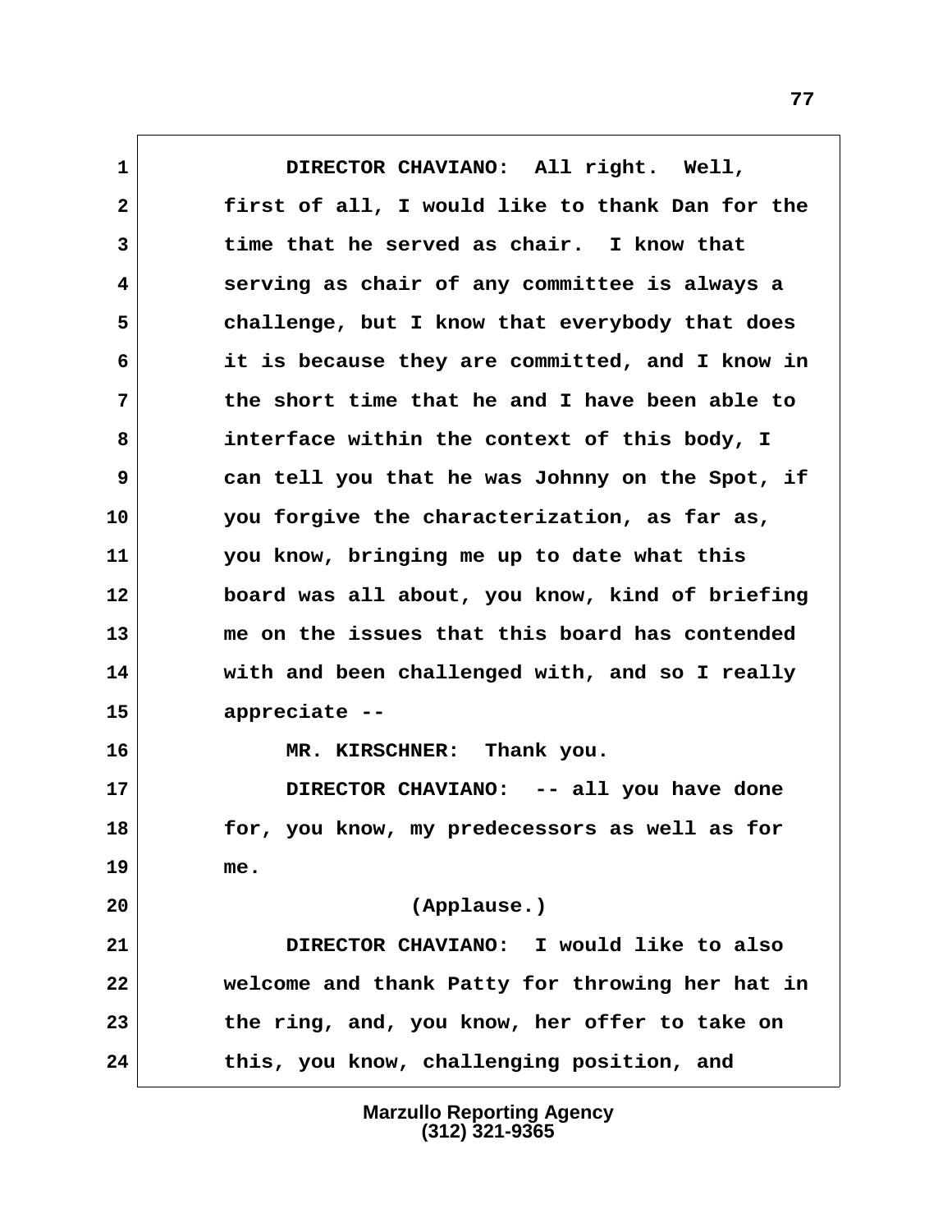1 DIRECTOR CHAVIANO: All right. Well,
2 first of all, I would like to thank Dan for the
3 time that he served as chair. I know that
4 serving as chair of any committee is always a
5 challenge, but I know that everybody that does
6 it is because they are committed, and I know in
7 the short time that he and I have been able to
8 interface within the context of this body, I
9 can tell you that he was Johnny on the Spot, if
10 you forgive the characterization, as far as,
11 you know, bringing me up to date what this
12 board was all about, you know, kind of briefing
13 me on the issues that this board has contended
14 with and been challenged with, and so I really
15 appreciate --
16 MR. KIRSCHNER: Thank you.
17 DIRECTOR CHAVIANO: -- all you have done
18 for, you know, my predecessors as well as for
19 me.
20 (Applause.)
21 DIRECTOR CHAVIANO: I would like to also
22 welcome and thank Patty for throwing her hat in
23 the ring, and, you know, her offer to take on
24 this, you know, challenging position, and

Marzullo Reporting Agency
(312) 321-9365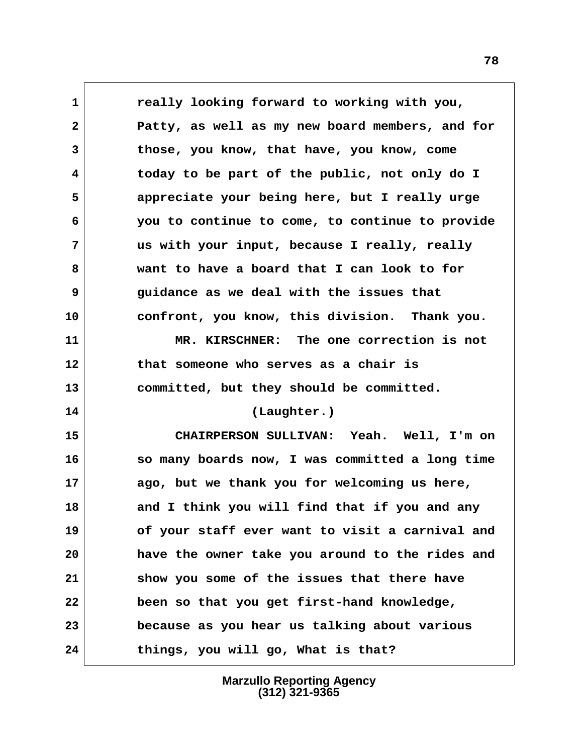really looking forward to working with you, Patty, as well as my new board members, and for those, you know, that have, you know, come today to be part of the public, not only do I appreciate your being here, but I really urge you to continue to come, to continue to provide us with your input, because I really, really want to have a board that I can look to for guidance as we deal with the issues that confront, you know, this division. Thank you.

MR. KIRSCHNER: The one correction is not that someone who serves as a chair is committed, but they should be committed.

(Laughter.)

CHAIRPERSON SULLIVAN: Yeah. Well, I'm on so many boards now, I was committed a long time ago, but we thank you for welcoming us here, and I think you will find that if you and any of your staff ever want to visit a carnival and have the owner take you around to the rides and show you some of the issues that there have been so that you get first-hand knowledge, because as you hear us talking about various things, you will go, What is that?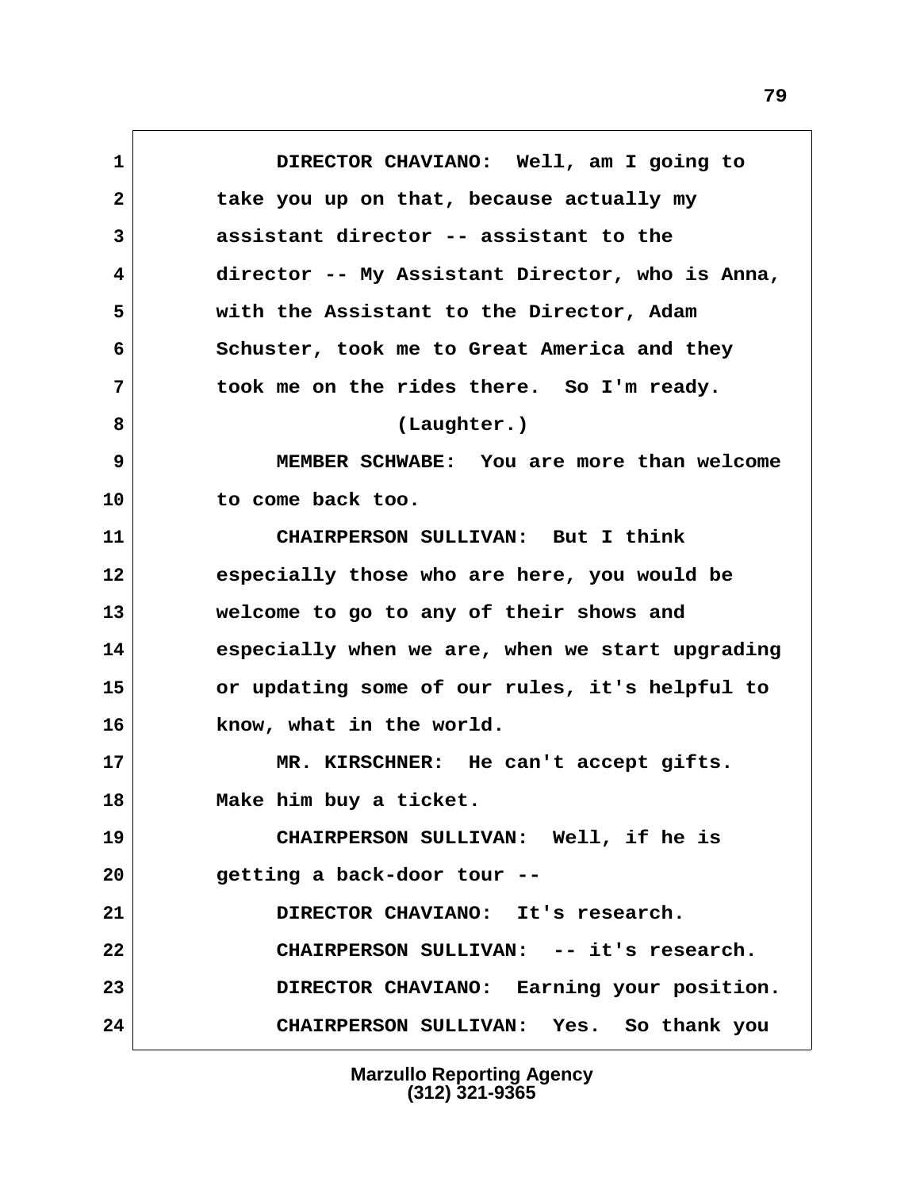DIRECTOR CHAVIANO: Well, am I going to take you up on that, because actually my assistant director -- assistant to the director -- My Assistant Director, who is Anna, with the Assistant to the Director, Adam Schuster, took me to Great America and they took me on the rides there. So I'm ready.

(Laughter.)

MEMBER SCHWABE: You are more than welcome to come back too.

CHAIRPERSON SULLIVAN: But I think especially those who are here, you would be welcome to go to any of their shows and especially when we are, when we start upgrading or updating some of our rules, it's helpful to know, what in the world.

MR. KIRSCHNER: He can't accept gifts. Make him buy a ticket.

CHAIRPERSON SULLIVAN: Well, if he is getting a back-door tour --

DIRECTOR CHAVIANO: It's research.

CHAIRPERSON SULLIVAN: -- it's research.

DIRECTOR CHAVIANO: Earning your position.

CHAIRPERSON SULLIVAN: Yes. So thank you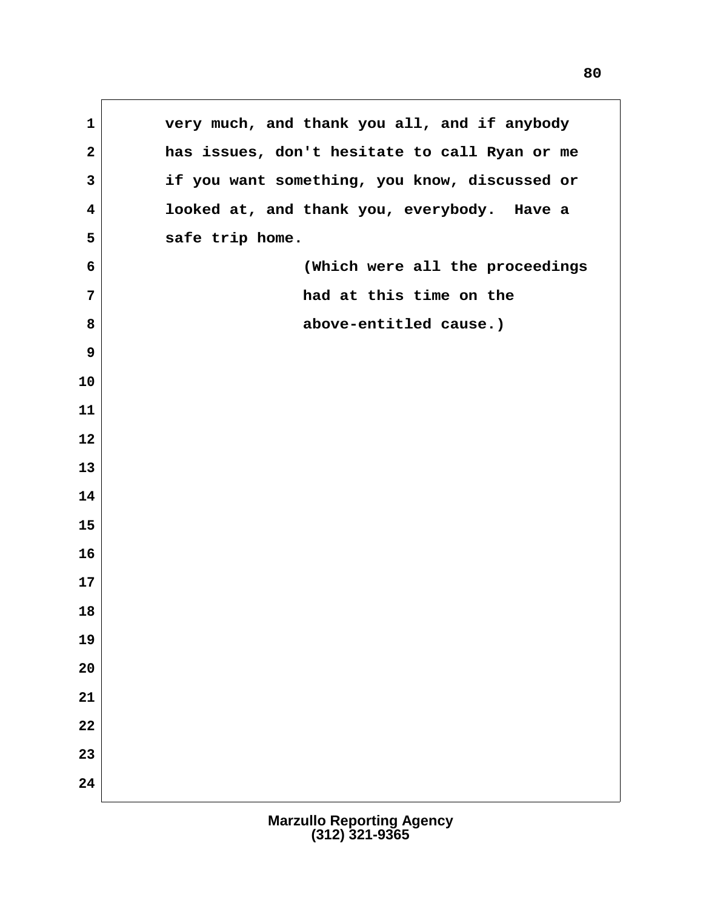very much, and thank you all, and if anybody has issues, don't hesitate to call Ryan or me if you want something, you know, discussed or looked at, and thank you, everybody. Have a safe trip home.

(Which were all the proceedings had at this time on the above-entitled cause.)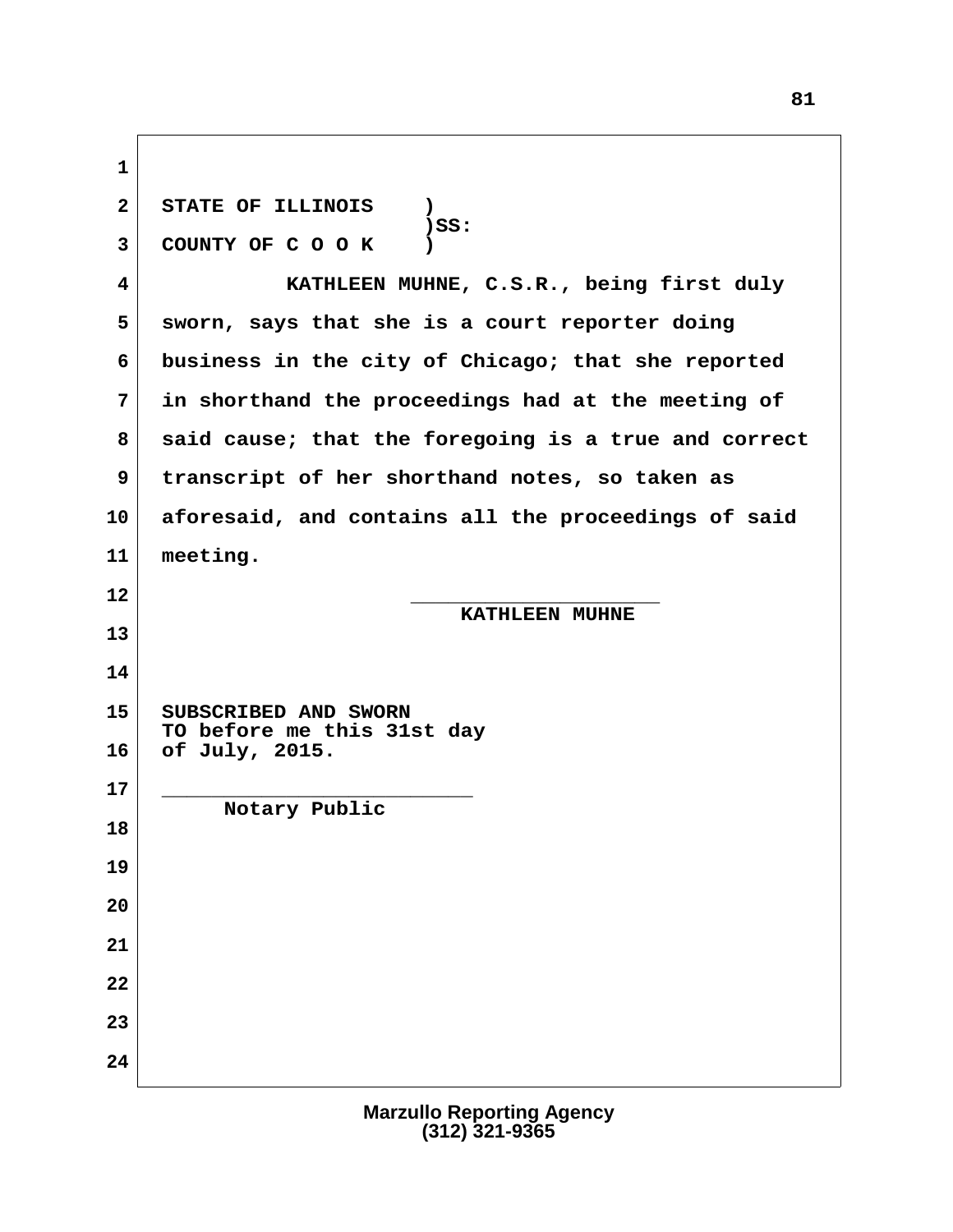STATE OF ILLINOIS )
)SS:
COUNTY OF C O O K )

KATHLEEN MUHNE, C.S.R., being first duly sworn, says that she is a court reporter doing business in the city of Chicago; that she reported in shorthand the proceedings had at the meeting of said cause; that the foregoing is a true and correct transcript of her shorthand notes, so taken as aforesaid, and contains all the proceedings of said meeting.

\_\_\_\_\_\_\_\_\_\_\_\_\_\_\_\_\_\_\_\_
KATHLEEN MUHNE

SUBSCRIBED AND SWORN
TO before me this 31st day
of July, 2015.

\_\_\_\_\_\_\_\_\_\_\_\_\_\_\_\_\_\_\_\_\_\_\_\_\_
Notary Public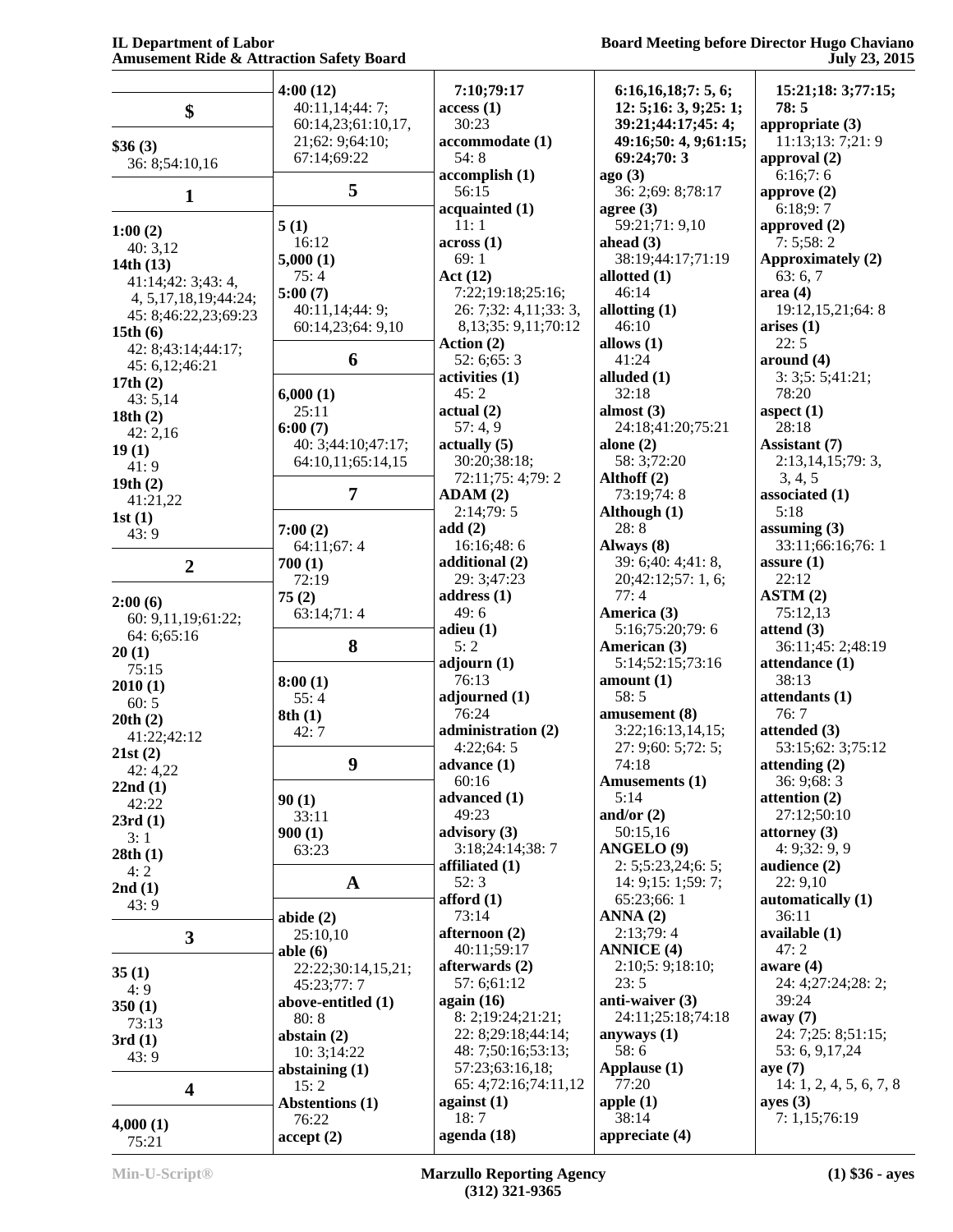## $

**$36 (3)**
36: 8;54:10,16

## 1

**1:00 (2)**
40: 3,12
**14th (13)**
41:14;42: 3;43: 4, 4, 5,17,18,19;44:24; 45: 8;46:22,23;69:23
**15th (6)**
42: 8;43:14;44:17; 45: 6,12;46:21
**17th (2)**
43: 5,14
**18th (2)**
42: 2,16
**19 (1)**
41: 9
**19th (2)**
41:21,22
**1st (1)**
43: 9

## 2

**2:00 (6)**
60: 9,11,19;61:22; 64: 6;65:16
**20 (1)**
75:15
**2010 (1)**
60: 5
**20th (2)**
41:22;42:12
**21st (2)**
42: 4,22
**22nd (1)**
42:22
**23rd (1)**
3: 1
**28th (1)**
4: 2
**2nd (1)**
43: 9

## 3

**35 (1)**
4: 9
**350 (1)**
73:13
**3rd (1)**
43: 9

## 4

**4,000 (1)**
75:21
**4:00 (12)**
40:11,14;44: 7; 60:14,23;61:10,17, 21;62: 9;64:10; 67:14;69:22

## 5

**5 (1)**
16:12
**5,000 (1)**
75: 4
**5:00 (7)**
40:11,14;44: 9; 60:14,23;64: 9,10

## 6

**6,000 (1)**
25:11
**6:00 (7)**
40: 3;44:10;47:17; 64:10,11;65:14,15

## 7

**7:00 (2)**
64:11;67: 4
**700 (1)**
72:19
**75 (2)**
63:14;71: 4

## 8

**8:00 (1)**
55: 4
**8th (1)**
42: 7

## 9

**90 (1)**
33:11
**900 (1)**
63:23

## A

**abide (2)**
25:10,10
**able (6)**
22:22;30:14,15,21; 45:23;77: 7
**above-entitled (1)**
80: 8
**abstain (2)**
10: 3;14:22
**abstaining (1)**
15: 2
**Abstentions (1)**
76:22
**accept (2)**
7:10;79:17
**access (1)**
30:23
**accommodate (1)**
54: 8
**accomplish (1)**
56:15
**acquainted (1)**
11: 1
**across (1)**
69: 1
**Act (12)**
7:22;19:18;25:16; 26: 7;32: 4,11;33: 3, 8,13;35: 9,11;70:12
**Action (2)**
52: 6;65: 3
**activities (1)**
45: 2
**actual (2)**
57: 4, 9
**actually (5)**
30:20;38:18; 72:11;75: 4;79: 2
**ADAM (2)**
2:14;79: 5
**add (2)**
16:16;48: 6
**additional (2)**
29: 3;47:23
**address (1)**
49: 6
**adieu (1)**
5: 2
**adjourn (1)**
76:13
**adjourned (1)**
76:24
**administration (2)**
4:22;64: 5
**advance (1)**
60:16
**advanced (1)**
49:23
**advisory (3)**
3:18;24:14;38: 7
**affiliated (1)**
52: 3
**afford (1)**
73:14
**afternoon (2)**
40:11;59:17
**afterwards (2)**
57: 6;61:12
**again (16)**
8: 2;19:24;21:21; 22: 8;29:18;44:14; 48: 7;50:16;53:13; 57:23;63:16,18; 65: 4;72:16;74:11,12
**against (1)**
18: 7
**agenda (18)**
6:16,16,18;7: 5, 6; 12: 5;16: 3, 9;25: 1; 39:21;44:17;45: 4; 49:16;50: 4, 9;61:15; 69:24;70: 3
**ago (3)**
36: 2;69: 8;78:17
**agree (3)**
59:21;71: 9,10
**ahead (3)**
38:19;44:17;71:19
**allotted (1)**
46:14
**allotting (1)**
46:10
**allows (1)**
41:24
**alluded (1)**
32:18
**almost (3)**
24:18;41:20;75:21
**alone (2)**
58: 3;72:20
**Althoff (2)**
73:19;74: 8
**Although (1)**
28: 8
**Always (8)**
39: 6;40: 4;41: 8, 20;42:12;57: 1, 6; 77: 4
**America (3)**
5:16;75:20;79: 6
**American (3)**
5:14;52:15;73:16
**amount (1)**
58: 5
**amusement (8)**
3:22;16:13,14,15; 27: 9;60: 5;72: 5; 74:18
**Amusements (1)**
5:14
**and/or (2)**
50:15,16
**ANGELO (9)**
2: 5;5:23,24;6: 5; 14: 9;15: 1;59: 7; 65:23;66: 1
**ANNA (2)**
2:13;79: 4
**ANNICE (4)**
2:10;5: 9;18:10; 23: 5
**anti-waiver (3)**
24:11;25:18;74:18
**anyways (1)**
58: 6
**Applause (1)**
77:20
**apple (1)**
38:14
**appreciate (4)**
15:21;18: 3;77:15; 78: 5
**appropriate (3)**
11:13;13: 7;21: 9
**approval (2)**
6:16;7: 6
**approve (2)**
6:18;9: 7
**approved (2)**
7: 5;58: 2
**Approximately (2)**
63: 6, 7
**area (4)**
19:12,15,21;64: 8
**arises (1)**
22: 5
**around (4)**
3: 3;5: 5;41:21; 78:20
**aspect (1)**
28:18
**Assistant (7)**
2:13,14,15;79: 3, 3, 4, 5
**associated (1)**
5:18
**assuming (3)**
33:11;66:16;76: 1
**assure (1)**
22:12
**ASTM (2)**
75:12,13
**attend (3)**
36:11;45: 2;48:19
**attendance (1)**
38:13
**attendants (1)**
76: 7
**attended (3)**
53:15;62: 3;75:12
**attending (2)**
36: 9;68: 3
**attention (2)**
27:12;50:10
**attorney (3)**
4: 9;32: 9, 9
**audience (2)**
22: 9,10
**automatically (1)**
36:11
**available (1)**
47: 2
**aware (4)**
24: 4;27:24;28: 2; 39:24
**away (7)**
24: 7;25: 8;51:15; 53: 6, 9,17,24
**aye (7)**
14: 1, 2, 4, 5, 6, 7, 8
**ayes (3)**
7: 1,15;76:19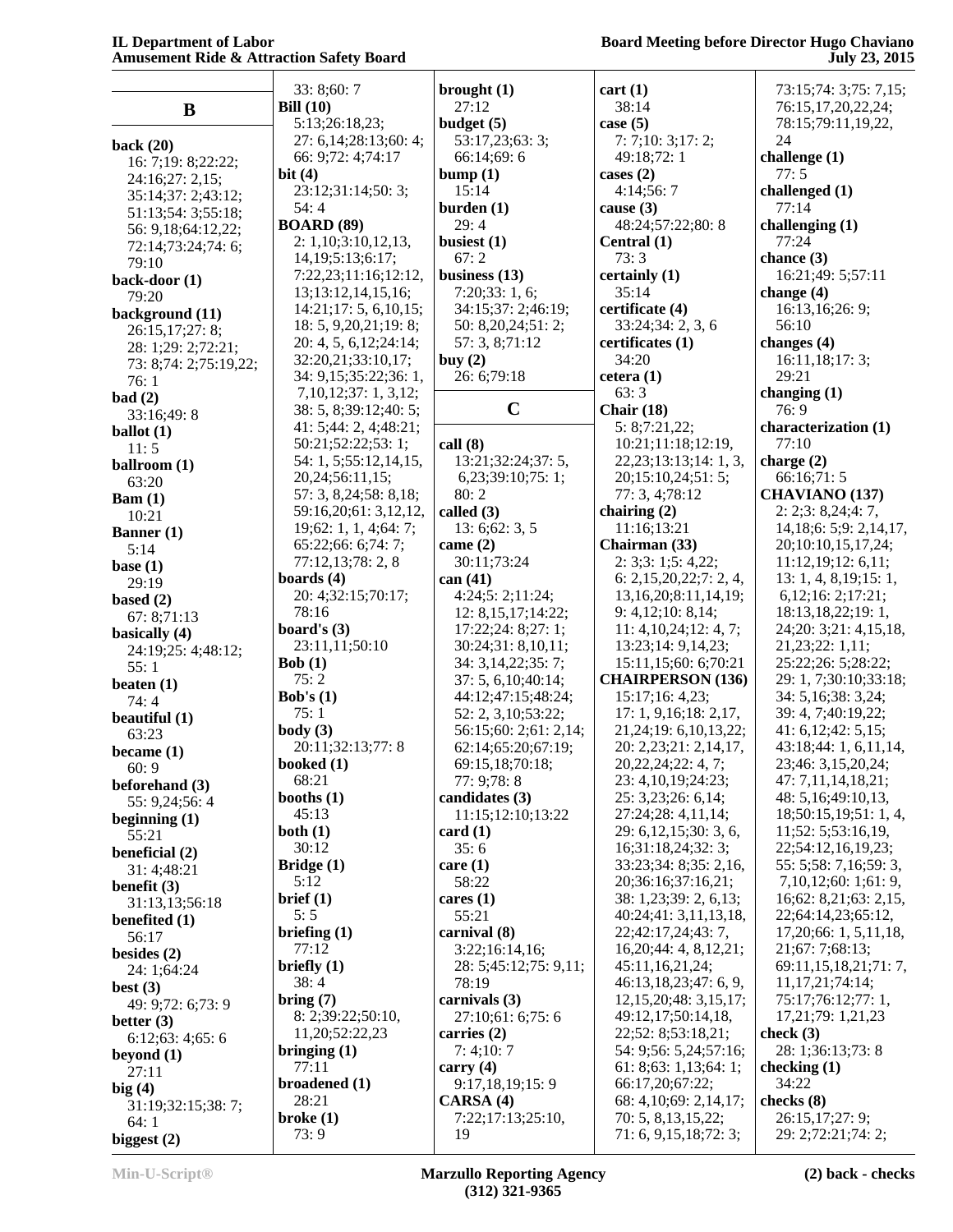## B

**back (20)**
16: 7;19: 8;22:22; 24:16;27: 2,15; 35:14;37: 2;43:12; 51:13;54: 3;55:18; 56: 9,18;64:12,22; 72:14;73:24;74: 6; 79:10

**back-door (1)**
79:20

**background (11)**
26:15,17;27: 8; 28: 1;29: 2;72:21; 73: 8;74: 2;75:19,22; 76: 1

**bad (2)**
33:16;49: 8

**ballot (1)**
11: 5

**ballroom (1)**
63:20

**Bam (1)**
10:21

**Banner (1)**
5:14

**base (1)**
29:19

**based (2)**
67: 8;71:13

**basically (4)**
24:19;25: 4;48:12; 55: 1

**beaten (1)**
74: 4

**beautiful (1)**
63:23

**became (1)**
60: 9

**beforehand (3)**
55: 9,24;56: 4

**beginning (1)**
55:21

**beneficial (2)**
31: 4;48:21

**benefit (3)**
31:13,13;56:18

**benefited (1)**
56:17

**besides (2)**
24: 1;64:24

**best (3)**
49: 9;72: 6;73: 9

**better (3)**
6:12;63: 4;65: 6

**beyond (1)**
27:11

**big (4)**
31:19;32:15;38: 7; 64: 1

**biggest (2)**
33: 8;60: 7

**Bill (10)**
5:13;26:18,23; 27: 6,14;28:13;60: 4; 66: 9;72: 4;74:17

**bit (4)**
23:12;31:14;50: 3; 54: 4

**BOARD (89)**
2: 1,10;3:10,12,13, 14,19;5:13;6:17; 7:22,23;11:16;12:12, 13;13:12,14,15,16; 14:21;17: 5, 6,10,15; 18: 5, 9,20,21;19: 8; 20: 4, 5, 6,12;24:14; 32:20,21;33:10,17; 34: 9,15;35:22;36: 1, 7,10,12;37: 1, 3,12; 38: 5, 8;39:12;40: 5; 41: 5;44: 2, 4;48:21; 50:21;52:22;53: 1; 54: 1, 5;55:12,14,15, 20,24;56:11,15; 57: 3, 8,24;58: 8,18; 59:16,20;61: 3,12,12, 19;62: 1, 1, 4;64: 7; 65:22;66: 6;74: 7; 77:12,13;78: 2, 8

**boards (4)**
20: 4;32:15;70:17; 78:16

**board's (3)**
23:11,11;50:10

**Bob (1)**
75: 2

**Bob's (1)**
75: 1

**body (3)**
20:11;32:13;77: 8

**booked (1)**
68:21

**booths (1)**
45:13

**both (1)**
30:12

**Bridge (1)**
5:12

**brief (1)**
5: 5

**briefing (1)**
77:12

**briefly (1)**
38: 4

**bring (7)**
8: 2;39:22;50:10, 11,20;52:22,23

**bringing (1)**
77:11

**broadened (1)**
28:21

**broke (1)**
73: 9

**brought (1)**
27:12

**budget (5)**
53:17,23;63: 3; 66:14;69: 6

**bump (1)**
15:14

**burden (1)**
29: 4

**busiest (1)**
67: 2

**business (13)**
7:20;33: 1, 6; 34:15;37: 2;46:19; 50: 8,20,24;51: 2; 57: 3, 8;71:12

**buy (2)**
26: 6;79:18

## C

**call (8)**
13:21;32:24;37: 5, 6,23;39:10;75: 1; 80: 2

**called (3)**
13: 6;62: 3, 5

**came (2)**
30:11;73:24

**can (41)**
4:24;5: 2;11:24; 12: 8,15,17;14:22; 17:22;24: 8;27: 1; 30:24;31: 8,10,11; 34: 3,14,22;35: 7; 37: 5, 6,10;40:14; 44:12;47:15;48:24; 52: 2, 3,10;53:22; 56:15;60: 2;61: 2,14; 62:14;65:20;67:19; 69:15,18;70:18; 77: 9;78: 8

**candidates (3)**
11:15;12:10;13:22

**card (1)**
35: 6

**care (1)**
58:22

**cares (1)**
55:21

**carnival (8)**
3:22;16:14,16; 28: 5;45:12;75: 9,11; 78:19

**carnivals (3)**
27:10;61: 6;75: 6

**carries (2)**
7: 4;10: 7

**carry (4)**
9:17,18,19;15: 9

**CARSA (4)**
7:22;17:13;25:10, 19

**cart (1)**
38:14

**case (5)**
7: 7;10: 3;17: 2; 49:18;72: 1

**cases (2)**
4:14;56: 7

**cause (3)**
48:24;57:22;80: 8

**Central (1)**
73: 3

**certainly (1)**
35:14

**certificate (4)**
33:24;34: 2, 3, 6

**certificates (1)**
34:20

**cetera (1)**
63: 3

**Chair (18)**
5: 8;7:21,22; 10:21;11:18;12:19, 22,23;13:13;14: 1, 3, 20;15:10,24;51: 5; 77: 3, 4;78:12

**chairing (2)**
11:16;13:21

**Chairman (33)**
2: 3;3: 1;5: 4,22; 6: 2,15,20,22;7: 2, 4, 13,16,20;8:11,14,19; 9: 4,12;10: 8,14; 11: 4,10,24;12: 4, 7; 13:23;14: 9,14,23; 15:11,15;60: 6;70:21

**CHAIRPERSON (136)**
15:17;16: 4,23; 17: 1, 9,16;18: 2,17, 21,24;19: 6,10,13,22; 20: 2,23;21: 2,14,17, 20,22,24;22: 4, 7; 23: 4,10,19;24:23; 25: 3,23;26: 6,14; 27:24;28: 4,11,14; 29: 6,12,15;30: 3, 6, 16;31:18,24;32: 3; 33:23;34: 8;35: 2,16, 20;36:16;37:16,21; 38: 1,23;39: 2, 6,13; 40:24;41: 3,11,13,18, 22;42:17,24;43: 7, 16,20;44: 4, 8,12,21; 45:11,16,21,24; 46:13,18,23;47: 6, 9, 12,15,20;48: 3,15,17; 49:12,17;50:14,18, 22;52: 8;53:18,21; 54: 9;56: 5,24;57:16; 61: 8;63: 1,13;64: 1; 66:17,20;67:22; 68: 4,10;69: 2,14,17; 70: 5, 8,13,15,22; 71: 6, 9,15,18;72: 3; 73:15;74: 3;75: 7,15; 76:15,17,20,22,24; 78:15;79:11,19,22, 24

**challenge (1)**
77: 5

**challenged (1)**
77:14

**challenging (1)**
77:24

**chance (3)**
16:21;49: 5;57:11

**change (4)**
16:13,16;26: 9; 56:10

**changes (4)**
16:11,18;17: 3; 29:21

**changing (1)**
76: 9

**characterization (1)**
77:10

**charge (2)**
66:16;71: 5

**CHAVIANO (137)**
2: 2;3: 8,24;4: 7, 14,18;6: 5;9: 2,14,17, 20;10:10,15,17,24; 11:12,19;12: 6,11; 13: 1, 4, 8,19;15: 1, 6,12;16: 2;17:21; 18:13,18,22;19: 1, 24;20: 3;21: 4,15,18, 21,23;22: 1,11; 25:22;26: 5;28:22; 29: 1, 7;30:10;33:18; 34: 5,16;38: 3,24; 39: 4, 7;40:19,22; 41: 6,12;42: 5,15; 43:18;44: 1, 6,11,14, 23;46: 3,15,20,24; 47: 7,11,14,18,21; 48: 5,16;49:10,13, 18;50:15,19;51: 1, 4, 11;52: 5;53:16,19, 22;54:12,16,19,23; 55: 5;58: 7,16;59: 3, 7,10,12;60: 1;61: 9, 16;62: 8,21;63: 2,15, 22;64:14,23;65:12, 17,20;66: 1, 5,11,18, 21;67: 7;68:13; 69:11,15,18,21;71: 7, 11,17,21;74:14; 75:17;76:12;77: 1, 17,21;79: 1,21,23

**check (3)**
28: 1;36:13;73: 8

**checking (1)**
34:22

**checks (8)**
26:15,17;27: 9; 29: 2;72:21;74: 2;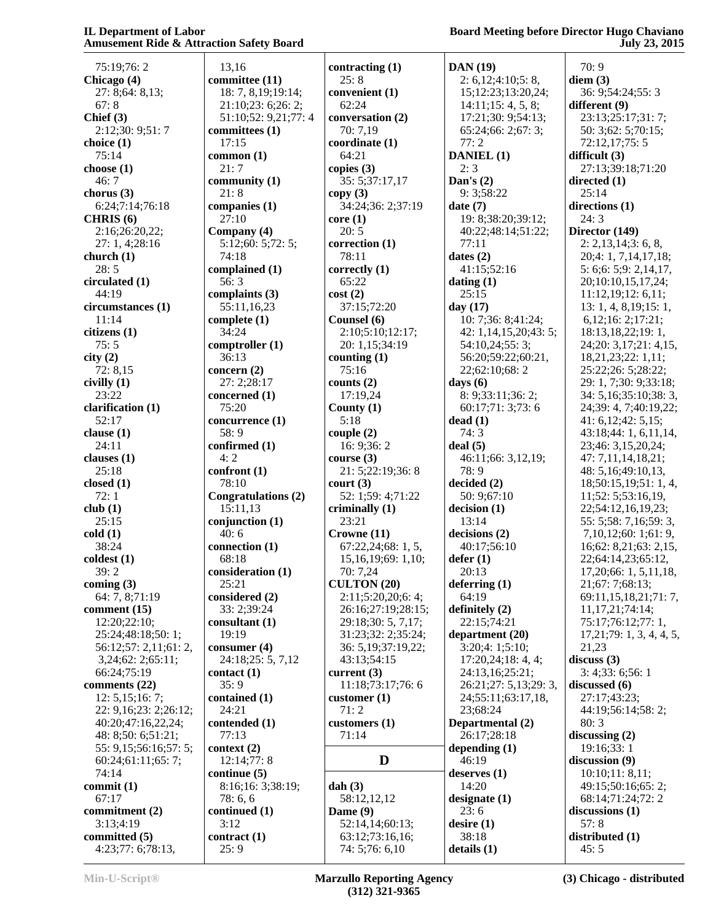75:19;76: 2
**Chicago (4)**
27: 8;64: 8,13;
67: 8
**Chief (3)**
2:12;30: 9;51: 7
**choice (1)**
75:14
**choose (1)**
46: 7
**chorus (3)**
6:24;7:14;76:18
**CHRIS (6)**
2:16;26:20,22;
27: 1, 4;28:16
**church (1)**
28: 5
**circulated (1)**
44:19
**circumstances (1)**
11:14
**citizens (1)**
75: 5
**city (2)**
72: 8,15
**civilly (1)**
23:22
**clarification (1)**
52:17
**clause (1)**
24:11
**clauses (1)**
25:18
**closed (1)**
72: 1
**club (1)**
25:15
**cold (1)**
38:24
**coldest (1)**
39: 2
**coming (3)**
64: 7, 8;71:19
**comment (15)**
12:20;22:10;
25:24;48:18;50: 1;
56:12;57: 2,11;61: 2,
3,24;62: 2;65:11;
66:24;75:19
**comments (22)**
12: 5,15;16: 7;
22: 9,16;23: 2;26:12;
40:20;47:16,22,24;
48: 8;50: 6;51:21;
55: 9,15;56:16;57: 5;
60:24;61:11;65: 7;
74:14
**commit (1)**
67:17
**commitment (2)**
3:13;4:19
**committed (5)**
4:23;77: 6;78:13,
13,16
**committee (11)**
18: 7, 8,19;19:14;
21:10;23: 6;26: 2;
51:10;52: 9,21;77: 4
**committees (1)**
17:15
**common (1)**
21: 7
**community (1)**
21: 8
**companies (1)**
27:10
**Company (4)**
5:12;60: 5;72: 5;
74:18
**complained (1)**
56: 3
**complaints (3)**
55:11,16,23
**complete (1)**
34:24
**comptroller (1)**
36:13
**concern (2)**
27: 2;28:17
**concerned (1)**
75:20
**concurrence (1)**
58: 9
**confirmed (1)**
4: 2
**confront (1)**
78:10
**Congratulations (2)**
15:11,13
**conjunction (1)**
40: 6
**connection (1)**
68:18
**consideration (1)**
25:21
**considered (2)**
33: 2;39:24
**consultant (1)**
19:19
**consumer (4)**
24:18;25: 5, 7,12
**contact (1)**
35: 9
**contained (1)**
24:21
**contended (1)**
77:13
**context (2)**
12:14;77: 8
**continue (5)**
8:16;16: 3;38:19;
78: 6, 6
**continued (1)**
3:12
**contract (1)**
25: 9
**contracting (1)**
25: 8
**convenient (1)**
62:24
**conversation (2)**
70: 7,19
**coordinate (1)**
64:21
**copies (3)**
35: 5;37:17,17
**copy (3)**
34:24;36: 2;37:19
**core (1)**
20: 5
**correction (1)**
78:11
**correctly (1)**
65:22
**cost (2)**
37:15;72:20
**Counsel (6)**
2:10;5:10;12:17;
20: 1,15;34:19
**counting (1)**
75:16
**counts (2)**
17:19,24
**County (1)**
5:18
**couple (2)**
16: 9;36: 2
**course (3)**
21: 5;22:19;36: 8
**court (3)**
52: 1;59: 4;71:22
**criminally (1)**
23:21
**Crowne (11)**
67:22,24;68: 1, 5,
15,16,19;69: 1,10;
70: 7,24
**CULTON (20)**
2:11;5:20,20;6: 4;
26:16;27:19;28:15;
29:18;30: 5, 7,17;
31:23;32: 2;35:24;
36: 5,19;37:19,22;
43:13;54:15
**current (3)**
11:18;73:17;76: 6
**customer (1)**
71: 2
**customers (1)**
71:14

## D

**dah (3)**
58:12,12,12
**Dame (9)**
52:14,14;60:13;
63:12;73:16,16;
74: 5;76: 6,10
**DAN (19)**
2: 6,12;4:10;5: 8,
15;12:23;13:20,24;
14:11;15: 4, 5, 8;
17:21;30: 9;54:13;
65:24;66: 2;67: 3;
77: 2
**DANIEL (1)**
2: 3
**Dan's (2)**
9: 3;58:22
**date (7)**
19: 8;38:20;39:12;
40:22;48:14;51:22;
77:11
**dates (2)**
41:15;52:16
**dating (1)**
25:15
**day (17)**
10: 7;36: 8;41:24;
42: 1,14,15,20;43: 5;
54:10,24;55: 3;
56:20;59:22;60:21,
22;62:10;68: 2
**days (6)**
8: 9;33:11;36: 2;
60:17;71: 3;73: 6
**dead (1)**
74: 3
**deal (5)**
46:11;66: 3,12,19;
78: 9
**decided (2)**
50: 9;67:10
**decision (1)**
13:14
**decisions (2)**
40:17;56:10
**defer (1)**
20:13
**deferring (1)**
64:19
**definitely (2)**
22:15;74:21
**department (20)**
3:20;4: 1;5:10;
17:20,24;18: 4, 4;
24:13,16;25:21;
26:21;27: 5,13;29: 3,
24;55:11;63:17,18,
23;68:24
**Departmental (2)**
26:17;28:18
**depending (1)**
46:19
**deserves (1)**
14:20
**designate (1)**
23: 6
**desire (1)**
38:18
**details (1)**
70: 9
**diem (3)**
36: 9;54:24;55: 3
**different (9)**
23:13;25:17;31: 7;
50: 3;62: 5;70:15;
72:12,17;75: 5
**difficult (3)**
27:13;39:18;71:20
**directed (1)**
25:14
**directions (1)**
24: 3
**Director (149)**
2: 2,13,14;3: 6, 8,
20;4: 1, 7,14,17,18;
5: 6;6: 5;9: 2,14,17,
20;10:10,15,17,24;
11:12,19;12: 6,11;
13: 1, 4, 8,19;15: 1,
6,12;16: 2;17:21;
18:13,18,22;19: 1,
24;20: 3,17;21: 4,15,
18,21,23;22: 1,11;
25:22;26: 5;28:22;
29: 1, 7;30: 9;33:18;
34: 5,16;35:10;38: 3,
24;39: 4, 7;40:19,22;
41: 6,12;42: 5,15;
43:18;44: 1, 6,11,14,
23;46: 3,15,20,24;
47: 7,11,14,18,21;
48: 5,16;49:10,13,
18;50:15,19;51: 1, 4,
11;52: 5;53:16,19,
22;54:12,16,19,23;
55: 5;58: 7,16;59: 3,
7,10,12;60: 1;61: 9,
16;62: 8,21;63: 2,15,
22;64:14,23;65:12,
17,20;66: 1, 5,11,18,
21;67: 7;68:13;
69:11,15,18,21;71: 7,
11,17,21;74:14;
75:17;76:12;77: 1,
17,21;79: 1, 3, 4, 4, 5,
21,23
**discuss (3)**
3: 4;33: 6;56: 1
**discussed (6)**
27:17;43:23;
44:19;56:14;58: 2;
80: 3
**discussing (2)**
19:16;33: 1
**discussion (9)**
10:10;11: 8,11;
49:15;50:16;65: 2;
68:14;71:24;72: 2
**discussions (1)**
57: 8
**distributed (1)**
45: 5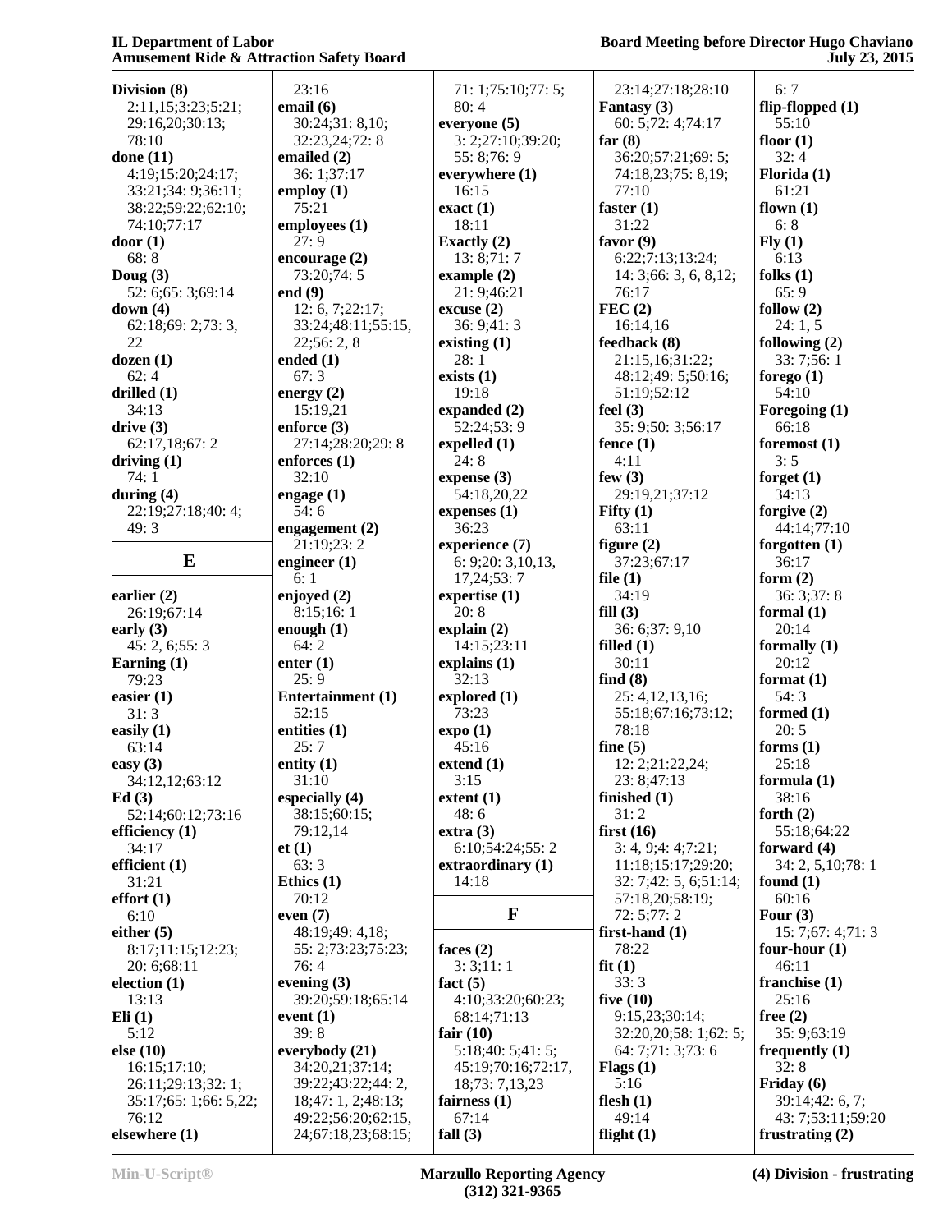**Division (8)**
2:11,15;3:23;5:21;
29:16,20;30:13;
78:10
**done (11)**
4:19;15:20;24:17;
33:21;34: 9;36:11;
38:22;59:22;62:10;
74:10;77:17
**door (1)**
68: 8
**Doug (3)**
52: 6;65: 3;69:14
**down (4)**
62:18;69: 2;73: 3,
22
**dozen (1)**
62: 4
**drilled (1)**
34:13
**drive (3)**
62:17,18;67: 2
**driving (1)**
74: 1
**during (4)**
22:19;27:18;40: 4;
49: 3

## E

**earlier (2)**
26:19;67:14
**early (3)**
45: 2, 6;55: 3
**Earning (1)**
79:23
**easier (1)**
31: 3
**easily (1)**
63:14
**easy (3)**
34:12,12;63:12
**Ed (3)**
52:14;60:12;73:16
**efficiency (1)**
34:17
**efficient (1)**
31:21
**effort (1)**
6:10
**either (5)**
8:17;11:15;12:23;
20: 6;68:11
**election (1)**
13:13
**Eli (1)**
5:12
**else (10)**
16:15;17:10;
26:11;29:13;32: 1;
35:17;65: 1;66: 5,22;
76:12
**elsewhere (1)**
23:16
**email (6)**
30:24;31: 8,10;
32:23,24;72: 8
**emailed (2)**
36: 1;37:17
**employ (1)**
75:21
**employees (1)**
27: 9
**encourage (2)**
73:20;74: 5
**end (9)**
12: 6, 7;22:17;
33:24;48:11;55:15,
22;56: 2, 8
**ended (1)**
67: 3
**energy (2)**
15:19,21
**enforce (3)**
27:14;28:20;29: 8
**enforces (1)**
32:10
**engage (1)**
54: 6
**engagement (2)**
21:19;23: 2
**engineer (1)**
6: 1
**enjoyed (2)**
8:15;16: 1
**enough (1)**
64: 2
**enter (1)**
25: 9
**Entertainment (1)**
52:15
**entities (1)**
25: 7
**entity (1)**
31:10
**especially (4)**
38:15;60:15;
79:12,14
**et (1)**
63: 3
**Ethics (1)**
70:12
**even (7)**
48:19;49: 4,18;
55: 2;73:23;75:23;
76: 4
**evening (3)**
39:20;59:18;65:14
**event (1)**
39: 8
**everybody (21)**
34:20,21;37:14;
39:22;43:22;44: 2,
18;47: 1, 2;48:13;
49:22;56:20;62:15,
24;67:18,23;68:15;
71: 1;75:10;77: 5;
80: 4
**everyone (5)**
3: 2;27:10;39:20;
55: 8;76: 9
**everywhere (1)**
16:15
**exact (1)**
18:11
**Exactly (2)**
13: 8;71: 7
**example (2)**
21: 9;46:21
**excuse (2)**
36: 9;41: 3
**existing (1)**
28: 1
**exists (1)**
19:18
**expanded (2)**
52:24;53: 9
**expelled (1)**
24: 8
**expense (3)**
54:18,20,22
**expenses (1)**
36:23
**experience (7)**
6: 9;20: 3,10,13,
17,24;53: 7
**expertise (1)**
20: 8
**explain (2)**
14:15;23:11
**explains (1)**
32:13
**explored (1)**
73:23
**expo (1)**
45:16
**extend (1)**
3:15
**extent (1)**
48: 6
**extra (3)**
6:10;54:24;55: 2
**extraordinary (1)**
14:18

## F

**faces (2)**
3: 3;11: 1
**fact (5)**
4:10;33:20;60:23;
68:14;71:13
**fair (10)**
5:18;40: 5;41: 5;
45:19;70:16;72:17,
18;73: 7,13,23
**fairness (1)**
67:14
**fall (3)**
23:14;27:18;28:10
**Fantasy (3)**
60: 5;72: 4;74:17
**far (8)**
36:20;57:21;69: 5;
74:18,23;75: 8,19;
77:10
**faster (1)**
31:22
**favor (9)**
6:22;7:13;13:24;
14: 3;66: 3, 6, 8,12;
76:17
**FEC (2)**
16:14,16
**feedback (8)**
21:15,16;31:22;
48:12;49: 5;50:16;
51:19;52:12
**feel (3)**
35: 9;50: 3;56:17
**fence (1)**
4:11
**few (3)**
29:19,21;37:12
**Fifty (1)**
63:11
**figure (2)**
37:23;67:17
**file (1)**
34:19
**fill (3)**
36: 6;37: 9,10
**filled (1)**
30:11
**find (8)**
25: 4,12,13,16;
55:18;67:16;73:12;
78:18
**fine (5)**
12: 2;21:22,24;
23: 8;47:13
**finished (1)**
31: 2
**first (16)**
3: 4, 9;4: 4;7:21;
11:18;15:17;29:20;
32: 7;42: 5, 6;51:14;
57:18,20;58:19;
72: 5;77: 2
**first-hand (1)**
78:22
**fit (1)**
33: 3
**five (10)**
9:15,23;30:14;
32:20,20;58: 1;62: 5;
64: 7;71: 3;73: 6
**Flags (1)**
5:16
**flesh (1)**
49:14
**flight (1)**
6: 7
**flip-flopped (1)**
55:10
**floor (1)**
32: 4
**Florida (1)**
61:21
**flown (1)**
6: 8
**Fly (1)**
6:13
**folks (1)**
65: 9
**follow (2)**
24: 1, 5
**following (2)**
33: 7;56: 1
**forego (1)**
54:10
**Foregoing (1)**
66:18
**foremost (1)**
3: 5
**forget (1)**
34:13
**forgive (2)**
44:14;77:10
**forgotten (1)**
36:17
**form (2)**
36: 3;37: 8
**formal (1)**
20:14
**formally (1)**
20:12
**format (1)**
54: 3
**formed (1)**
20: 5
**forms (1)**
25:18
**formula (1)**
38:16
**forth (2)**
55:18;64:22
**forward (4)**
34: 2, 5,10;78: 1
**found (1)**
60:16
**Four (3)**
15: 7;67: 4;71: 3
**four-hour (1)**
46:11
**franchise (1)**
25:16
**free (2)**
35: 9;63:19
**frequently (1)**
32: 8
**Friday (6)**
39:14;42: 6, 7;
43: 7;53:11;59:20
**frustrating (2)**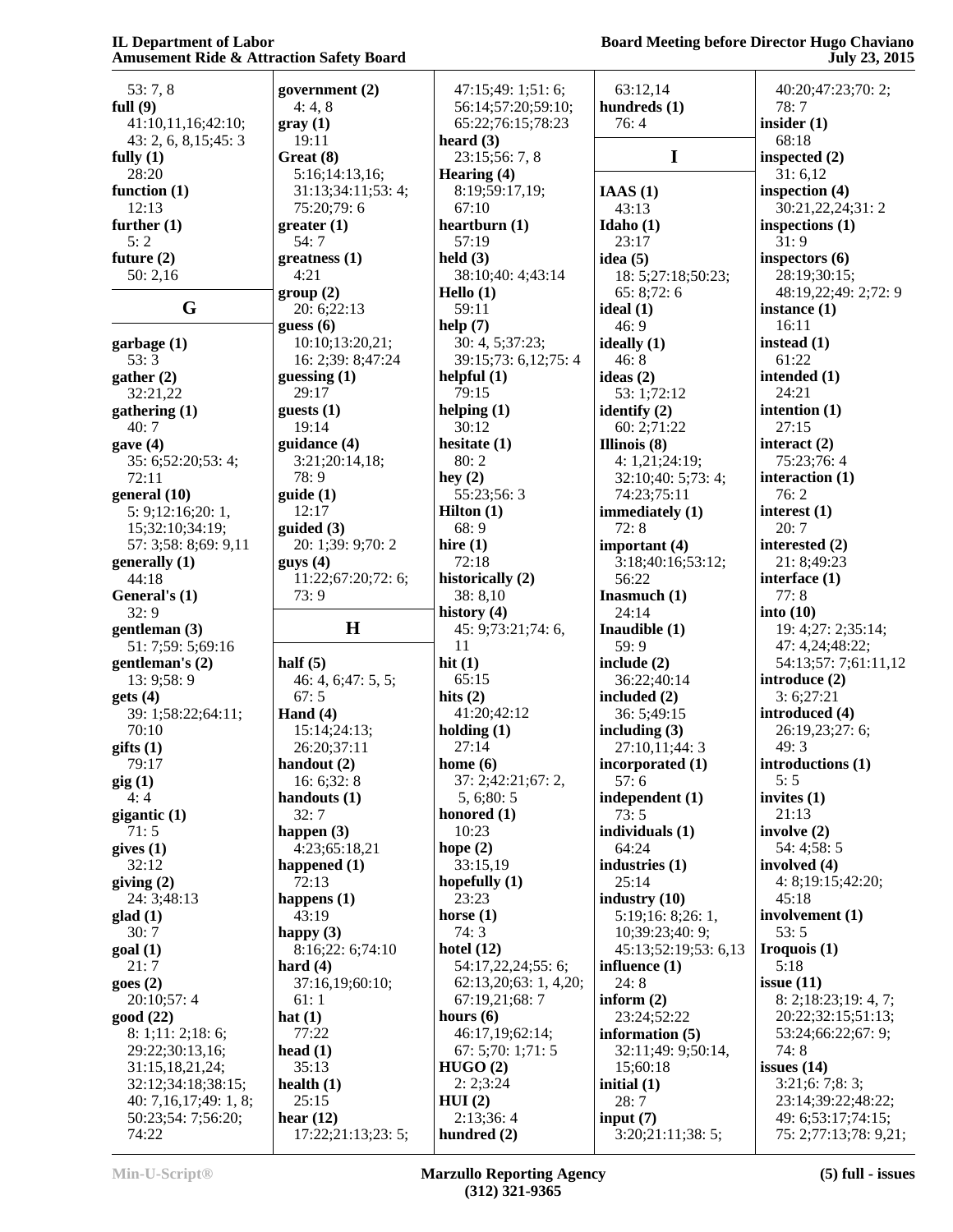53: 7, 8
**full (9)**
41:10,11,16;42:10;
43: 2, 6, 8,15;45: 3
**fully (1)**
28:20
**function (1)**
12:13
**further (1)**
5: 2
**future (2)**
50: 2,16

## G

**garbage (1)**
53: 3
**gather (2)**
32:21,22
**gathering (1)**
40: 7
**gave (4)**
35: 6;52:20;53: 4;
72:11
**general (10)**
5: 9;12:16;20: 1,
15;32:10;34:19;
57: 3;58: 8;69: 9,11
**generally (1)**
44:18
**General's (1)**
32: 9
**gentleman (3)**
51: 7;59: 5;69:16
**gentleman's (2)**
13: 9;58: 9
**gets (4)**
39: 1;58:22;64:11;
70:10
**gifts (1)**
79:17
**gig (1)**
4: 4
**gigantic (1)**
71: 5
**gives (1)**
32:12
**giving (2)**
24: 3;48:13
**glad (1)**
30: 7
**goal (1)**
21: 7
**goes (2)**
20:10;57: 4
**good (22)**
8: 1;11: 2;18: 6;
29:22;30:13,16;
31:15,18,21,24;
32:12;34:18;38:15;
40: 7,16,17;49: 1, 8;
50:23;54: 7;56:20;
74:22
**government (2)**
4: 4, 8
**gray (1)**
19:11
**Great (8)**
5:16;14:13,16;
31:13;34:11;53: 4;
75:20;79: 6
**greater (1)**
54: 7
**greatness (1)**
4:21
**group (2)**
20: 6;22:13
**guess (6)**
10:10;13:20,21;
16: 2;39: 8;47:24
**guessing (1)**
29:17
**guests (1)**
19:14
**guidance (4)**
3:21;20:14,18;
78: 9
**guide (1)**
12:17
**guided (3)**
20: 1;39: 9;70: 2
**guys (4)**
11:22;67:20;72: 6;
73: 9

## H

**half (5)**
46: 4, 6;47: 5, 5;
67: 5
**Hand (4)**
15:14;24:13;
26:20;37:11
**handout (2)**
16: 6;32: 8
**handouts (1)**
32: 7
**happen (3)**
4:23;65:18,21
**happened (1)**
72:13
**happens (1)**
43:19
**happy (3)**
8:16;22: 6;74:10
**hard (4)**
37:16,19;60:10;
61: 1
**hat (1)**
77:22
**head (1)**
35:13
**health (1)**
25:15
**hear (12)**
17:22;21:13;23: 5;
47:15;49: 1;51: 6;
56:14;57:20;59:10;
65:22;76:15;78:23
**heard (3)**
23:15;56: 7, 8
**Hearing (4)**
8:19;59:17,19;
67:10
**heartburn (1)**
57:19
**held (3)**
38:10;40: 4;43:14
**Hello (1)**
59:11
**help (7)**
30: 4, 5;37:23;
39:15;73: 6,12;75: 4
**helpful (1)**
79:15
**helping (1)**
30:12
**hesitate (1)**
80: 2
**hey (2)**
55:23;56: 3
**Hilton (1)**
68: 9
**hire (1)**
72:18
**historically (2)**
38: 8,10
**history (4)**
45: 9;73:21;74: 6,
11
**hit (1)**
65:15
**hits (2)**
41:20;42:12
**holding (1)**
27:14
**home (6)**
37: 2;42:21;67: 2,
5, 6;80: 5
**honored (1)**
10:23
**hope (2)**
33:15,19
**hopefully (1)**
23:23
**horse (1)**
74: 3
**hotel (12)**
54:17,22,24;55: 6;
62:13,20;63: 1, 4,20;
67:19,21;68: 7
**hours (6)**
46:17,19;62:14;
67: 5;70: 1;71: 5
**HUGO (2)**
2: 2;3:24
**HUI (2)**
2:13;36: 4
**hundred (2)**
63:12,14
**hundreds (1)**
76: 4

## I

**IAAS (1)**
43:13
**Idaho (1)**
23:17
**idea (5)**
18: 5;27:18;50:23;
65: 8;72: 6
**ideal (1)**
46: 9
**ideally (1)**
46: 8
**ideas (2)**
53: 1;72:12
**identify (2)**
60: 2;71:22
**Illinois (8)**
4: 1,21;24:19;
32:10;40: 5;73: 4;
74:23;75:11
**immediately (1)**
72: 8
**important (4)**
3:18;40:16;53:12;
56:22
**Inasmuch (1)**
24:14
**Inaudible (1)**
59: 9
**include (2)**
36:22;40:14
**included (2)**
36: 5;49:15
**including (3)**
27:10,11;44: 3
**incorporated (1)**
57: 6
**independent (1)**
73: 5
**individuals (1)**
64:24
**industries (1)**
25:14
**industry (10)**
5:19;16: 8;26: 1,
10;39:23;40: 9;
45:13;52:19;53: 6,13
**influence (1)**
24: 8
**inform (2)**
23:24;52:22
**information (5)**
32:11;49: 9;50:14,
15;60:18
**initial (1)**
28: 7
**input (7)**
3:20;21:11;38: 5;
40:20;47:23;70: 2;
78: 7
**insider (1)**
68:18
**inspected (2)**
31: 6,12
**inspection (4)**
30:21,22,24;31: 2
**inspections (1)**
31: 9
**inspectors (6)**
28:19;30:15;
48:19,22;49: 2;72: 9
**instance (1)**
16:11
**instead (1)**
61:22
**intended (1)**
24:21
**intention (1)**
27:15
**interact (2)**
75:23;76: 4
**interaction (1)**
76: 2
**interest (1)**
20: 7
**interested (2)**
21: 8;49:23
**interface (1)**
77: 8
**into (10)**
19: 4;27: 2;35:14;
47: 4,24;48:22;
54:13;57: 7;61:11,12
**introduce (2)**
3: 6;27:21
**introduced (4)**
26:19,23;27: 6;
49: 3
**introductions (1)**
5: 5
**invites (1)**
21:13
**involve (2)**
54: 4;58: 5
**involved (4)**
4: 8;19:15;42:20;
45:18
**involvement (1)**
53: 5
**Iroquois (1)**
5:18
**issue (11)**
8: 2;18:23;19: 4, 7;
20:22;32:15;51:13;
53:24;66:22;67: 9;
74: 8
**issues (14)**
3:21;6: 7;8: 3;
23:14;39:22;48:22;
49: 6;53:17;74:15;
75: 2;77:13;78: 9,21;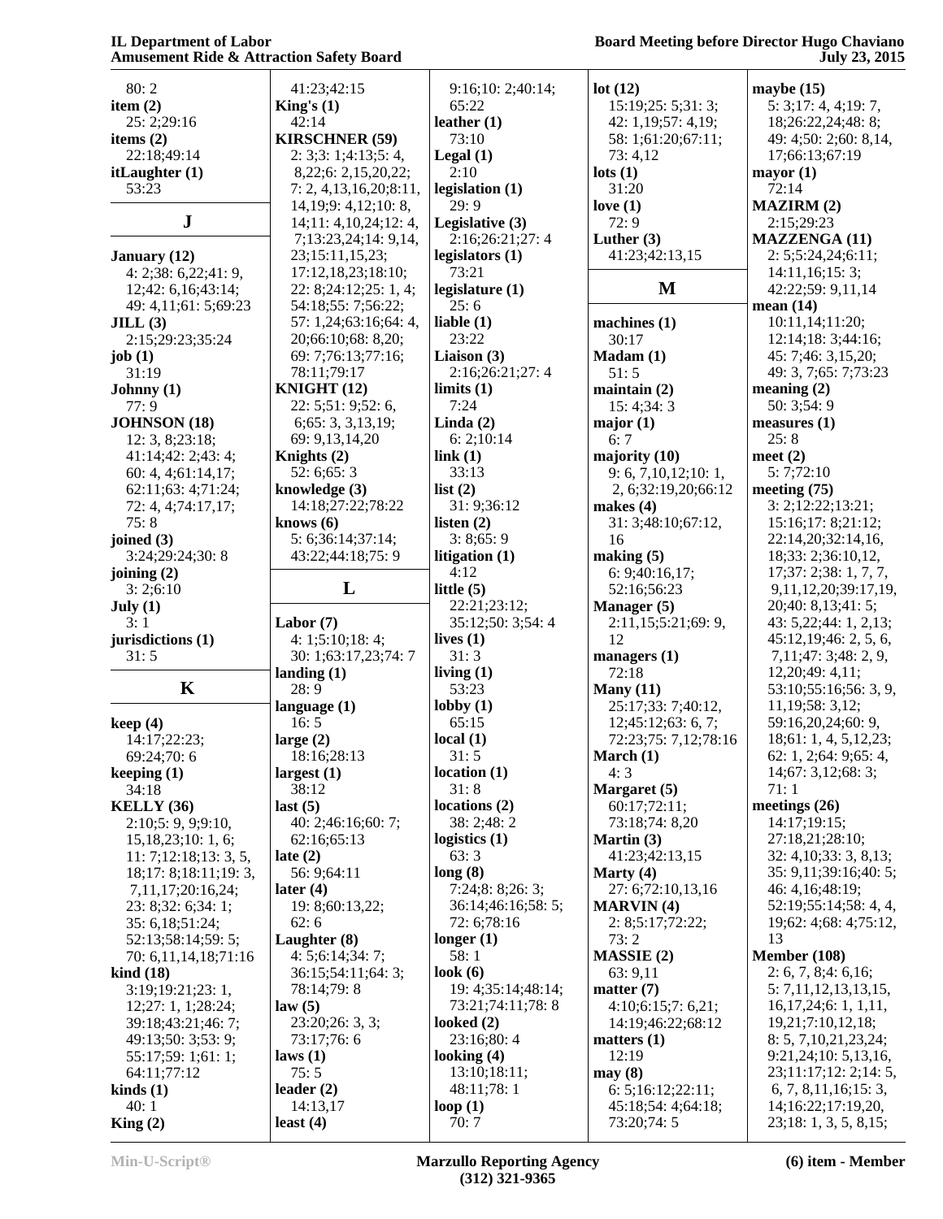80: 2
**item (2)**
25: 2;29:16
**items (2)**
22:18;49:14
**itLaughter (1)**
53:23

## J

**January (12)**
4: 2;38: 6,22;41: 9, 12;42: 6,16;43:14; 49: 4,11;61: 5;69:23
**JILL (3)**
2:15;29:23;35:24
**job (1)**
31:19
**Johnny (1)**
77: 9
**JOHNSON (18)**
12: 3, 8;23:18; 41:14;42: 2;43: 4; 60: 4, 4;61:14,17; 62:11;63: 4;71:24; 72: 4, 4;74:17,17; 75: 8
**joined (3)**
3:24;29:24;30: 8
**joining (2)**
3: 2;6:10
**July (1)**
3: 1
**jurisdictions (1)**
31: 5

## K

**keep (4)**
14:17;22:23; 69:24;70: 6
**keeping (1)**
34:18
**KELLY (36)**
2:10;5: 9, 9;9:10, 15,18,23;10: 1, 6; 11: 7;12:18;13: 3, 5, 18;17: 8;18:11;19: 3, 7,11,17;20:16,24; 23: 8;32: 6;34: 1; 35: 6,18;51:24; 52:13;58:14;59: 5; 70: 6,11,14,18;71:16
**kind (18)**
3:19;19:21;23: 1, 12;27: 1, 1;28:24; 39:18;43:21;46: 7; 49:13;50: 3;53: 9; 55:17;59: 1;61: 1; 64:11;77:12
**kinds (1)**
40: 1
**King (2)**
41:23;42:15
**King's (1)**
42:14
**KIRSCHNER (59)**
2: 3;3: 1;4:13;5: 4, 8,22;6: 2,15,20,22; 7: 2, 4,13,16,20;8:11, 14,19;9: 4,12;10: 8, 14;11: 4,10,24;12: 4, 7;13:23,24;14: 9,14, 23;15:11,15,23; 17:12,18,23;18:10; 22: 8;24:12;25: 1, 4; 54:18;55: 7;56:22; 57: 1,24;63:16;64: 4, 20;66:10;68: 8,20; 69: 7;76:13;77:16; 78:11;79:17
**KNIGHT (12)**
22: 5;51: 9;52: 6, 6;65: 3, 3,13,19; 69: 9,13,14,20
**Knights (2)**
52: 6;65: 3
**knowledge (3)**
14:18;27:22;78:22
**knows (6)**
5: 6;36:14;37:14; 43:22;44:18;75: 9

## L

**Labor (7)**
4: 1;5:10;18: 4; 30: 1;63:17,23;74: 7
**landing (1)**
28: 9
**language (1)**
16: 5
**large (2)**
18:16;28:13
**largest (1)**
38:12
**last (5)**
40: 2;46:16;60: 7; 62:16;65:13
**late (2)**
56: 9;64:11
**later (4)**
19: 8;60:13,22; 62: 6
**Laughter (8)**
4: 5;6:14;34: 7; 36:15;54:11;64: 3; 78:14;79: 8
**law (5)**
23:20;26: 3, 3; 73:17;76: 6
**laws (1)**
75: 5
**leader (2)**
14:13,17
**least (4)**
9:16;10: 2;40:14; 65:22
**leather (1)**
73:10
**Legal (1)**
2:10
**legislation (1)**
29: 9
**Legislative (3)**
2:16;26:21;27: 4
**legislators (1)**
73:21
**legislature (1)**
25: 6
**liable (1)**
23:22
**Liaison (3)**
2:16;26:21;27: 4
**limits (1)**
7:24
**Linda (2)**
6: 2;10:14
**link (1)**
33:13
**list (2)**
31: 9;36:12
**listen (2)**
3: 8;65: 9
**litigation (1)**
4:12
**little (5)**
22:21;23:12; 35:12;50: 3;54: 4
**lives (1)**
31: 3
**living (1)**
53:23
**lobby (1)**
65:15
**local (1)**
31: 5
**location (1)**
31: 8
**locations (2)**
38: 2;48: 2
**logistics (1)**
63: 3
**long (8)**
7:24;8: 8;26: 3; 36:14;46:16;58: 5; 72: 6;78:16
**longer (1)**
58: 1
**look (6)**
19: 4;35:14;48:14; 73:21;74:11;78: 8
**looked (2)**
23:16;80: 4
**looking (4)**
13:10;18:11; 48:11;78: 1
**loop (1)**
70: 7
**lot (12)**
15:19;25: 5;31: 3; 42: 1,19;57: 4,19; 58: 1;61:20;67:11; 73: 4,12
**lots (1)**
31:20
**love (1)**
72: 9
**Luther (3)**
41:23;42:13,15

## M

**machines (1)**
30:17
**Madam (1)**
51: 5
**maintain (2)**
15: 4;34: 3
**major (1)**
6: 7
**majority (10)**
9: 6, 7,10,12;10: 1, 2, 6;32:19,20;66:12
**makes (4)**
31: 3;48:10;67:12, 16
**making (5)**
6: 9;40:16,17; 52:16;56:23
**Manager (5)**
2:11,15;5:21;69: 9, 12
**managers (1)**
72:18
**Many (11)**
25:17;33: 7;40:12, 12;45:12;63: 6, 7; 72:23;75: 7,12;78:16
**March (1)**
4: 3
**Margaret (5)**
60:17;72:11; 73:18;74: 8,20
**Martin (3)**
41:23;42:13,15
**Marty (4)**
27: 6;72:10,13,16
**MARVIN (4)**
2: 8;5:17;72:22; 73: 2
**MASSIE (2)**
63: 9,11
**matter (7)**
4:10;6:15;7: 6,21; 14:19;46:22;68:12
**matters (1)**
12:19
**may (8)**
6: 5;16:12;22:11; 45:18;54: 4;64:18; 73:20;74: 5
**maybe (15)**
5: 3;17: 4, 4;19: 7, 18;26:22,24;48: 8; 49: 4;50: 2;60: 8,14, 17;66:13;67:19
**mayor (1)**
72:14
**MAZIRM (2)**
2:15;29:23
**MAZZENGA (11)**
2: 5;5:24,24;6:11; 14:11,16;15: 3; 42:22;59: 9,11,14
**mean (14)**
10:11,14;11:20; 12:14;18: 3;44:16; 45: 7;46: 3,15,20; 49: 3, 7;65: 7;73:23
**meaning (2)**
50: 3;54: 9
**measures (1)**
25: 8
**meet (2)**
5: 7;72:10
**meeting (75)**
3: 2;12:22;13:21; 15:16;17: 8;21:12; 22:14,20;32:14,16, 18;33: 2;36:10,12, 17;37: 2;38: 1, 7, 7, 9,11,12,20;39:17,19, 20;40: 8,13;41: 5; 43: 5,22;44: 1, 2,13; 45:12,19;46: 2, 5, 6, 7,11;47: 3;48: 2, 9, 12,20;49: 4,11; 53:10;55:16;56: 3, 9, 11,19;58: 3,12; 59:16,20,24;60: 9, 18;61: 1, 4, 5,12,23; 62: 1, 2;64: 9;65: 4, 14;67: 3,12;68: 3; 71: 1
**meetings (26)**
14:17;19:15; 27:18,21;28:10; 32: 4,10;33: 3, 8,13; 35: 9,11;39:16;40: 5; 46: 4,16;48:19; 52:19;55:14;58: 4, 4, 19;62: 4;68: 4;75:12, 13
**Member (108)**
2: 6, 7, 8;4: 6,16; 5: 7,11,12,13,13,15, 16,17,24;6: 1, 1,11, 19,21;7:10,12,18; 8: 5, 7,10,21,23,24; 9:21,24;10: 5,13,16, 23;11:17;12: 2;14: 5, 6, 7, 8,11,16;15: 3, 14;16:22;17:19,20, 23;18: 1, 3, 5, 8,15;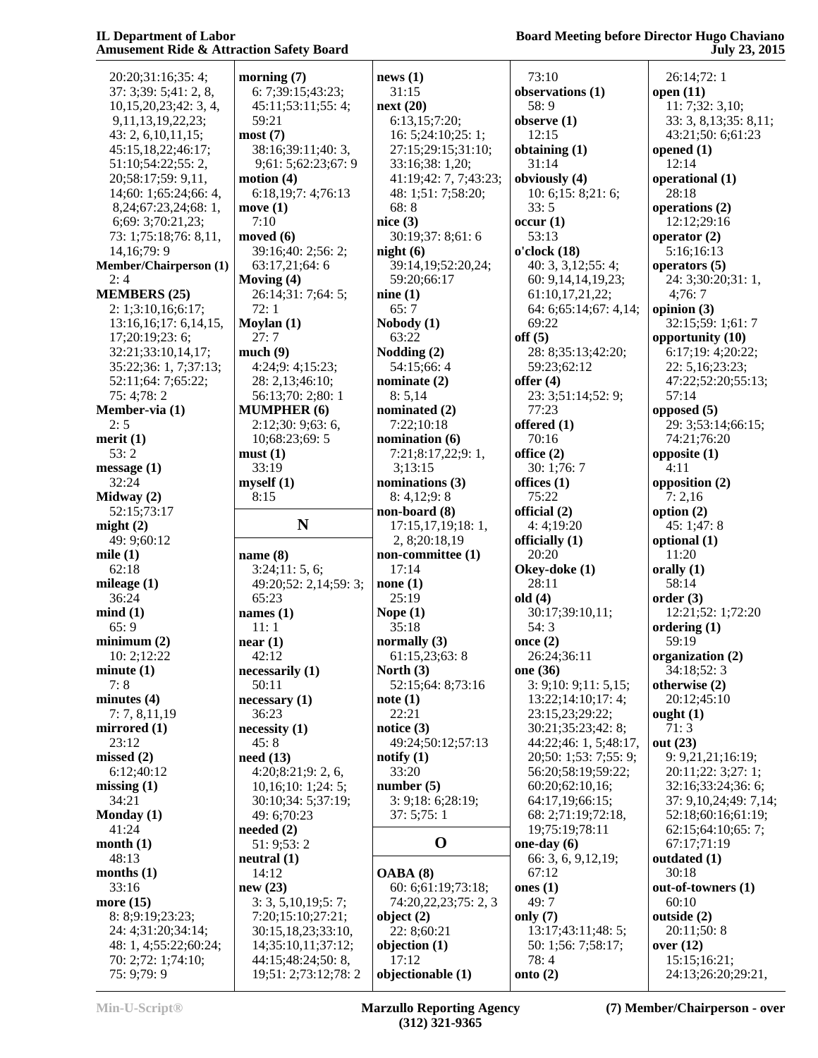20:20;31:16;35: 4;
37: 3;39: 5;41: 2, 8,
10,15,20,23;42: 3, 4,
9,11,13,19,22,23;
43: 2, 6,10,11,15;
45:15,18,22;46:17;
51:10;54:22;55: 2,
20;58:17;59: 9,11,
14;60: 1;65:24;66: 4,
8,24;67:23,24;68: 1,
6;69: 3;70:21,23;
73: 1;75:18;76: 8,11,
14,16;79: 9

**Member/Chairperson (1)**
2: 4

**MEMBERS (25)**
2: 1;3:10,16;6:17;
13:16,16;17: 6,14,15,
17;20:19;23: 6;
32:21;33:10,14,17;
35:22;36: 1, 7;37:13;
52:11;64: 7;65:22;
75: 4;78: 2

**Member-via (1)**
2: 5

**merit (1)**
53: 2

**message (1)**
32:24

**Midway (2)**
52:15;73:17

**might (2)**
49: 9;60:12

**mile (1)**
62:18

**mileage (1)**
36:24

**mind (1)**
65: 9

**minimum (2)**
10: 2;12:22

**minute (1)**
7: 8

**minutes (4)**
7: 7, 8,11,19

**mirrored (1)**
23:12

**missed (2)**
6:12;40:12

**missing (1)**
34:21

**Monday (1)**
41:24

**month (1)**
48:13

**months (1)**
33:16

**more (15)**
8: 8;9:19;23:23;
24: 4;31:20;34:14;
48: 1, 4;55:22;60:24;
70: 2;72: 1;74:10;
75: 9;79: 9

**morning (7)**
6: 7;39:15;43:23;
45:11;53:11;55: 4;
59:21

**most (7)**
38:16;39:11;40: 3,
9;61: 5;62:23;67: 9

**motion (4)**
6:18,19;7: 4;76:13

**move (1)**
7:10

**moved (6)**
39:16;40: 2;56: 2;
63:17,21;64: 6

**Moving (4)**
26:14;31: 7;64: 5;
72: 1

**Moylan (1)**
27: 7

**much (9)**
4:24;9: 4;15:23;
28: 2,13;46:10;
56:13;70: 2;80: 1

**MUMPHER (6)**
2:12;30: 9;63: 6,
10;68:23;69: 5

**must (1)**
33:19

**myself (1)**
8:15

## N

**name (8)**
3:24;11: 5, 6;
49:20;52: 2,14;59: 3;
65:23

**names (1)**
11: 1

**near (1)**
42:12

**necessarily (1)**
50:11

**necessary (1)**
36:23

**necessity (1)**
45: 8

**need (13)**
4:20;8:21;9: 2, 6,
10,16;10: 1;24: 5;
30:10;34: 5;37:19;
49: 6;70:23

**needed (2)**
51: 9;53: 2

**neutral (1)**
14:12

**new (23)**
3: 3, 5,10,19;5: 7;
7:20;15:10;27:21;
30:15,18,23;33:10,
14;35:10,11;37:12;
44:15;48:24;50: 8,
19;51: 2;73:12;78: 2

**news (1)**
31:15

**next (20)**
6:13,15;7:20;
16: 5;24:10;25: 1;
27:15;29:15;31:10;
33:16;38: 1,20;
41:19;42: 7, 7;43:23;
48: 1;51: 7;58:20;
68: 8

**nice (3)**
30:19;37: 8;61: 6

**night (6)**
39:14,19;52:20,24;
59:20;66:17

**nine (1)**
65: 7

**Nobody (1)**
63:22

**Nodding (2)**
54:15;66: 4

**nominate (2)**
8: 5,14

**nominated (2)**
7:22;10:18

**nomination (6)**
7:21;8:17,22;9: 1,
3;13:15

**nominations (3)**
8: 4,12;9: 8

**non-board (8)**
17:15,17,19;18: 1,
2, 8;20:18,19

**non-committee (1)**
17:14

**none (1)**
25:19

**Nope (1)**
35:18

**normally (3)**
61:15,23;63: 8

**North (3)**
52:15;64: 8;73:16

**note (1)**
22:21

**notice (3)**
49:24;50:12;57:13

**notify (1)**
33:20

**number (5)**
3: 9;18: 6;28:19;
37: 5;75: 1

## O

**OABA (8)**
60: 6;61:19;73:18;
74:20,22,23;75: 2, 3

**object (2)**
22: 8;60:21

**objection (1)**
17:12

**objectionable (1)**
73:10

**observations (1)**
58: 9

**observe (1)**
12:15

**obtaining (1)**
31:14

**obviously (4)**
10: 6;15: 8;21: 6;
33: 5

**occur (1)**
53:13

**o'clock (18)**
40: 3, 3,12;55: 4;
60: 9,14,14,19,23;
61:10,17,21,22;
64: 6;65:14;67: 4,14;
69:22

**off (5)**
28: 8;35:13;42:20;
59:23;62:12

**offer (4)**
23: 3;51:14;52: 9;
77:23

**offered (1)**
70:16

**office (2)**
30: 1;76: 7

**offices (1)**
75:22

**official (2)**
4: 4;19:20

**officially (1)**
20:20

**Okey-doke (1)**
28:11

**old (4)**
30:17;39:10,11;
54: 3

**once (2)**
26:24;36:11

**one (36)**
3: 9;10: 9;11: 5,15;
13:22;14:10;17: 4;
23:15,23;29:22;
30:21;35:23;42: 8;
44:22;46: 1, 5;48:17,
20;50: 1;53: 7;55: 9;
56:20;58:19;59:22;
60:20;62:10,16;
64:17,19;66:15;
68: 2;71:19;72:18,
19;75:19;78:11

**one-day (6)**
66: 3, 6, 9,12,19;
67:12

**ones (1)**
49: 7

**only (7)**
13:17;43:11;48: 5;
50: 1;56: 7;58:17;
78: 4

**onto (2)**
26:14;72: 1

**open (11)**
11: 7;32: 3,10;
33: 3, 8,13;35: 8,11;
43:21;50: 6;61:23

**opened (1)**
12:14

**operational (1)**
28:18

**operations (2)**
12:12;29:16

**operator (2)**
5:16;16:13

**operators (5)**
24: 3;30:20;31: 1,
4;76: 7

**opinion (3)**
32:15;59: 1;61: 7

**opportunity (10)**
6:17;19: 4;20:22;
22: 5,16;23:23;
47:22;52:20;55:13;
57:14

**opposed (5)**
29: 3;53:14;66:15;
74:21;76:20

**opposite (1)**
4:11

**opposition (2)**
7: 2,16

**option (2)**
45: 1;47: 8

**optional (1)**
11:20

**orally (1)**
58:14

**order (3)**
12:21;52: 1;72:20

**ordering (1)**
59:19

**organization (2)**
34:18;52: 3

**otherwise (2)**
20:12;45:10

**ought (1)**
71: 3

**out (23)**
9: 9,21,21;16:19;
20:11;22: 3;27: 1;
32:16;33:24;36: 6;
37: 9,10,24;49: 7,14;
52:18;60:16;61:19;
62:15;64:10;65: 7;
67:17;71:19

**outdated (1)**
30:18

**out-of-towners (1)**
60:10

**outside (2)**
20:11;50: 8

**over (12)**
15:15;16:21;
24:13;26:20;29:21,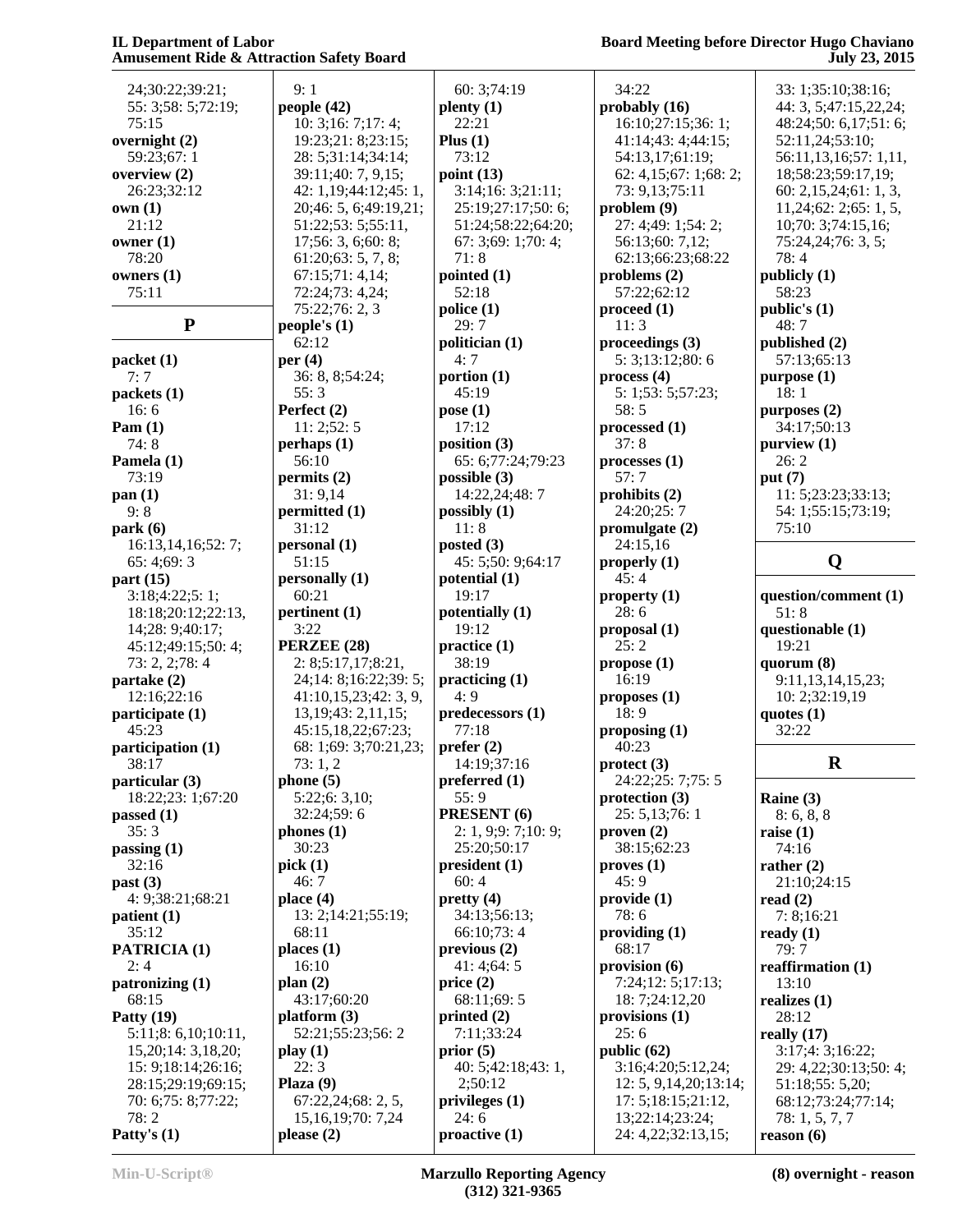24;30:22;39:21;
55: 3;58: 5;72:19;
75:15

**overnight (2)**
59:23;67: 1

**overview (2)**
26:23;32:12

**own (1)**
21:12

**owner (1)**
78:20

**owners (1)**
75:11

## P

**packet (1)**
7: 7

**packets (1)**
16: 6

**Pam (1)**
74: 8

**Pamela (1)**
73:19

**pan (1)**
9: 8

**park (6)**
16:13,14,16;52: 7;
65: 4;69: 3

**part (15)**
3:18;4:22;5: 1;
18:18;20:12;22:13,
14;28: 9;40:17;
45:12;49:15;50: 4;
73: 2, 2;78: 4

**partake (2)**
12:16;22:16

**participate (1)**
45:23

**participation (1)**
38:17

**particular (3)**
18:22;23: 1;67:20

**passed (1)**
35: 3

**passing (1)**
32:16

**past (3)**
4: 9;38:21;68:21

**patient (1)**
35:12

**PATRICIA (1)**
2: 4

**patronizing (1)**
68:15

**Patty (19)**
5:11;8: 6,10;10:11,
15,20;14: 3,18,20;
15: 9;18:14;26:16;
28:15;29:19;69:15;
70: 6;75: 8;77:22;
78: 2

**Patty's (1)**
9: 1

**people (42)**
10: 3;16: 7;17: 4;
19:23;21: 8;23:15;
28: 5;31:14;34:14;
39:11;40: 7, 9,15;
42: 1,19;44:12;45: 1,
20;46: 5, 6;49:19,21;
51:22;53: 5;55:11,
17;56: 3, 6;60: 8;
61:20;63: 5, 7, 8;
67:15;71: 4,14;
72:24;73: 4,24;
75:22;76: 2, 3

**people's (1)**
62:12

**per (4)**
36: 8, 8;54:24;
55: 3

**Perfect (2)**
11: 2;52: 5

**perhaps (1)**
56:10

**permits (2)**
31: 9,14

**permitted (1)**
31:12

**personal (1)**
51:15

**personally (1)**
60:21

**pertinent (1)**
3:22

**PERZEE (28)**
2: 8;5:17,17;8:21,
24;14: 8;16:22;39: 5;
41:10,15,23;42: 3, 9,
13,19;43: 2,11,15;
45:15,18,22;67:23;
68: 1;69: 3;70:21,23;
73: 1, 2

**phone (5)**
5:22;6: 3,10;
32:24;59: 6

**phones (1)**
30:23

**pick (1)**
46: 7

**place (4)**
13: 2;14:21;55:19;
68:11

**places (1)**
16:10

**plan (2)**
43:17;60:20

**platform (3)**
52:21;55:23;56: 2

**play (1)**
22: 3

**Plaza (9)**
67:22,24;68: 2, 5,
15,16,19;70: 7,24

**please (2)**
60: 3;74:19

**plenty (1)**
22:21

**Plus (1)**
73:12

**point (13)**
3:14;16: 3;21:11;
25:19;27:17;50: 6;
51:24;58:22;64:20;
67: 3;69: 1;70: 4;
71: 8

**pointed (1)**
52:18

**police (1)**
29: 7

**politician (1)**
4: 7

**portion (1)**
45:19

**pose (1)**
17:12

**position (3)**
65: 6;77:24;79:23

**possible (3)**
14:22,24;48: 7

**possibly (1)**
11: 8

**posted (3)**
45: 5;50: 9;64:17

**potential (1)**
19:17

**potentially (1)**
19:12

**practice (1)**
38:19

**practicing (1)**
4: 9

**predecessors (1)**
77:18

**prefer (2)**
14:19;37:16

**preferred (1)**
55: 9

**PRESENT (6)**
2: 1,9;9: 7;10: 9;
25:20;50:17

**president (1)**
60: 4

**pretty (4)**
34:13;56:13;
66:10;73: 4

**previous (2)**
41: 4;64: 5

**price (2)**
68:11;69: 5

**printed (2)**
7:11;33:24

**prior (5)**
40: 5;42:18;43: 1,
2;50:12

**privileges (1)**
24: 6

**proactive (1)**
34:22

**probably (16)**
16:10;27:15;36: 1;
41:14;43: 4;44:15;
54:13,17;61:19;
62: 4,15;67: 1;68: 2;
73: 9,13;75:11

**problem (9)**
27: 4;49: 1;54: 2;
56:13;60: 7,12;
62:13;66:23;68:22

**problems (2)**
57:22;62:12

**proceed (1)**
11: 3

**proceedings (3)**
5: 3;13:12;80: 6

**process (4)**
5: 1;53: 5;57:23;
58: 5

**processed (1)**
37: 8

**processes (1)**
57: 7

**prohibits (2)**
24:20;25: 7

**promulgate (2)**
24:15,16

**properly (1)**
45: 4

**property (1)**
28: 6

**proposal (1)**
25: 2

**propose (1)**
16:19

**proposes (1)**
18: 9

**proposing (1)**
40:23

**protect (3)**
24:22;25: 7;75: 5

**protection (3)**
25: 5,13;76: 1

**proven (2)**
38:15;62:23

**proves (1)**
45: 9

**provide (1)**
78: 6

**providing (1)**
68:17

**provision (6)**
7:24;12: 5;17:13;
18: 7;24:12,20

**provisions (1)**
25: 6

**public (62)**
3:16;4:20;5:12,24;
12: 5, 9,14,20;13:14;
17: 5;18:15;21:12,
13;22:14;23:24;
24: 4,22;32:13,15;
33: 1;35:10;38:16;
44: 3, 5;47:15,22,24;
48:24;50: 6,17;51: 6;
52:11,24;53:10;
56:11,13,16;57: 1,11,
18;58:23;59:17,19;
60: 2,15,24;61: 1, 3,
11,24;62: 2;65: 1, 5,
10;70: 3;74:15,16;
75:24,24;76: 3, 5;
78: 4

**publicly (1)**
58:23

**public's (1)**
48: 7

**published (2)**
57:13;65:13

**purpose (1)**
18: 1

**purposes (2)**
34:17;50:13

**purview (1)**
26: 2

**put (7)**
11: 5;23:23;33:13;
54: 1;55:15;73:19;
75:10

## Q

**question/comment (1)**
51: 8

**questionable (1)**
19:21

**quorum (8)**
9:11,13,14,15,23;
10: 2;32:19,19

**quotes (1)**
32:22

## R

**Raine (3)**
8: 6, 8, 8

**raise (1)**
74:16

**rather (2)**
21:10;24:15

**read (2)**
7: 8;16:21

**ready (1)**
79: 7

**reaffirmation (1)**
13:10

**realizes (1)**
28:12

**really (17)**
3:17;4: 3;16:22;
29: 4,22;30:13;50: 4;
51:18;55: 5,20;
68:12;73:24;77:14;
78: 1, 5, 7, 7

**reason (6)**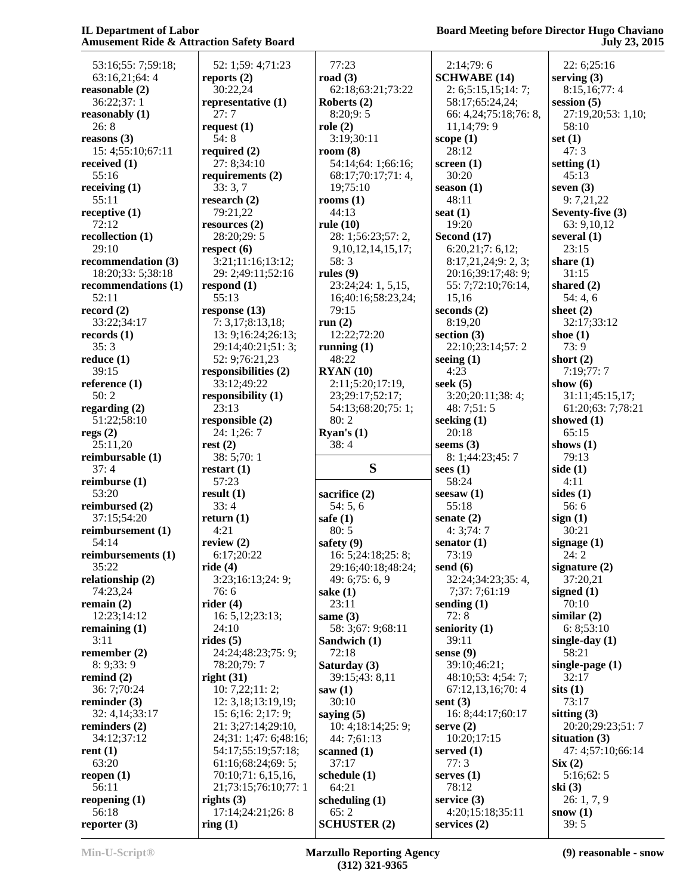53:16;55: 7;59:18;
63:16,21;64: 4
**reasonable (2)**
36:22;37: 1
**reasonably (1)**
26: 8
**reasons (3)**
15: 4;55:10;67:11
**received (1)**
55:16
**receiving (1)**
55:11
**receptive (1)**
72:12
**recollection (1)**
29:10
**recommendation (3)**
18:20;33: 5;38:18
**recommendations (1)**
52:11
**record (2)**
33:22;34:17
**records (1)**
35: 3
**reduce (1)**
39:15
**reference (1)**
50: 2
**regarding (2)**
51:22;58:10
**regs (2)**
25:11,20
**reimbursable (1)**
37: 4
**reimburse (1)**
53:20
**reimbursed (2)**
37:15;54:20
**reimbursement (1)**
54:14
**reimbursements (1)**
35:22
**relationship (2)**
74:23,24
**remain (2)**
12:23;14:12
**remaining (1)**
3:11
**remember (2)**
8: 9;33: 9
**remind (2)**
36: 7;70:24
**reminder (3)**
32: 4,14;33:17
**reminders (2)**
34:12;37:12
**rent (1)**
63:20
**reopen (1)**
56:11
**reopening (1)**
56:18
**reporter (3)**
52: 1;59: 4;71:23
**reports (2)**
30:22,24
**representative (1)**
27: 7
**request (1)**
54: 8
**required (2)**
27: 8;34:10
**requirements (2)**
33: 3, 7
**research (2)**
79:21,22
**resources (2)**
28:20;29: 5
**respect (6)**
3:21;11:16;13:12;
29: 2;49:11;52:16
**respond (1)**
55:13
**response (13)**
7: 3,17;8:13,18;
13: 9;16:24;26:13;
29:14;40:21;51: 3;
52: 9;76:21,23
**responsibilities (2)**
33:12;49:22
**responsibility (1)**
23:13
**responsible (2)**
24: 1;26: 7
**rest (2)**
38: 5;70: 1
**restart (1)**
57:23
**result (1)**
33: 4
**return (1)**
4:21
**review (2)**
6:17;20:22
**ride (4)**
3:23;16:13;24: 9;
76: 6
**rider (4)**
16: 5,12;23:13;
24:10
**rides (5)**
24:24;48:23;75: 9;
78:20;79: 7
**right (31)**
10: 7,22;11: 2;
12: 3,18;13:19,19;
15: 6;16: 2;17: 9;
21: 3;27:14;29:10,
24;31: 1;47: 6;48:16;
54:17;55:19;57:18;
61:16;68:24;69: 5;
70:10;71: 6,15,16,
21;73:15;76:10;77: 1
**rights (3)**
17:14;24:21;26: 8
**ring (1)**
77:23
**road (3)**
62:18;63:21;73:22
**Roberts (2)**
8:20;9: 5
**role (2)**
3:19;30:11
**room (8)**
54:14;64: 1;66:16;
68:17;70:17;71: 4,
19;75:10
**rooms (1)**
44:13
**rule (10)**
28: 1;56:23;57: 2,
9,10,12,14,15,17;
58: 3
**rules (9)**
23:24;24: 1, 5,15,
16;40:16;58:23,24;
79:15
**run (2)**
12:22;72:20
**running (1)**
48:22
**RYAN (10)**
2:11;5:20;17:19,
23;29:17;52:17;
54:13;68:20;75: 1;
80: 2
**Ryan's (1)**
38: 4

## S

**sacrifice (2)**
54: 5, 6
**safe (1)**
80: 5
**safety (9)**
16: 5;24:18;25: 8;
29:16;40:18;48:24;
49: 6;75: 6, 9
**sake (1)**
23:11
**same (3)**
58: 3;67: 9;68:11
**Sandwich (1)**
72:18
**Saturday (3)**
39:15;43: 8,11
**saw (1)**
30:10
**saying (5)**
10: 4;18:14;25: 9;
44: 7;61:13
**scanned (1)**
37:17
**schedule (1)**
64:21
**scheduling (1)**
65: 2
**SCHUSTER (2)**
2:14;79: 6
**SCHWABE (14)**
2: 6;5:15,15;14: 7;
58:17;65:24,24;
66: 4,24;75:18;76: 8,
11,14;79: 9
**scope (1)**
28:12
**screen (1)**
30:20
**season (1)**
48:11
**seat (1)**
19:20
**Second (17)**
6:20,21;7: 6,12;
8:17,21,24;9: 2, 3;
20:16;39:17;48: 9;
55: 7;72:10;76:14,
15,16
**seconds (2)**
8:19,20
**section (3)**
22:10;23:14;57: 2
**seeing (1)**
4:23
**seek (5)**
3:20;20:11;38: 4;
48: 7;51: 5
**seeking (1)**
20:18
**seems (3)**
8: 1;44:23;45: 7
**sees (1)**
58:24
**seesaw (1)**
55:18
**senate (2)**
4: 3;74: 7
**senator (1)**
73:19
**send (6)**
32:24;34:23;35: 4,
7;37: 7;61:19
**sending (1)**
72: 8
**seniority (1)**
39:11
**sense (9)**
39:10;46:21;
48:10;53: 4;54: 7;
67:12,13,16;70: 4
**sent (3)**
16: 8;44:17;60:17
**serve (2)**
10:20;17:15
**served (1)**
77: 3
**serves (1)**
78:12
**service (3)**
4:20;15:18;35:11
**services (2)**
22: 6;25:16
**serving (3)**
8:15,16;77: 4
**session (5)**
27:19,20;53: 1,10;
58:10
**set (1)**
47: 3
**setting (1)**
45:13
**seven (3)**
9: 7,21,22
**Seventy-five (3)**
63: 9,10,12
**several (1)**
23:15
**share (1)**
31:15
**shared (2)**
54: 4, 6
**sheet (2)**
32:17;33:12
**shoe (1)**
73: 9
**short (2)**
7:19;77: 7
**show (6)**
31:11;45:15,17;
61:20;63: 7;78:21
**showed (1)**
65:15
**shows (1)**
79:13
**side (1)**
4:11
**sides (1)**
56: 6
**sign (1)**
30:21
**signage (1)**
24: 2
**signature (2)**
37:20,21
**signed (1)**
70:10
**similar (2)**
6: 8;53:10
**single-day (1)**
58:21
**single-page (1)**
32:17
**sits (1)**
73:17
**sitting (3)**
20:20;29:23;51: 7
**situation (3)**
47: 4;57:10;66:14
**Six (2)**
5:16;62: 5
**ski (3)**
26: 1, 7, 9
**snow (1)**
39: 5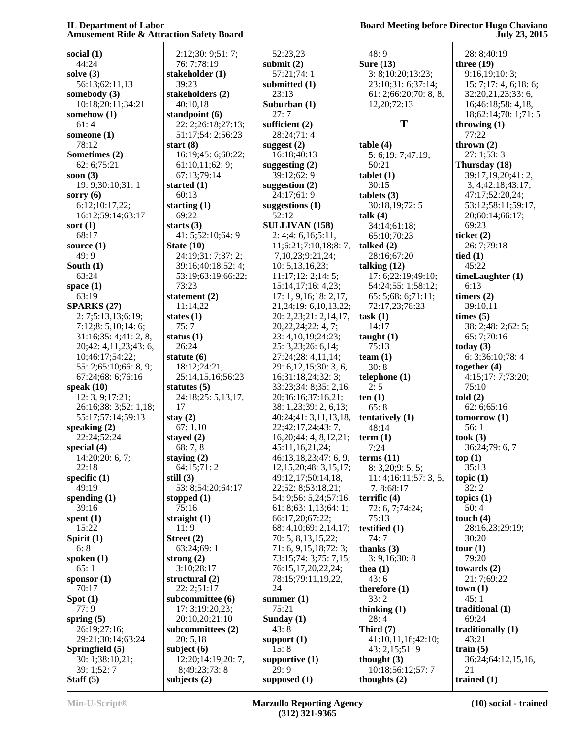**social (1)**
44:24
**solve (3)**
56:13;62:11,13
**somebody (3)**
10:18;20:11;34:21
**somehow (1)**
61: 4
**someone (1)**
78:12
**Sometimes (2)**
62: 6;75:21
**soon (3)**
19: 9;30:10;31: 1
**sorry (6)**
6:12;10:17,22;
16:12;59:14;63:17
**sort (1)**
68:17
**source (1)**
49: 9
**South (1)**
63:24
**space (1)**
63:19
**SPARKS (27)**
2: 7;5:13,13;6:19;
7:12;8: 5,10;14: 6;
31:16;35: 4;41: 2, 8,
20;42: 4,11,23;43: 6,
10;46:17;54:22;
55: 2;65:10;66: 8, 9;
67:24;68: 6;76:16
**speak (10)**
12: 3, 9;17:21;
26:16;38: 3;52: 1,18;
55:17;57:14;59:13
**speaking (2)**
22:24;52:24
**special (4)**
14:20;20: 6, 7;
22:18
**specific (1)**
49:19
**spending (1)**
39:16
**spent (1)**
15:22
**Spirit (1)**
6: 8
**spoken (1)**
65: 1
**sponsor (1)**
70:17
**Spot (1)**
77: 9
**spring (5)**
26:19;27:16;
29:21;30:14;63:24
**Springfield (5)**
30: 1;38:10,21;
39: 1;52: 7
**Staff (5)**
2:12;30: 9;51: 7;
76: 7;78:19
**stakeholder (1)**
39:23
**stakeholders (2)**
40:10,18
**standpoint (6)**
22: 2;26:18;27:13;
51:17;54: 2;56:23
**start (8)**
16:19;45: 6;60:22;
61:10,11;62: 9;
67:13;79:14
**started (1)**
60:13
**starting (1)**
69:22
**starts (3)**
41: 5;52:10;64: 9
**State (10)**
24:19;31: 7;37: 2;
39:16;40:18;52: 4;
53:19;63:19;66:22;
73:23
**statement (2)**
11:14,22
**states (1)**
75: 7
**status (1)**
26:24
**statute (6)**
18:12;24:21;
25:14,15,16;56:23
**statutes (5)**
24:18;25: 5,13,17,
17
**stay (2)**
67: 1,10
**stayed (2)**
68: 7, 8
**staying (2)**
64:15;71: 2
**still (3)**
53: 8;54:20;64:17
**stopped (1)**
75:16
**straight (1)**
11: 9
**Street (2)**
63:24;69: 1
**strong (2)**
3:10;28:17
**structural (2)**
22: 2;51:17
**subcommittee (6)**
17: 3;19:20,23;
20:10,20;21:10
**subcommittees (2)**
20: 5,18
**subject (6)**
12:20;14:19;20: 7,
8;49:23;73: 8
**subjects (2)**
52:23,23
**submit (2)**
57:21;74: 1
**submitted (1)**
23:13
**Suburban (1)**
27: 7
**sufficient (2)**
28:24;71: 4
**suggest (2)**
16:18;40:13
**suggesting (2)**
39:12;62: 9
**suggestion (2)**
24:17;61: 9
**suggestions (1)**
52:12
**SULLIVAN (158)**
2: 4;4: 6,16;5:11,
11;6:21;7:10,18;8: 7,
7,10,23;9:21,24;
10: 5,13,16,23;
11:17;12: 2;14: 5;
15:14,17;16: 4,23;
17: 1, 9,16;18: 2,17,
21,24;19: 6,10,13,22;
20: 2,23;21: 2,14,17,
20,22,24;22: 4, 7;
23: 4,10,19;24:23;
25: 3,23;26: 6,14;
27:24;28: 4,11,14;
29: 6,12,15;30: 3, 6,
16;31:18,24;32: 3;
33:23;34: 8;35: 2,16,
20;36:16;37:16,21;
38: 1,23;39: 2, 6,13;
40:24;41: 3,11,13,18,
22;42:17,24;43: 7,
16,20;44: 4, 8,12,21;
45:11,16,21,24;
46:13,18,23;47: 6, 9,
12,15,20;48: 3,15,17;
49:12,17;50:14,18,
22;52: 8;53:18,21;
54: 9;56: 5,24;57:16;
61: 8;63: 1,13;64: 1;
66:17,20;67:22;
68: 4,10;69: 2,14,17;
70: 5, 8,13,15,22;
71: 6, 9,15,18;72: 3;
73:15;74: 3;75: 7,15;
76:15,17,20,22,24;
78:15;79:11,19,22,
24
**summer (1)**
75:21
**Sunday (1)**
43: 8
**support (1)**
15: 8
**supportive (1)**
29: 9
**supposed (1)**
48: 9
**Sure (13)**
3: 8;10:20;13:23;
23:10;31: 6;37:14;
61: 2;66:20;70: 8, 8,
12,20;72:13

## T

**table (4)**
5: 6;19: 7;47:19;
50:21
**tablet (1)**
30:15
**tablets (3)**
30:18,19;72: 5
**talk (4)**
34:14;61:18;
65:10;70:23
**talked (2)**
28:16;67:20
**talking (12)**
17: 6;22:19;49:10;
54:24;55: 1;58:12;
65: 5;68: 6;71:11;
72:17,23;78:23
**task (1)**
14:17
**taught (1)**
75:13
**team (1)**
30: 8
**telephone (1)**
2: 5
**ten (1)**
65: 8
**tentatively (1)**
48:14
**term (1)**
7:24
**terms (11)**
8: 3,20;9: 5, 5;
11: 4;16:11;57: 3, 5,
7, 8;68:17
**terrific (4)**
72: 6, 7;74:24;
75:13
**testified (1)**
74: 7
**thanks (3)**
3: 9,16;30: 8
**thea (1)**
43: 6
**therefore (1)**
33: 2
**thinking (1)**
28: 4
**Third (7)**
41:10,11,16;42:10;
43: 2,15;51: 9
**thought (3)**
10:18;56:12;57: 7
**thoughts (2)**
28: 8;40:19
**three (19)**
9:16,19;10: 3;
15: 7;17: 4, 6;18: 6;
32:20,21,23;33: 6,
16;46:18;58: 4,18,
18;62:14;70: 1;71: 5
**throwing (1)**
77:22
**thrown (2)**
27: 1;53: 3
**Thursday (18)**
39:17,19,20;41: 2,
3, 4;42:18;43:17;
47:17;52:20,24;
53:12;58:11;59:17,
20;60:14;66:17;
69:23
**ticket (2)**
26: 7;79:18
**tied (1)**
45:22
**timeLaughter (1)**
6:13
**timers (2)**
39:10,11
**times (5)**
38: 2;48: 2;62: 5;
65: 7;70:16
**today (3)**
6: 3;36:10;78: 4
**together (4)**
4:15;17: 7;73:20;
75:10
**told (2)**
62: 6;65:16
**tomorrow (1)**
56: 1
**took (3)**
36:24;79: 6, 7
**top (1)**
35:13
**topic (1)**
32: 2
**topics (1)**
50: 4
**touch (4)**
28:16,23;29:19;
30:20
**tour (1)**
79:20
**towards (2)**
21: 7;69:22
**town (1)**
45: 1
**traditional (1)**
69:24
**traditionally (1)**
43:21
**train (5)**
36:24;64:12,15,16,
21
**trained (1)**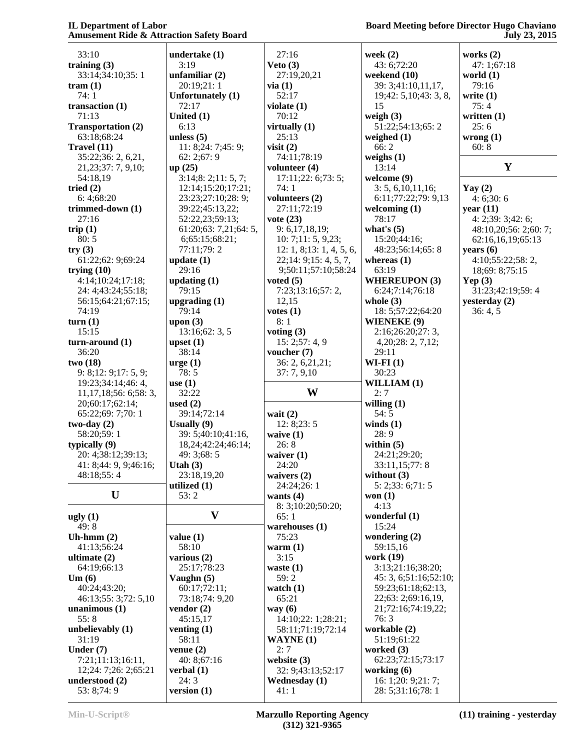33:10
**training (3)**
33:14;34:10;35: 1
**tram (1)**
74: 1
**transaction (1)**
71:13
**Transportation (2)**
63:18;68:24
**Travel (11)**
35:22;36: 2, 6,21, 21,23;37: 7, 9,10; 54:18,19
**tried (2)**
6: 4;68:20
**trimmed-down (1)**
27:16
**trip (1)**
80: 5
**try (3)**
61:22;62: 9;69:24
**trying (10)**
4:14;10:24;17:18; 24: 4;43:24;55:18; 56:15;64:21;67:15; 74:19
**turn (1)**
15:15
**turn-around (1)**
36:20
**two (18)**
9: 8;12: 9;17: 5, 9; 19:23;34:14;46: 4, 11,17,18;56: 6;58: 3, 20;60:17;62:14; 65:22;69: 7;70: 1
**two-day (2)**
58:20;59: 1
**typically (9)**
20: 4;38:12;39:13; 41: 8;44: 9, 9;46:16; 48:18;55: 4

## U

**ugly (1)**
49: 8
**Uh-hmm (2)**
41:13;56:24
**ultimate (2)**
64:19;66:13
**Um (6)**
40:24;43:20; 46:13;55: 3;72: 5,10
**unanimous (1)**
55: 8
**unbelievably (1)**
31:19
**Under (7)**
7:21;11:13;16:11, 12;24: 7;26: 2;65:21
**understood (2)**
53: 8;74: 9
**undertake (1)**
3:19
**unfamiliar (2)**
20:19;21: 1
**Unfortunately (1)**
72:17
**United (1)**
6:13
**unless (5)**
11: 8;24: 7;45: 9; 62: 2;67: 9
**up (25)**
3:14;8: 2;11: 5, 7; 12:14;15:20;17:21; 23:23;27:10;28: 9; 39:22;45:13,22; 52:22,23;59:13; 61:20;63: 7,21;64: 5, 6;65:15;68:21; 77:11;79: 2
**update (1)**
29:16
**updating (1)**
79:15
**upgrading (1)**
79:14
**upon (3)**
13:16;62: 3, 5
**upset (1)**
38:14
**urge (1)**
78: 5
**use (1)**
32:22
**used (2)**
39:14;72:14
**Usually (9)**
39: 5;40:10;41:16, 18,24;42:24;46:14; 49: 3;68: 5
**Utah (3)**
23:18,19,20
**utilized (1)**
53: 2

## V

**value (1)**
58:10
**various (2)**
25:17;78:23
**Vaughn (5)**
60:17;72:11; 73:18;74: 9,20
**vendor (2)**
45:15,17
**venting (1)**
58:11
**venue (2)**
40: 8;67:16
**verbal (1)**
24: 3
**version (1)**
27:16
**Veto (3)**
27:19,20,21
**via (1)**
52:17
**violate (1)**
70:12
**virtually (1)**
25:13
**visit (2)**
74:11;78:19
**volunteer (4)**
17:11;22: 6;73: 5; 74: 1
**volunteers (2)**
27:11;72:19
**vote (23)**
9: 6,17,18,19; 10: 7;11: 5, 9,23; 12: 1, 8;13: 1, 4, 5, 6, 22;14: 9;15: 4, 5, 7, 9;50:11;57:10;58:24
**voted (5)**
7:23;13:16;57: 2, 12,15
**votes (1)**
8: 1
**voting (3)**
15: 2;57: 4, 9
**voucher (7)**
36: 2, 6,21,21; 37: 7, 9,10

## W

**wait (2)**
12: 8;23: 5
**waive (1)**
26: 8
**waiver (1)**
24:20
**waivers (2)**
24:24;26: 1
**wants (4)**
8: 3;10:20;50:20; 65: 1
**warehouses (1)**
75:23
**warm (1)**
3:15
**waste (1)**
59: 2
**watch (1)**
65:21
**way (6)**
14:10;22: 1;28:21; 58:11;71:19;72:14
**WAYNE (1)**
2: 7
**website (3)**
32: 9;43:13;52:17
**Wednesday (1)**
41: 1
**week (2)**
43: 6;72:20
**weekend (10)**
39: 3;41:10,11,17, 19;42: 5,10;43: 3, 8, 15
**weigh (3)**
51:22;54:13;65: 2
**weighed (1)**
66: 2
**weighs (1)**
13:14
**welcome (9)**
3: 5, 6,10,11,16; 6:11;77:22;79: 9,13
**welcoming (1)**
78:17
**what's (5)**
15:20;44:16; 48:23;56:14;65: 8
**whereas (1)**
63:19
**WHEREUPON (3)**
6:24;7:14;76:18
**whole (3)**
18: 5;57:22;64:20
**WIENEKE (9)**
2:16;26:20;27: 3, 4,20;28: 2, 7,12; 29:11
**WI-FI (1)**
30:23
**WILLIAM (1)**
2: 7
**willing (1)**
54: 5
**winds (1)**
28: 9
**within (5)**
24:21;29:20; 33:11,15;77: 8
**without (3)**
5: 2;33: 6;71: 5
**won (1)**
4:13
**wonderful (1)**
15:24
**wondering (2)**
59:15,16
**work (19)**
3:13;21:16;38:20; 45: 3, 6;51:16;52:10; 59:23;61:18;62:13, 22;63: 2;69:16,19, 21;72:16;74:19,22; 76: 3
**workable (2)**
51:19;61:22
**worked (3)**
62:23;72:15;73:17
**working (6)**
16: 1;20: 9;21: 7; 28: 5;31:16;78: 1
**works (2)**
47: 1;67:18
**world (1)**
79:16
**write (1)**
75: 4
**written (1)**
25: 6
**wrong (1)**
60: 8

## Y

**Yay (2)**
4: 6;30: 6
**year (11)**
4: 2;39: 3;42: 6; 48:10,20;56: 2;60: 7; 62:16,16,19;65:13
**years (6)**
4:10;55:22;58: 2, 18;69: 8;75:15
**Yep (3)**
31:23;42:19;59: 4
**yesterday (2)**
36: 4, 5